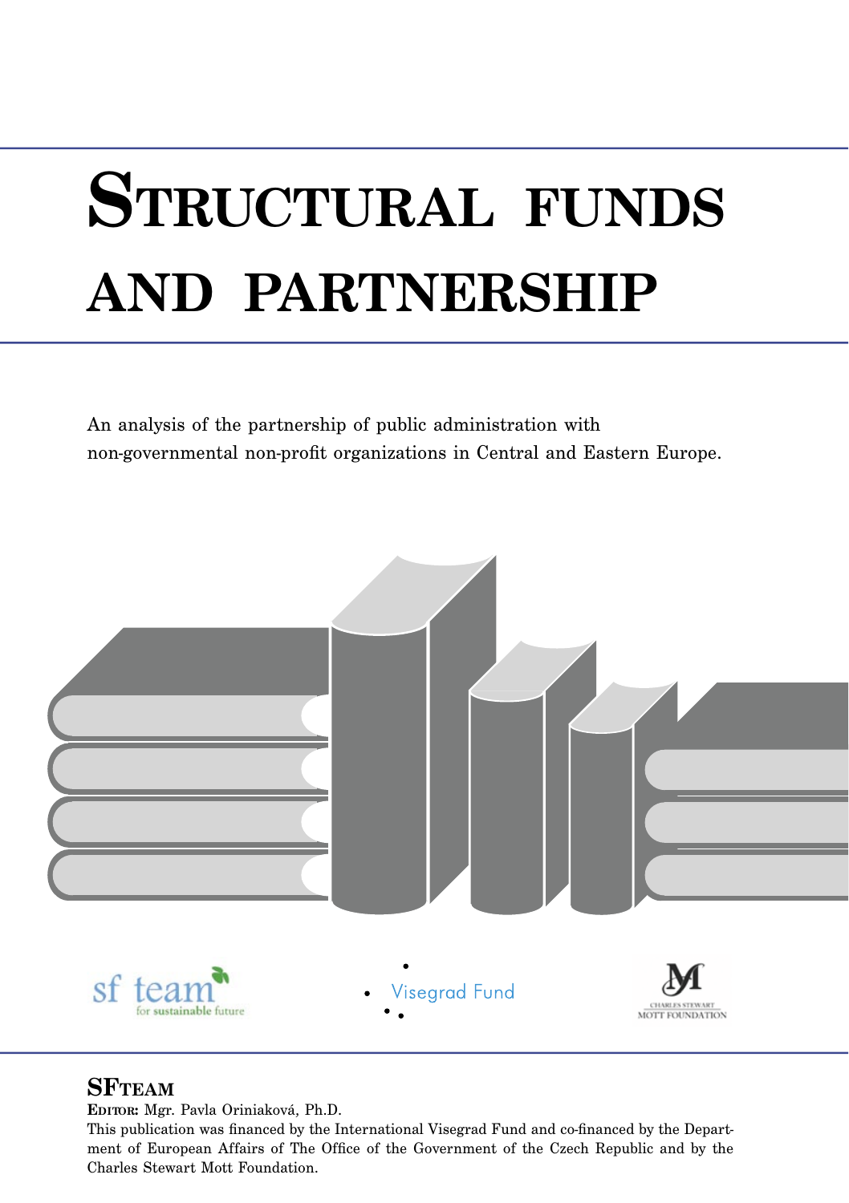# STRUCTURAL FUNDS AND PARTNERSHIP

An analysis of the partnership of public administration with non-governmental non-profit organizations in Central and Eastern Europe.

sf team
for sustainable future

Visegrad Fund

CHARLES STEWART MOTT FOUNDATION

**SFTEAM**

**EDITOR:** Mgr. Pavla Oriniaková, Ph.D.

This publication was financed by the International Visegrad Fund and co-financed by the Department of European Affairs of The Office of the Government of the Czech Republic and by the Charles Stewart Mott Foundation.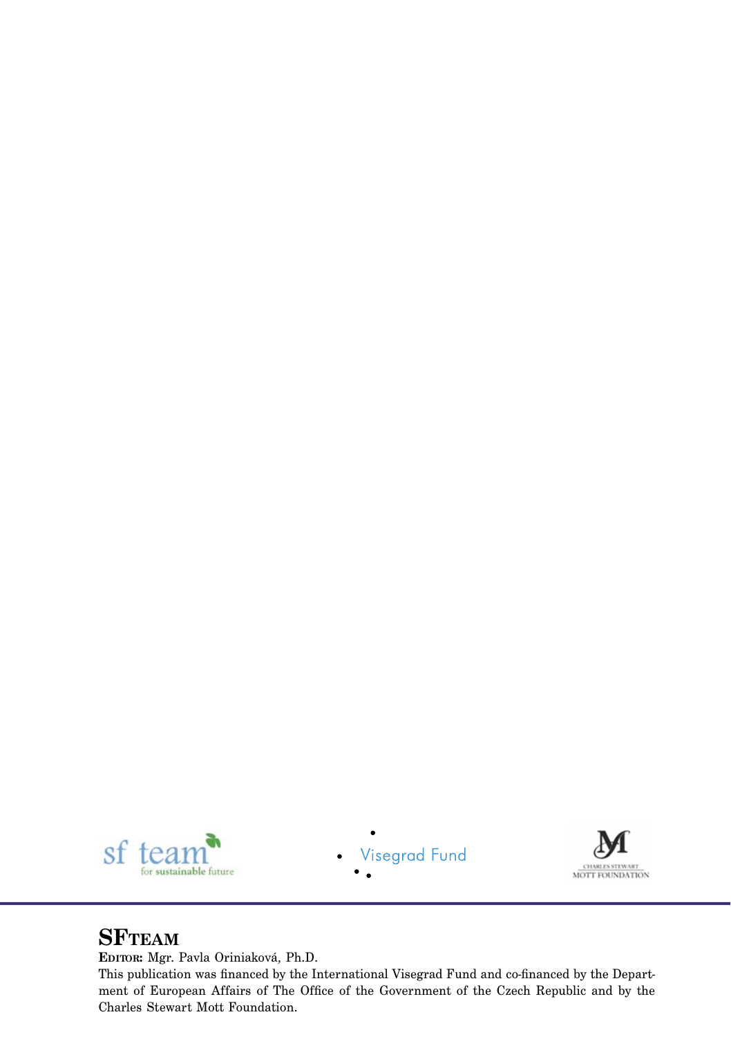sf team
for sustainable future

Visegrad Fund

CHARLES STEWART
MOTT FOUNDATION

**SFTEAM**

**Editor:** Mgr. Pavla Oriniaková, Ph.D.

This publication was financed by the International Visegrad Fund and co-financed by the Department of European Affairs of The Office of the Government of the Czech Republic and by the Charles Stewart Mott Foundation.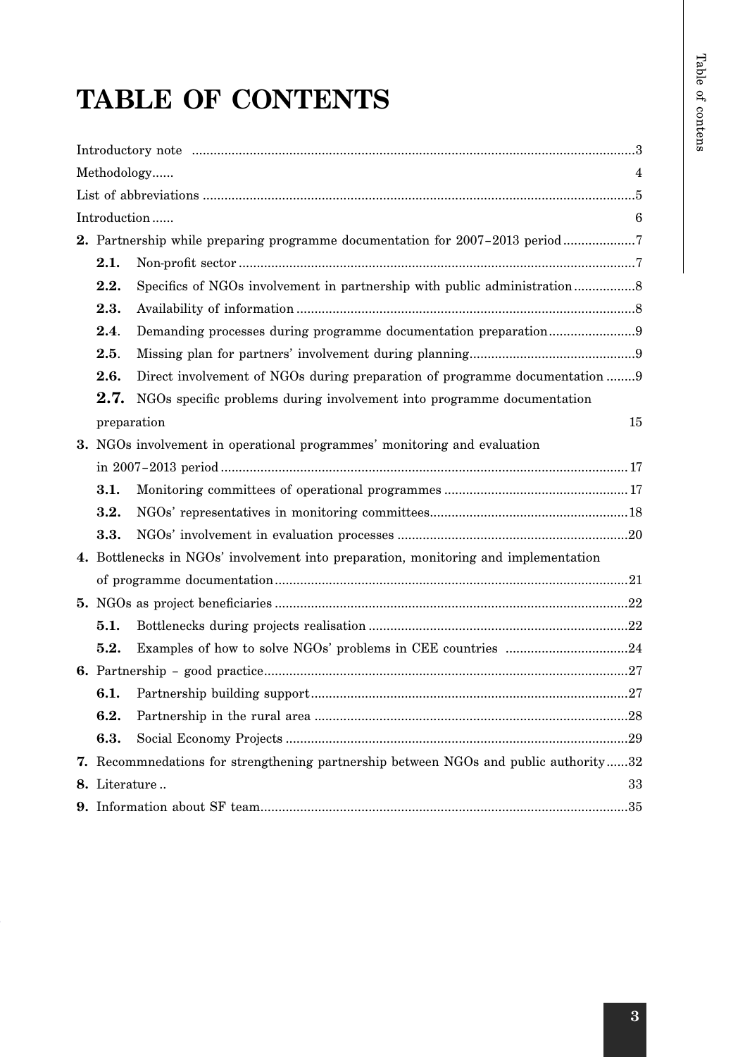# TABLE OF CONTENTS

Introductory note ..........................................................................................................................3

Methodology...... 4

List of abbreviations .......................................................................................................................5

Introduction ...... 6

**2.** Partnership while preparing programme documentation for 2007–2013 period ....................7

- **2.1.** Non-profit sector .............................................................................................................7
- **2.2.** Specifics of NGOs involvement in partnership with public administration .................8
- **2.3.** Availability of information .............................................................................................8
- **2.4**. Demanding processes during programme documentation preparation ........................9
- **2.5**. Missing plan for partners' involvement during planning .............................................9
- **2.6.** Direct involvement of NGOs during preparation of programme documentation ........9
- **2.7.** NGOs specific problems during involvement into programme documentation preparation 15

**3.** NGOs involvement in operational programmes' monitoring and evaluation in 2007–2013 period ................................................................................................................17

- **3.1.** Monitoring committees of operational programmes ...................................................17
- **3.2.** NGOs' representatives in monitoring committees.......................................................18
- **3.3.** NGOs' involvement in evaluation processes ...............................................................20

**4.** Bottlenecks in NGOs' involvement into preparation, monitoring and implementation of programme documentation .................................................................................................21

**5.** NGOs as project beneficiaries .................................................................................................22

- **5.1.** Bottlenecks during projects realisation ........................................................................22
- **5.2.** Examples of how to solve NGOs' problems in CEE countries ..................................24

**6.** Partnership – good practice.....................................................................................................27

- **6.1.** Partnership building support........................................................................................27
- **6.2.** Partnership in the rural area .......................................................................................28
- **6.3.** Social Economy Projects ..............................................................................................29

**7.** Recommnedations for strengthening partnership between NGOs and public authority ......32

**8.** Literature .. 33

**9.** Information about SF team......................................................................................................35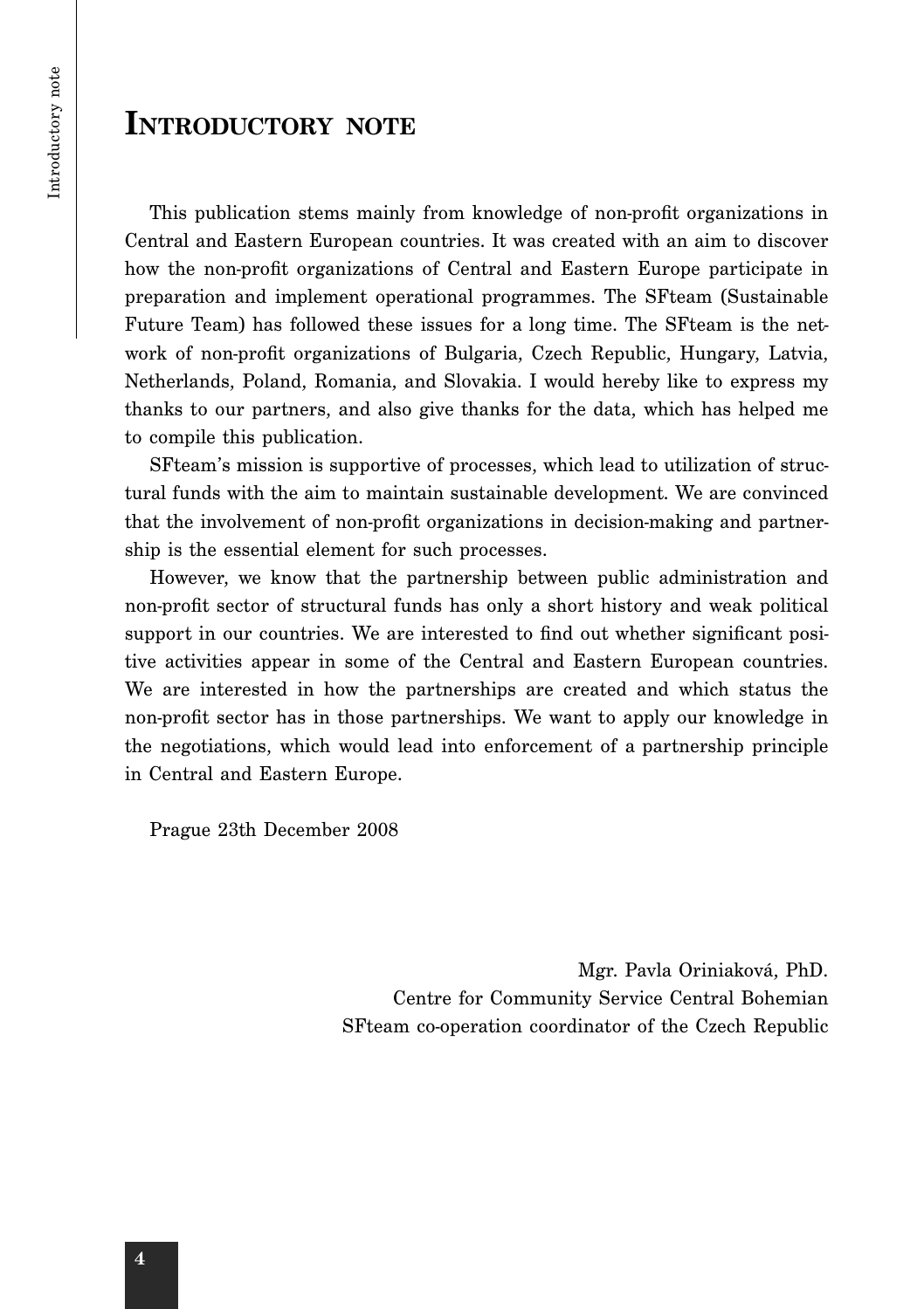# Introductory note

This publication stems mainly from knowledge of non-profit organizations in Central and Eastern European countries. It was created with an aim to discover how the non-profit organizations of Central and Eastern Europe participate in preparation and implement operational programmes. The SFteam (Sustainable Future Team) has followed these issues for a long time. The SFteam is the network of non-profit organizations of Bulgaria, Czech Republic, Hungary, Latvia, Netherlands, Poland, Romania, and Slovakia. I would hereby like to express my thanks to our partners, and also give thanks for the data, which has helped me to compile this publication.

SFteam's mission is supportive of processes, which lead to utilization of structural funds with the aim to maintain sustainable development. We are convinced that the involvement of non-profit organizations in decision-making and partnership is the essential element for such processes.

However, we know that the partnership between public administration and non-profit sector of structural funds has only a short history and weak political support in our countries. We are interested to find out whether significant positive activities appear in some of the Central and Eastern European countries. We are interested in how the partnerships are created and which status the non-profit sector has in those partnerships. We want to apply our knowledge in the negotiations, which would lead into enforcement of a partnership principle in Central and Eastern Europe.

Prague 23th December 2008

Mgr. Pavla Oriniaková, PhD.
Centre for Community Service Central Bohemian
SFteam co-operation coordinator of the Czech Republic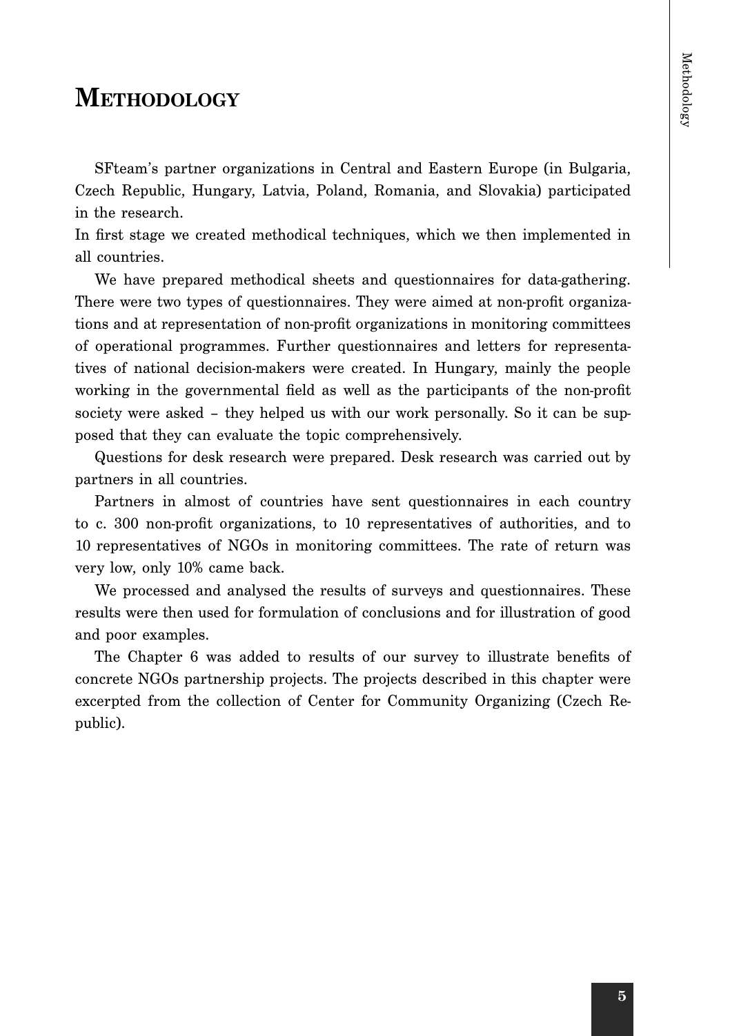# Methodology

SFteam's partner organizations in Central and Eastern Europe (in Bulgaria, Czech Republic, Hungary, Latvia, Poland, Romania, and Slovakia) participated in the research.

In first stage we created methodical techniques, which we then implemented in all countries.

We have prepared methodical sheets and questionnaires for data-gathering. There were two types of questionnaires. They were aimed at non-profit organizations and at representation of non-profit organizations in monitoring committees of operational programmes. Further questionnaires and letters for representatives of national decision-makers were created. In Hungary, mainly the people working in the governmental field as well as the participants of the non-profit society were asked – they helped us with our work personally. So it can be supposed that they can evaluate the topic comprehensively.

Questions for desk research were prepared. Desk research was carried out by partners in all countries.

Partners in almost of countries have sent questionnaires in each country to c. 300 non-profit organizations, to 10 representatives of authorities, and to 10 representatives of NGOs in monitoring committees. The rate of return was very low, only 10% came back.

We processed and analysed the results of surveys and questionnaires. These results were then used for formulation of conclusions and for illustration of good and poor examples.

The Chapter 6 was added to results of our survey to illustrate benefits of concrete NGOs partnership projects. The projects described in this chapter were excerpted from the collection of Center for Community Organizing (Czech Republic).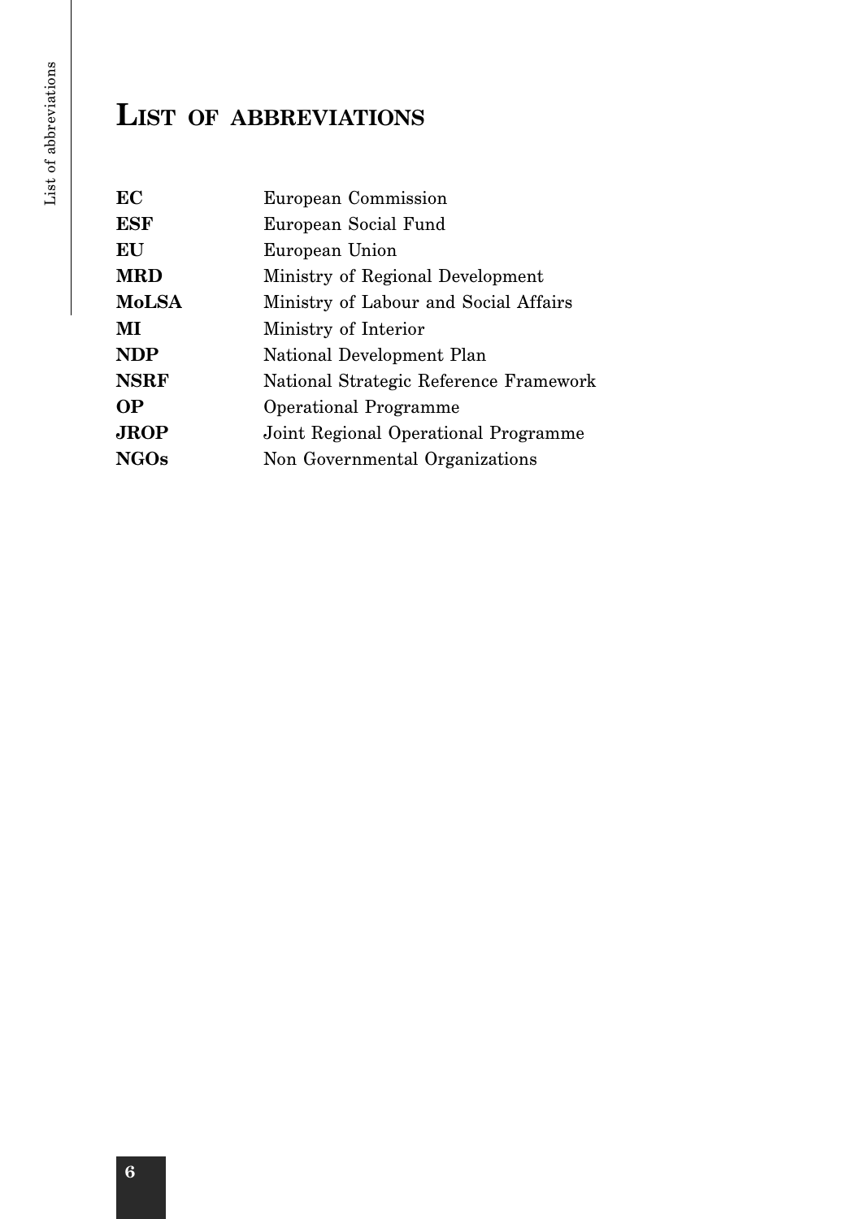# List of abbreviations

| | |
|---|---|
| **EC** | European Commission |
| **ESF** | European Social Fund |
| **EU** | European Union |
| **MRD** | Ministry of Regional Development |
| **MoLSA** | Ministry of Labour and Social Affairs |
| **MI** | Ministry of Interior |
| **NDP** | National Development Plan |
| **NSRF** | National Strategic Reference Framework |
| **OP** | Operational Programme |
| **JROP** | Joint Regional Operational Programme |
| **NGOs** | Non Governmental Organizations |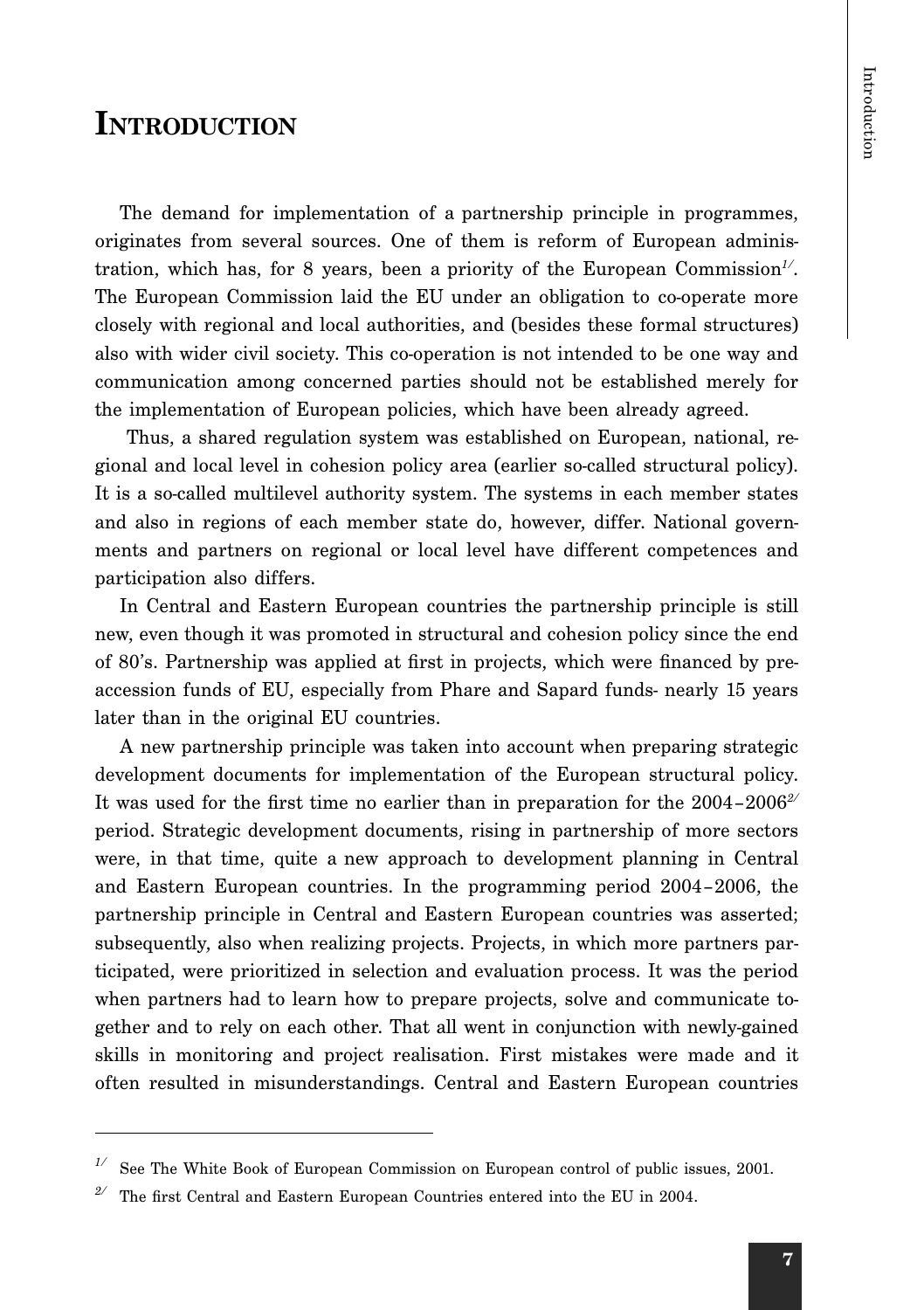# INTRODUCTION

The demand for implementation of a partnership principle in programmes, originates from several sources. One of them is reform of European administration, which has, for 8 years, been a priority of the European Commission[1]. The European Commission laid the EU under an obligation to co-operate more closely with regional and local authorities, and (besides these formal structures) also with wider civil society. This co-operation is not intended to be one way and communication among concerned parties should not be established merely for the implementation of European policies, which have been already agreed.

Thus, a shared regulation system was established on European, national, regional and local level in cohesion policy area (earlier so-called structural policy). It is a so-called multilevel authority system. The systems in each member states and also in regions of each member state do, however, differ. National governments and partners on regional or local level have different competences and participation also differs.

In Central and Eastern European countries the partnership principle is still new, even though it was promoted in structural and cohesion policy since the end of 80's. Partnership was applied at first in projects, which were financed by pre-accession funds of EU, especially from Phare and Sapard funds- nearly 15 years later than in the original EU countries.

A new partnership principle was taken into account when preparing strategic development documents for implementation of the European structural policy. It was used for the first time no earlier than in preparation for the 2004–2006[2] period. Strategic development documents, rising in partnership of more sectors were, in that time, quite a new approach to development planning in Central and Eastern European countries. In the programming period 2004–2006, the partnership principle in Central and Eastern European countries was asserted; subsequently, also when realizing projects. Projects, in which more partners participated, were prioritized in selection and evaluation process. It was the period when partners had to learn how to prepare projects, solve and communicate together and to rely on each other. That all went in conjunction with newly-gained skills in monitoring and project realisation. First mistakes were made and it often resulted in misunderstandings. Central and Eastern European countries

---

[1] See The White Book of European Commission on European control of public issues, 2001.

[2] The first Central and Eastern European Countries entered into the EU in 2004.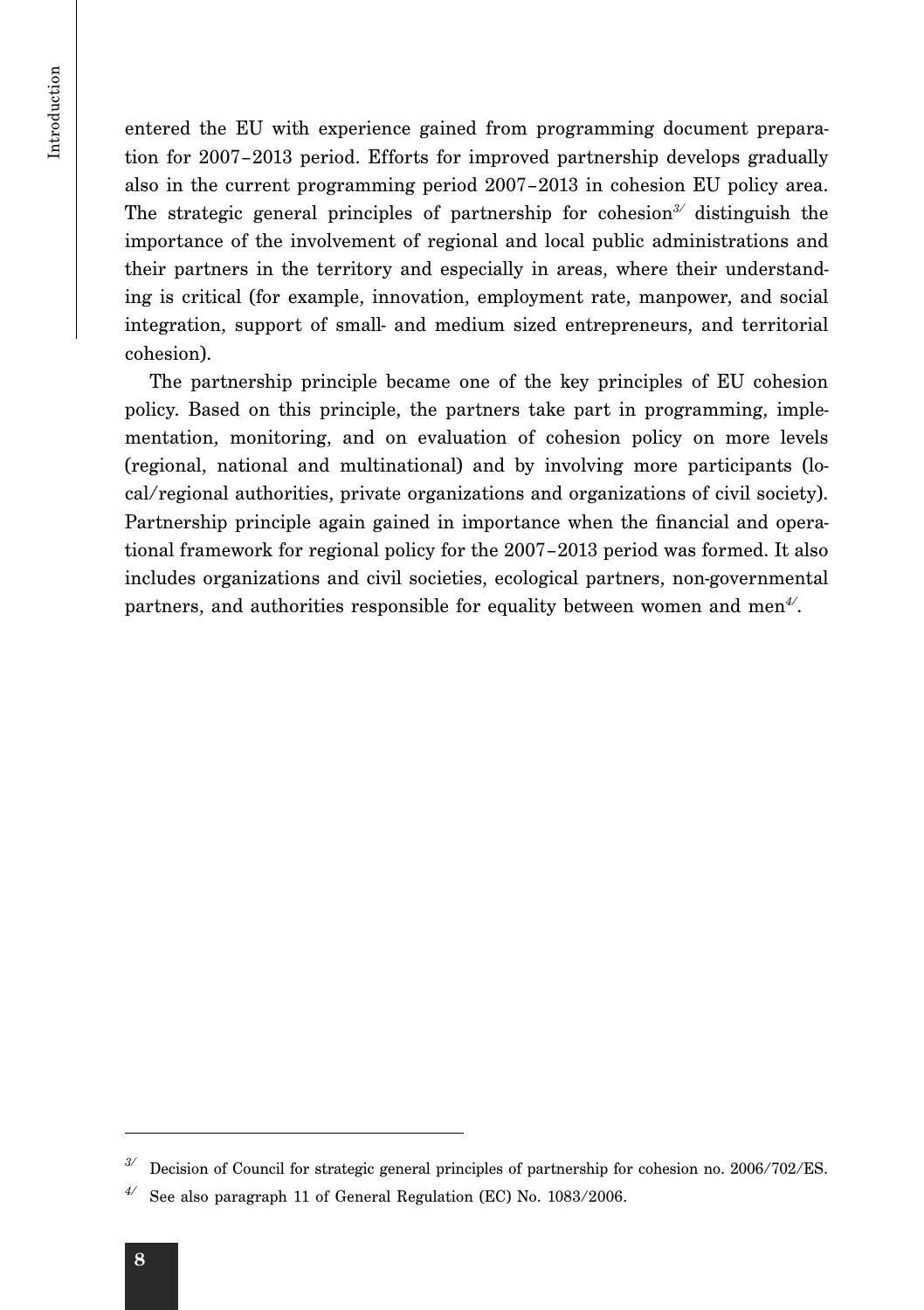entered the EU with experience gained from programming document preparation for 2007–2013 period. Efforts for improved partnership develops gradually also in the current programming period 2007–2013 in cohesion EU policy area. The strategic general principles of partnership for cohesion[3/] distinguish the importance of the involvement of regional and local public administrations and their partners in the territory and especially in areas, where their understanding is critical (for example, innovation, employment rate, manpower, and social integration, support of small- and medium sized entrepreneurs, and territorial cohesion).

The partnership principle became one of the key principles of EU cohesion policy. Based on this principle, the partners take part in programming, implementation, monitoring, and on evaluation of cohesion policy on more levels (regional, national and multinational) and by involving more participants (local/regional authorities, private organizations and organizations of civil society). Partnership principle again gained in importance when the financial and operational framework for regional policy for the 2007–2013 period was formed. It also includes organizations and civil societies, ecological partners, non-governmental partners, and authorities responsible for equality between women and men[4/].

---

[3/] Decision of Council for strategic general principles of partnership for cohesion no. 2006/702/ES.

[4/] See also paragraph 11 of General Regulation (EC) No. 1083/2006.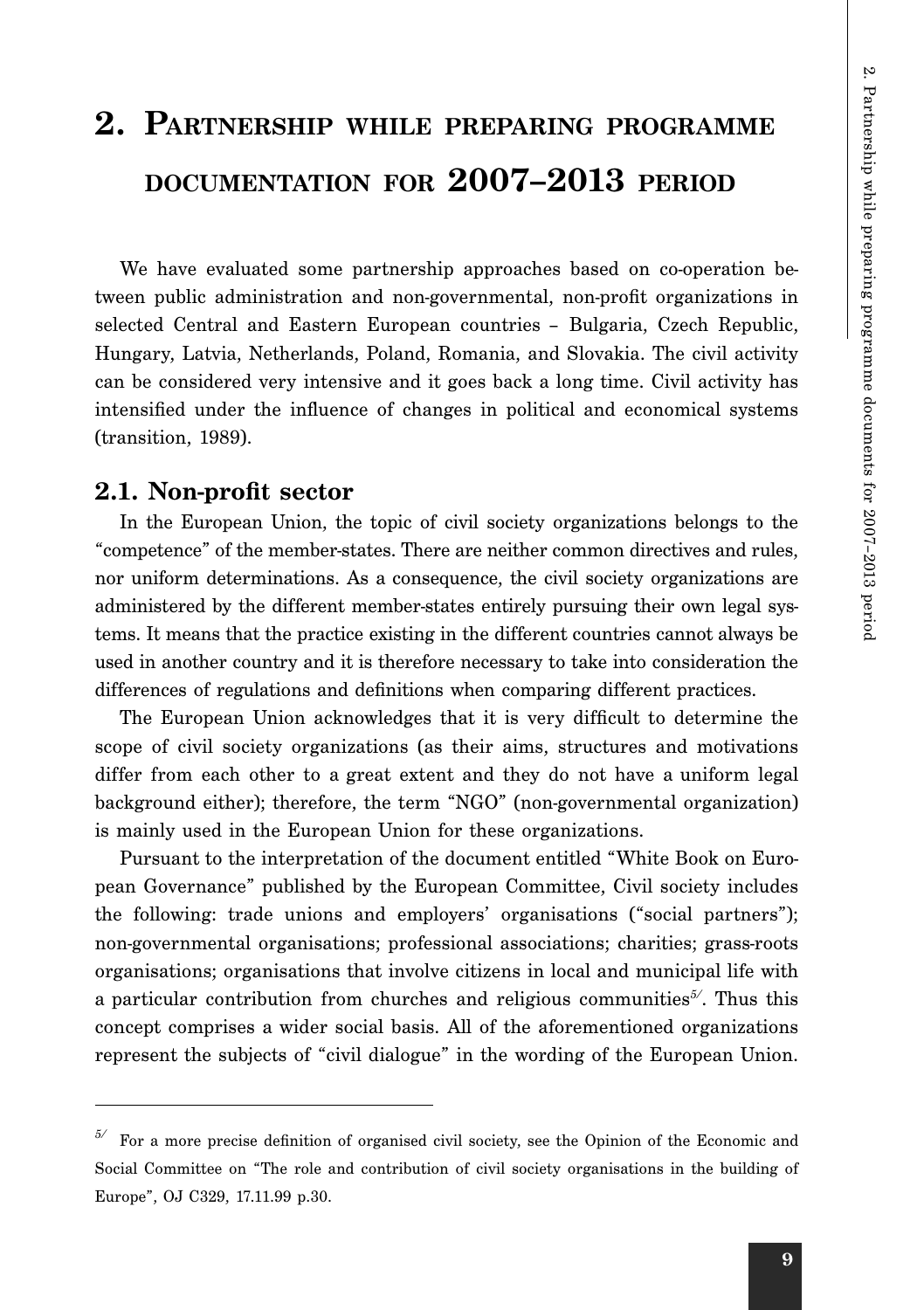# 2. Partnership while preparing programme documentation for 2007–2013 period

We have evaluated some partnership approaches based on co-operation between public administration and non-governmental, non-profit organizations in selected Central and Eastern European countries – Bulgaria, Czech Republic, Hungary, Latvia, Netherlands, Poland, Romania, and Slovakia. The civil activity can be considered very intensive and it goes back a long time. Civil activity has intensified under the influence of changes in political and economical systems (transition, 1989).

## 2.1. Non-profit sector

In the European Union, the topic of civil society organizations belongs to the "competence" of the member-states. There are neither common directives and rules, nor uniform determinations. As a consequence, the civil society organizations are administered by the different member-states entirely pursuing their own legal systems. It means that the practice existing in the different countries cannot always be used in another country and it is therefore necessary to take into consideration the differences of regulations and definitions when comparing different practices.

The European Union acknowledges that it is very difficult to determine the scope of civil society organizations (as their aims, structures and motivations differ from each other to a great extent and they do not have a uniform legal background either); therefore, the term "NGO" (non-governmental organization) is mainly used in the European Union for these organizations.

Pursuant to the interpretation of the document entitled "White Book on European Governance" published by the European Committee, Civil society includes the following: trade unions and employers' organisations ("social partners"); non-governmental organisations; professional associations; charities; grass-roots organisations; organisations that involve citizens in local and municipal life with a particular contribution from churches and religious communities[5/]. Thus this concept comprises a wider social basis. All of the aforementioned organizations represent the subjects of "civil dialogue" in the wording of the European Union.

---

[5/] For a more precise definition of organised civil society, see the Opinion of the Economic and Social Committee on "The role and contribution of civil society organisations in the building of Europe", OJ C329, 17.11.99 p.30.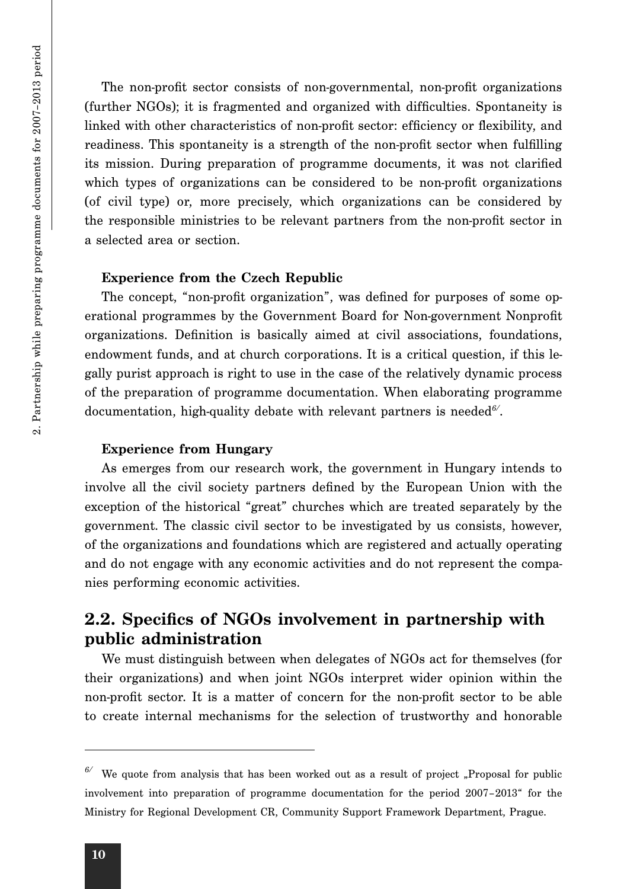The non-profit sector consists of non-governmental, non-profit organizations (further NGOs); it is fragmented and organized with difficulties. Spontaneity is linked with other characteristics of non-profit sector: efficiency or flexibility, and readiness. This spontaneity is a strength of the non-profit sector when fulfilling its mission. During preparation of programme documents, it was not clarified which types of organizations can be considered to be non-profit organizations (of civil type) or, more precisely, which organizations can be considered by the responsible ministries to be relevant partners from the non-profit sector in a selected area or section.

**Experience from the Czech Republic**

The concept, "non-profit organization", was defined for purposes of some operational programmes by the Government Board for Non-government Nonprofit organizations. Definition is basically aimed at civil associations, foundations, endowment funds, and at church corporations. It is a critical question, if this legally purist approach is right to use in the case of the relatively dynamic process of the preparation of programme documentation. When elaborating programme documentation, high-quality debate with relevant partners is needed[6].

**Experience from Hungary**

As emerges from our research work, the government in Hungary intends to involve all the civil society partners defined by the European Union with the exception of the historical "great" churches which are treated separately by the government. The classic civil sector to be investigated by us consists, however, of the organizations and foundations which are registered and actually operating and do not engage with any economic activities and do not represent the companies performing economic activities.

## 2.2. Specifics of NGOs involvement in partnership with public administration

We must distinguish between when delegates of NGOs act for themselves (for their organizations) and when joint NGOs interpret wider opinion within the non-profit sector. It is a matter of concern for the non-profit sector to be able to create internal mechanisms for the selection of trustworthy and honorable

---

[6] We quote from analysis that has been worked out as a result of project „Proposal for public involvement into preparation of programme documentation for the period 2007–2013" for the Ministry for Regional Development CR, Community Support Framework Department, Prague.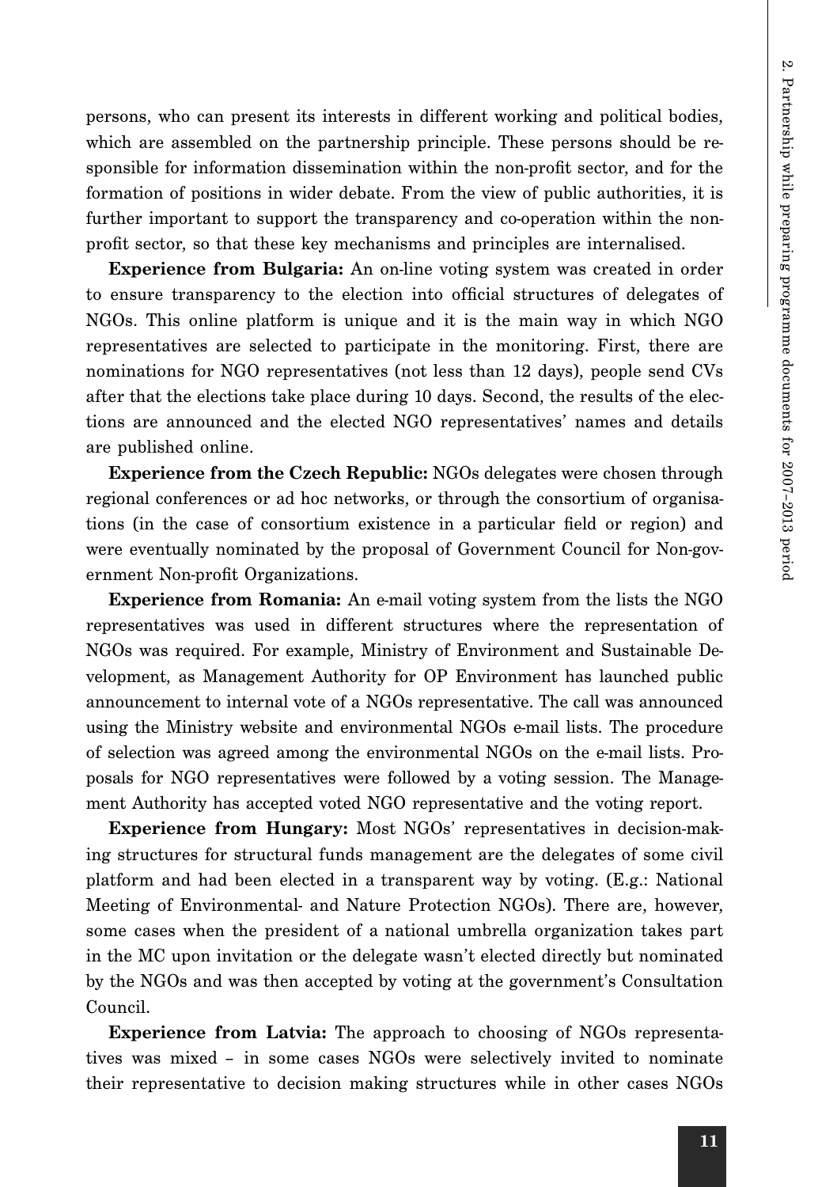persons, who can present its interests in different working and political bodies, which are assembled on the partnership principle. These persons should be responsible for information dissemination within the non-profit sector, and for the formation of positions in wider debate. From the view of public authorities, it is further important to support the transparency and co-operation within the non-profit sector, so that these key mechanisms and principles are internalised.

**Experience from Bulgaria:** An on-line voting system was created in order to ensure transparency to the election into official structures of delegates of NGOs. This online platform is unique and it is the main way in which NGO representatives are selected to participate in the monitoring. First, there are nominations for NGO representatives (not less than 12 days), people send CVs after that the elections take place during 10 days. Second, the results of the elections are announced and the elected NGO representatives' names and details are published online.

**Experience from the Czech Republic:** NGOs delegates were chosen through regional conferences or ad hoc networks, or through the consortium of organisations (in the case of consortium existence in a particular field or region) and were eventually nominated by the proposal of Government Council for Non-government Non-profit Organizations.

**Experience from Romania:** An e-mail voting system from the lists the NGO representatives was used in different structures where the representation of NGOs was required. For example, Ministry of Environment and Sustainable Development, as Management Authority for OP Environment has launched public announcement to internal vote of a NGOs representative. The call was announced using the Ministry website and environmental NGOs e-mail lists. The procedure of selection was agreed among the environmental NGOs on the e-mail lists. Proposals for NGO representatives were followed by a voting session. The Management Authority has accepted voted NGO representative and the voting report.

**Experience from Hungary:** Most NGOs' representatives in decision-making structures for structural funds management are the delegates of some civil platform and had been elected in a transparent way by voting. (E.g.: National Meeting of Environmental- and Nature Protection NGOs). There are, however, some cases when the president of a national umbrella organization takes part in the MC upon invitation or the delegate wasn't elected directly but nominated by the NGOs and was then accepted by voting at the government's Consultation Council.

**Experience from Latvia:** The approach to choosing of NGOs representatives was mixed – in some cases NGOs were selectively invited to nominate their representative to decision making structures while in other cases NGOs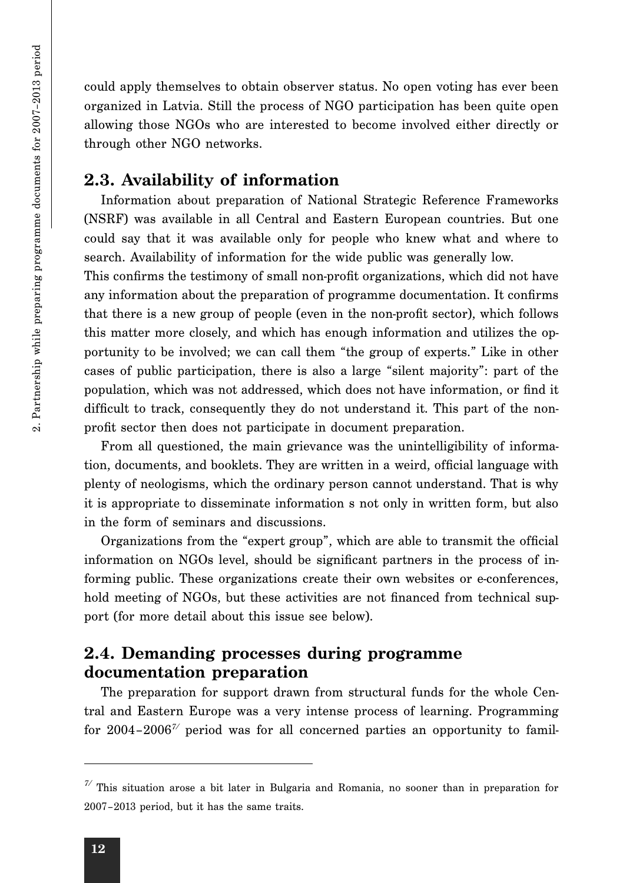could apply themselves to obtain observer status. No open voting has ever been organized in Latvia. Still the process of NGO participation has been quite open allowing those NGOs who are interested to become involved either directly or through other NGO networks.

## 2.3. Availability of information

Information about preparation of National Strategic Reference Frameworks (NSRF) was available in all Central and Eastern European countries. But one could say that it was available only for people who knew what and where to search. Availability of information for the wide public was generally low.

This confirms the testimony of small non-profit organizations, which did not have any information about the preparation of programme documentation. It confirms that there is a new group of people (even in the non-profit sector), which follows this matter more closely, and which has enough information and utilizes the opportunity to be involved; we can call them "the group of experts." Like in other cases of public participation, there is also a large "silent majority": part of the population, which was not addressed, which does not have information, or find it difficult to track, consequently they do not understand it. This part of the non-profit sector then does not participate in document preparation.

From all questioned, the main grievance was the unintelligibility of information, documents, and booklets. They are written in a weird, official language with plenty of neologisms, which the ordinary person cannot understand. That is why it is appropriate to disseminate information s not only in written form, but also in the form of seminars and discussions.

Organizations from the "expert group", which are able to transmit the official information on NGOs level, should be significant partners in the process of informing public. These organizations create their own websites or e-conferences, hold meeting of NGOs, but these activities are not financed from technical support (for more detail about this issue see below).

## 2.4. Demanding processes during programme documentation preparation

The preparation for support drawn from structural funds for the whole Central and Eastern Europe was a very intense process of learning. Programming for 2004–2006[7] period was for all concerned parties an opportunity to famil-

---

[7] This situation arose a bit later in Bulgaria and Romania, no sooner than in preparation for 2007–2013 period, but it has the same traits.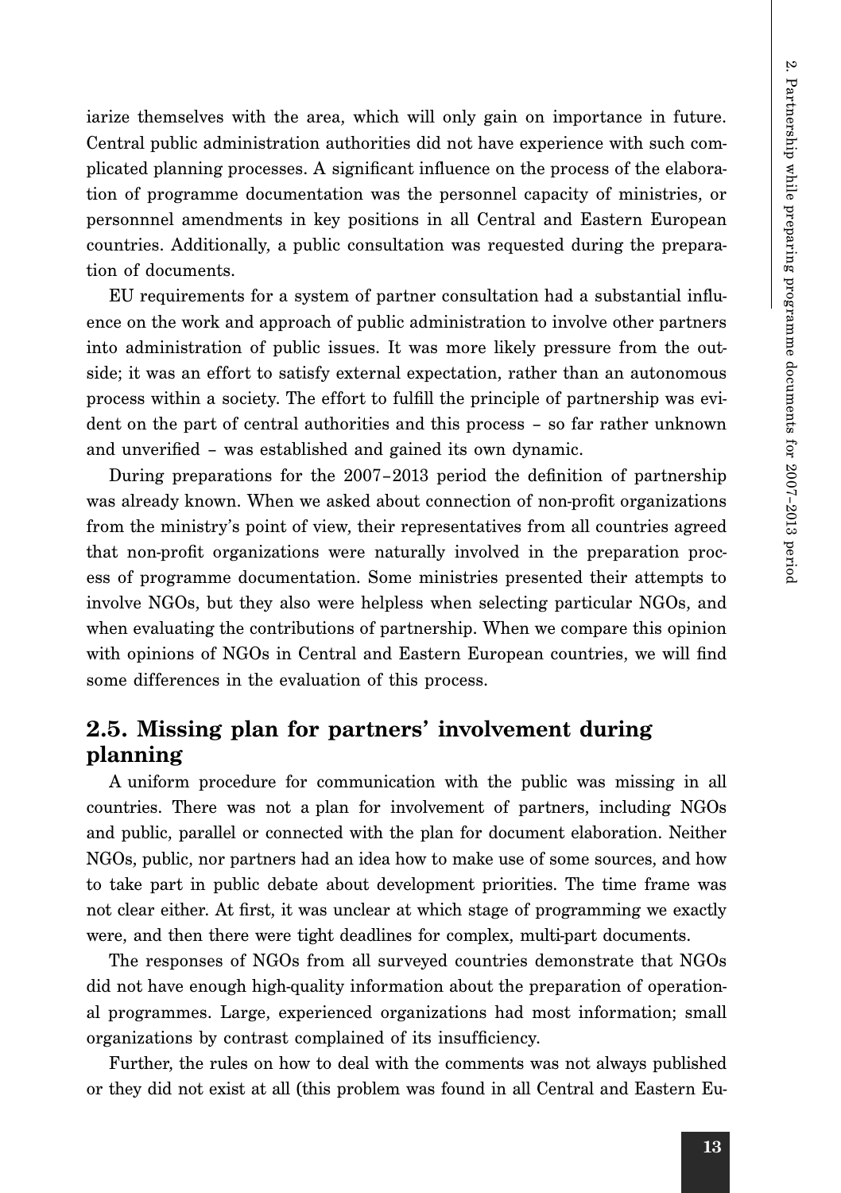iarize themselves with the area, which will only gain on importance in future. Central public administration authorities did not have experience with such complicated planning processes. A significant influence on the process of the elaboration of programme documentation was the personnel capacity of ministries, or personnnel amendments in key positions in all Central and Eastern European countries. Additionally, a public consultation was requested during the preparation of documents.

EU requirements for a system of partner consultation had a substantial influence on the work and approach of public administration to involve other partners into administration of public issues. It was more likely pressure from the outside; it was an effort to satisfy external expectation, rather than an autonomous process within a society. The effort to fulfill the principle of partnership was evident on the part of central authorities and this process – so far rather unknown and unverified – was established and gained its own dynamic.

During preparations for the 2007–2013 period the definition of partnership was already known. When we asked about connection of non-profit organizations from the ministry's point of view, their representatives from all countries agreed that non-profit organizations were naturally involved in the preparation process of programme documentation. Some ministries presented their attempts to involve NGOs, but they also were helpless when selecting particular NGOs, and when evaluating the contributions of partnership. When we compare this opinion with opinions of NGOs in Central and Eastern European countries, we will find some differences in the evaluation of this process.

## 2.5. Missing plan for partners' involvement during planning

A uniform procedure for communication with the public was missing in all countries. There was not a plan for involvement of partners, including NGOs and public, parallel or connected with the plan for document elaboration. Neither NGOs, public, nor partners had an idea how to make use of some sources, and how to take part in public debate about development priorities. The time frame was not clear either. At first, it was unclear at which stage of programming we exactly were, and then there were tight deadlines for complex, multi-part documents.

The responses of NGOs from all surveyed countries demonstrate that NGOs did not have enough high-quality information about the preparation of operational programmes. Large, experienced organizations had most information; small organizations by contrast complained of its insufficiency.

Further, the rules on how to deal with the comments was not always published or they did not exist at all (this problem was found in all Central and Eastern Eu-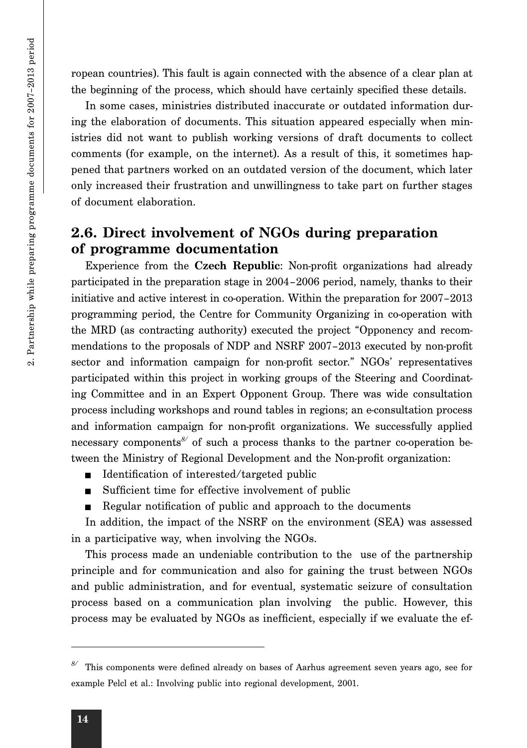ropean countries). This fault is again connected with the absence of a clear plan at the beginning of the process, which should have certainly specified these details.

In some cases, ministries distributed inaccurate or outdated information during the elaboration of documents. This situation appeared especially when ministries did not want to publish working versions of draft documents to collect comments (for example, on the internet). As a result of this, it sometimes happened that partners worked on an outdated version of the document, which later only increased their frustration and unwillingness to take part on further stages of document elaboration.

## 2.6. Direct involvement of NGOs during preparation of programme documentation

Experience from the **Czech Republic**: Non-profit organizations had already participated in the preparation stage in 2004–2006 period, namely, thanks to their initiative and active interest in co-operation. Within the preparation for 2007–2013 programming period, the Centre for Community Organizing in co-operation with the MRD (as contracting authority) executed the project "Opponency and recommendations to the proposals of NDP and NSRF 2007–2013 executed by non-profit sector and information campaign for non-profit sector." NGOs' representatives participated within this project in working groups of the Steering and Coordinating Committee and in an Expert Opponent Group. There was wide consultation process including workshops and round tables in regions; an e-consultation process and information campaign for non-profit organizations. We successfully applied necessary components[8] of such a process thanks to the partner co-operation between the Ministry of Regional Development and the Non-profit organization:

- Identification of interested/targeted public
- Sufficient time for effective involvement of public
- Regular notification of public and approach to the documents

In addition, the impact of the NSRF on the environment (SEA) was assessed in a participative way, when involving the NGOs.

This process made an undeniable contribution to the use of the partnership principle and for communication and also for gaining the trust between NGOs and public administration, and for eventual, systematic seizure of consultation process based on a communication plan involving the public. However, this process may be evaluated by NGOs as inefficient, especially if we evaluate the ef-

[8] This components were defined already on bases of Aarhus agreement seven years ago, see for example Pelcl et al.: Involving public into regional development, 2001.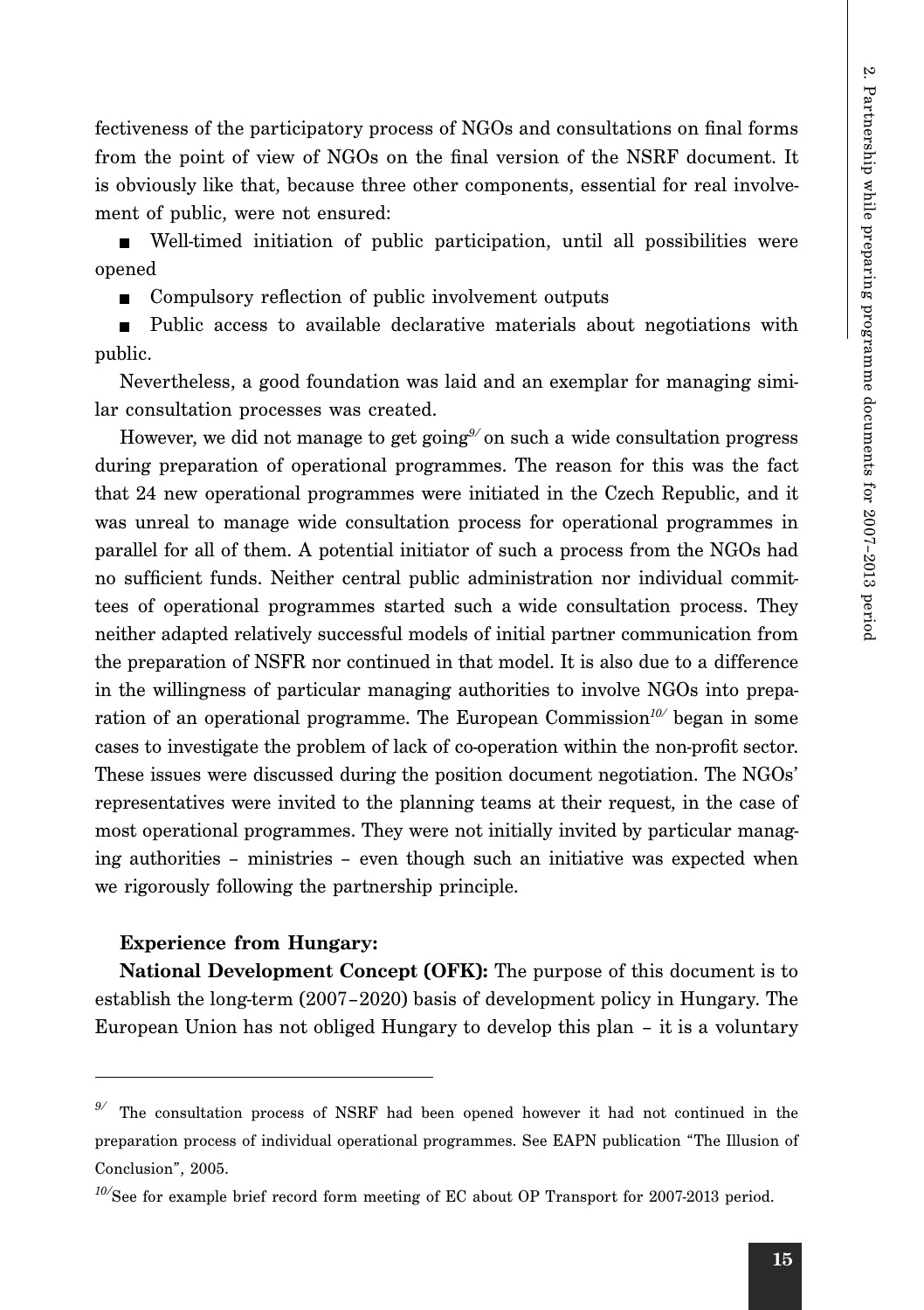fectiveness of the participatory process of NGOs and consultations on final forms from the point of view of NGOs on the final version of the NSRF document. It is obviously like that, because three other components, essential for real involvement of public, were not ensured:

- Well-timed initiation of public participation, until all possibilities were opened
- Compulsory reflection of public involvement outputs
- Public access to available declarative materials about negotiations with public.

Nevertheless, a good foundation was laid and an exemplar for managing similar consultation processes was created.

However, we did not manage to get going[9/] on such a wide consultation progress during preparation of operational programmes. The reason for this was the fact that 24 new operational programmes were initiated in the Czech Republic, and it was unreal to manage wide consultation process for operational programmes in parallel for all of them. A potential initiator of such a process from the NGOs had no sufficient funds. Neither central public administration nor individual committees of operational programmes started such a wide consultation process. They neither adapted relatively successful models of initial partner communication from the preparation of NSFR nor continued in that model. It is also due to a difference in the willingness of particular managing authorities to involve NGOs into preparation of an operational programme. The European Commission[10/] began in some cases to investigate the problem of lack of co-operation within the non-profit sector. These issues were discussed during the position document negotiation. The NGOs' representatives were invited to the planning teams at their request, in the case of most operational programmes. They were not initially invited by particular managing authorities – ministries – even though such an initiative was expected when we rigorously following the partnership principle.

**Experience from Hungary:**

**National Development Concept (OFK):** The purpose of this document is to establish the long-term (2007–2020) basis of development policy in Hungary. The European Union has not obliged Hungary to develop this plan – it is a voluntary

---

[9/] The consultation process of NSRF had been opened however it had not continued in the preparation process of individual operational programmes. See EAPN publication "The Illusion of Conclusion", 2005.

[10/] See for example brief record form meeting of EC about OP Transport for 2007-2013 period.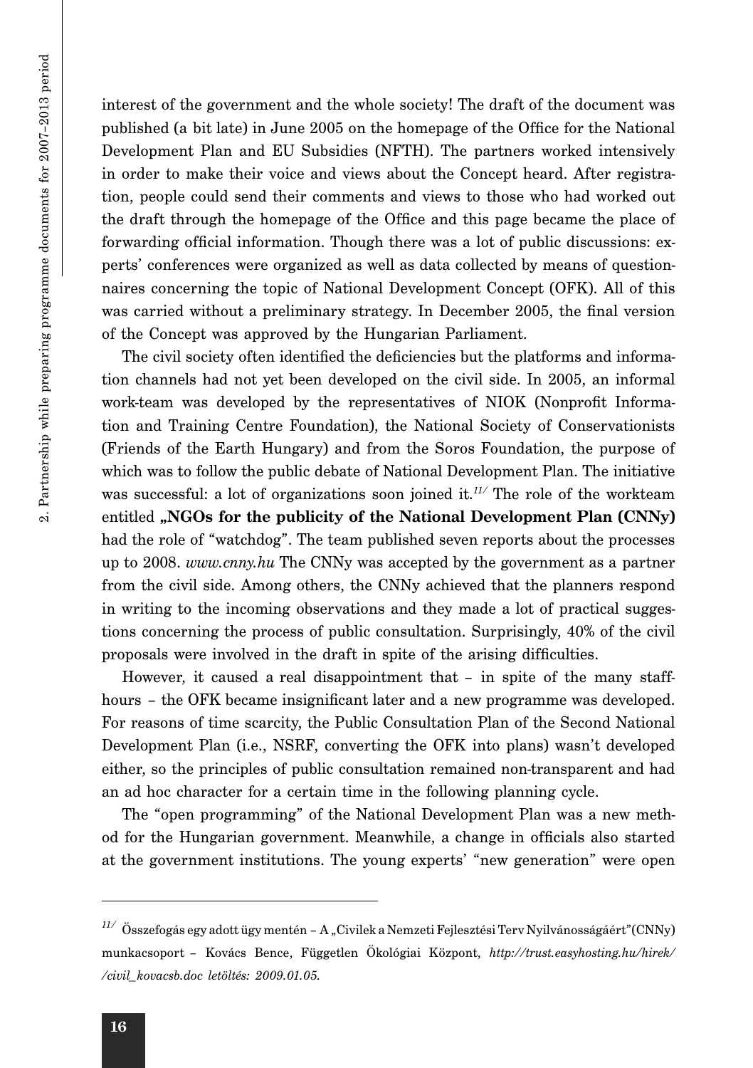interest of the government and the whole society! The draft of the document was published (a bit late) in June 2005 on the homepage of the Office for the National Development Plan and EU Subsidies (NFTH). The partners worked intensively in order to make their voice and views about the Concept heard. After registration, people could send their comments and views to those who had worked out the draft through the homepage of the Office and this page became the place of forwarding official information. Though there was a lot of public discussions: experts' conferences were organized as well as data collected by means of questionnaires concerning the topic of National Development Concept (OFK). All of this was carried without a preliminary strategy. In December 2005, the final version of the Concept was approved by the Hungarian Parliament.

The civil society often identified the deficiencies but the platforms and information channels had not yet been developed on the civil side. In 2005, an informal work-team was developed by the representatives of NIOK (Nonprofit Information and Training Centre Foundation), the National Society of Conservationists (Friends of the Earth Hungary) and from the Soros Foundation, the purpose of which was to follow the public debate of National Development Plan. The initiative was successful: a lot of organizations soon joined it.[11] The role of the workteam entitled **„NGOs for the publicity of the National Development Plan (CNNy)** had the role of "watchdog". The team published seven reports about the processes up to 2008. *www.cnny.hu* The CNNy was accepted by the government as a partner from the civil side. Among others, the CNNy achieved that the planners respond in writing to the incoming observations and they made a lot of practical suggestions concerning the process of public consultation. Surprisingly, 40% of the civil proposals were involved in the draft in spite of the arising difficulties.

However, it caused a real disappointment that – in spite of the many staff-hours – the OFK became insignificant later and a new programme was developed. For reasons of time scarcity, the Public Consultation Plan of the Second National Development Plan (i.e., NSRF, converting the OFK into plans) wasn't developed either, so the principles of public consultation remained non-transparent and had an ad hoc character for a certain time in the following planning cycle.

The "open programming" of the National Development Plan was a new method for the Hungarian government. Meanwhile, a change in officials also started at the government institutions. The young experts' "new generation" were open

---

[11] Összefogás egy adott ügy mentén – A „Civilek a Nemzeti Fejlesztési Terv Nyilvánosságáért"(CNNy) munkacsoport – Kovács Bence, Független Ökológiai Központ, *http://trust.easyhosting.hu/hirek/ /civil_kovacsb.doc letöltés: 2009.01.05.*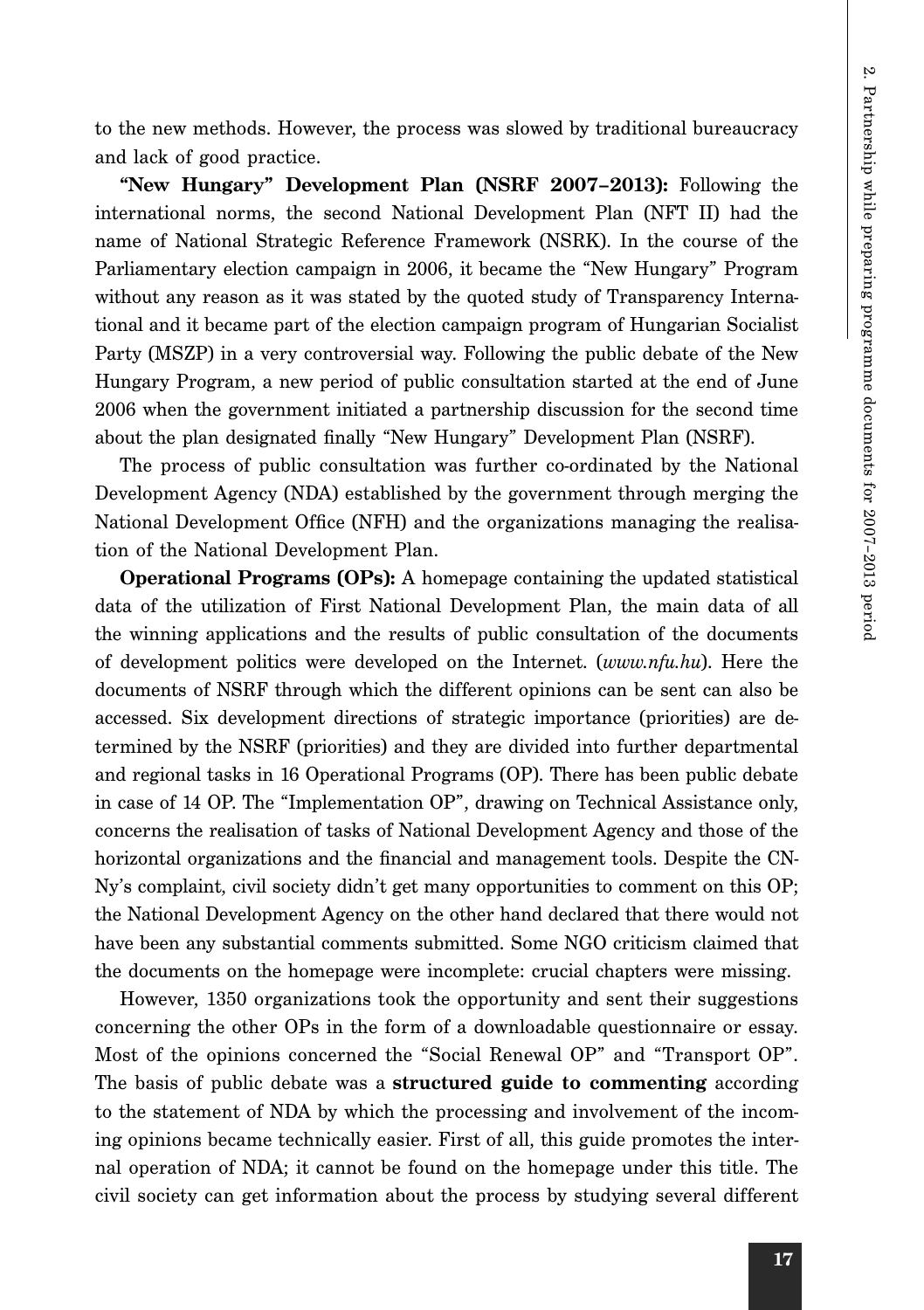to the new methods. However, the process was slowed by traditional bureaucracy and lack of good practice.

**"New Hungary" Development Plan (NSRF 2007–2013):** Following the international norms, the second National Development Plan (NFT II) had the name of National Strategic Reference Framework (NSRK). In the course of the Parliamentary election campaign in 2006, it became the "New Hungary" Program without any reason as it was stated by the quoted study of Transparency International and it became part of the election campaign program of Hungarian Socialist Party (MSZP) in a very controversial way. Following the public debate of the New Hungary Program, a new period of public consultation started at the end of June 2006 when the government initiated a partnership discussion for the second time about the plan designated finally "New Hungary" Development Plan (NSRF).

The process of public consultation was further co-ordinated by the National Development Agency (NDA) established by the government through merging the National Development Office (NFH) and the organizations managing the realisation of the National Development Plan.

**Operational Programs (OPs):** A homepage containing the updated statistical data of the utilization of First National Development Plan, the main data of all the winning applications and the results of public consultation of the documents of development politics were developed on the Internet. (*www.nfu.hu*). Here the documents of NSRF through which the different opinions can be sent can also be accessed. Six development directions of strategic importance (priorities) are determined by the NSRF (priorities) and they are divided into further departmental and regional tasks in 16 Operational Programs (OP). There has been public debate in case of 14 OP. The "Implementation OP", drawing on Technical Assistance only, concerns the realisation of tasks of National Development Agency and those of the horizontal organizations and the financial and management tools. Despite the CN-Ny's complaint, civil society didn't get many opportunities to comment on this OP; the National Development Agency on the other hand declared that there would not have been any substantial comments submitted. Some NGO criticism claimed that the documents on the homepage were incomplete: crucial chapters were missing.

However, 1350 organizations took the opportunity and sent their suggestions concerning the other OPs in the form of a downloadable questionnaire or essay. Most of the opinions concerned the "Social Renewal OP" and "Transport OP". The basis of public debate was a **structured guide to commenting** according to the statement of NDA by which the processing and involvement of the incoming opinions became technically easier. First of all, this guide promotes the internal operation of NDA; it cannot be found on the homepage under this title. The civil society can get information about the process by studying several different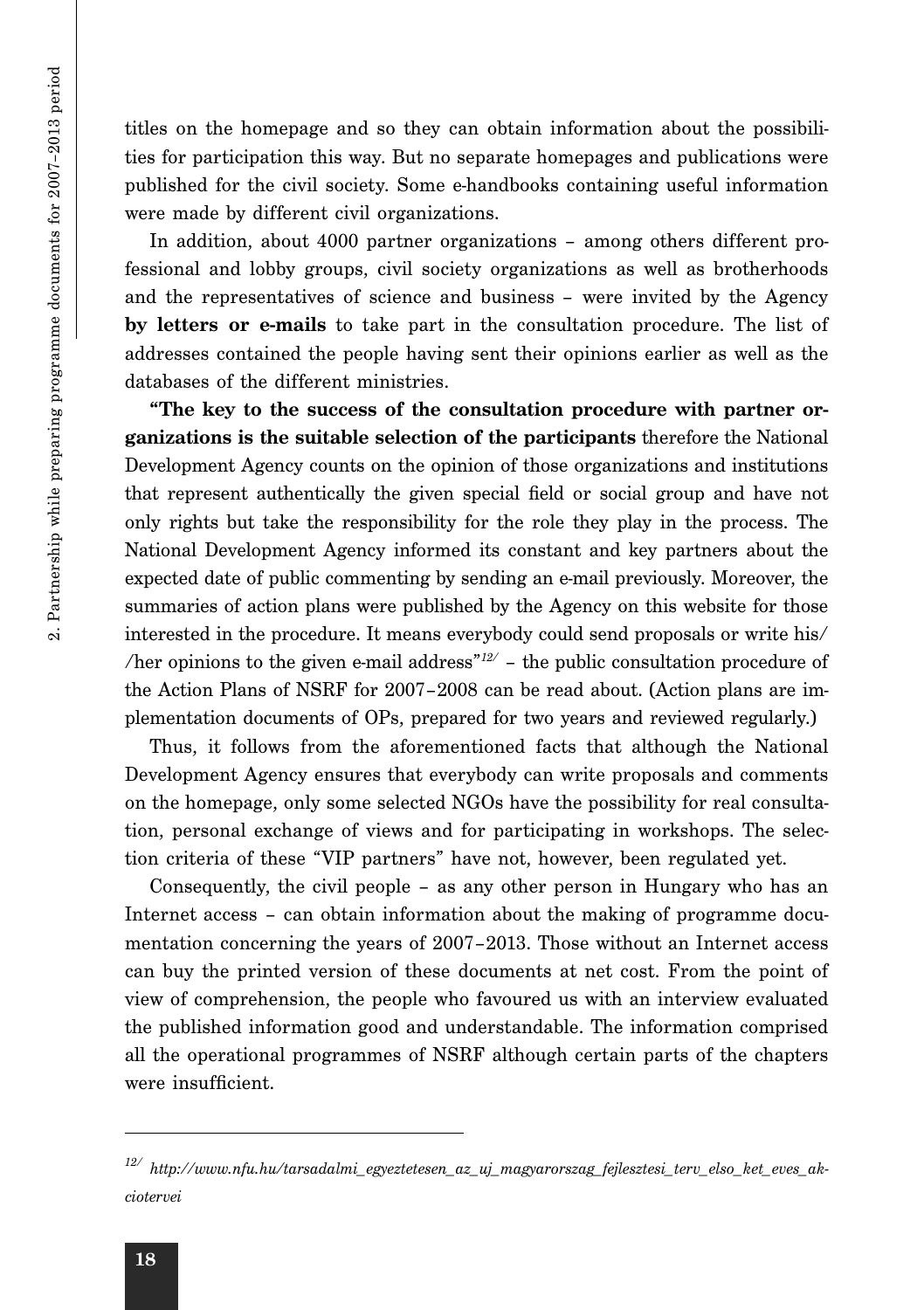titles on the homepage and so they can obtain information about the possibilities for participation this way. But no separate homepages and publications were published for the civil society. Some e-handbooks containing useful information were made by different civil organizations.

In addition, about 4000 partner organizations – among others different professional and lobby groups, civil society organizations as well as brotherhoods and the representatives of science and business – were invited by the Agency **by letters or e-mails** to take part in the consultation procedure. The list of addresses contained the people having sent their opinions earlier as well as the databases of the different ministries.

**"The key to the success of the consultation procedure with partner organizations is the suitable selection of the participants** therefore the National Development Agency counts on the opinion of those organizations and institutions that represent authentically the given special field or social group and have not only rights but take the responsibility for the role they play in the process. The National Development Agency informed its constant and key partners about the expected date of public commenting by sending an e-mail previously. Moreover, the summaries of action plans were published by the Agency on this website for those interested in the procedure. It means everybody could send proposals or write his/ /her opinions to the given e-mail address"[12] – the public consultation procedure of the Action Plans of NSRF for 2007–2008 can be read about. (Action plans are implementation documents of OPs, prepared for two years and reviewed regularly.)

Thus, it follows from the aforementioned facts that although the National Development Agency ensures that everybody can write proposals and comments on the homepage, only some selected NGOs have the possibility for real consultation, personal exchange of views and for participating in workshops. The selection criteria of these "VIP partners" have not, however, been regulated yet.

Consequently, the civil people – as any other person in Hungary who has an Internet access – can obtain information about the making of programme documentation concerning the years of 2007–2013. Those without an Internet access can buy the printed version of these documents at net cost. From the point of view of comprehension, the people who favoured us with an interview evaluated the published information good and understandable. The information comprised all the operational programmes of NSRF although certain parts of the chapters were insufficient.

---

[12] *http://www.nfu.hu/tarsadalmi_egyeztetesen_az_uj_magyarorszag_fejlesztesi_terv_elso_ket_eves_akciotervei*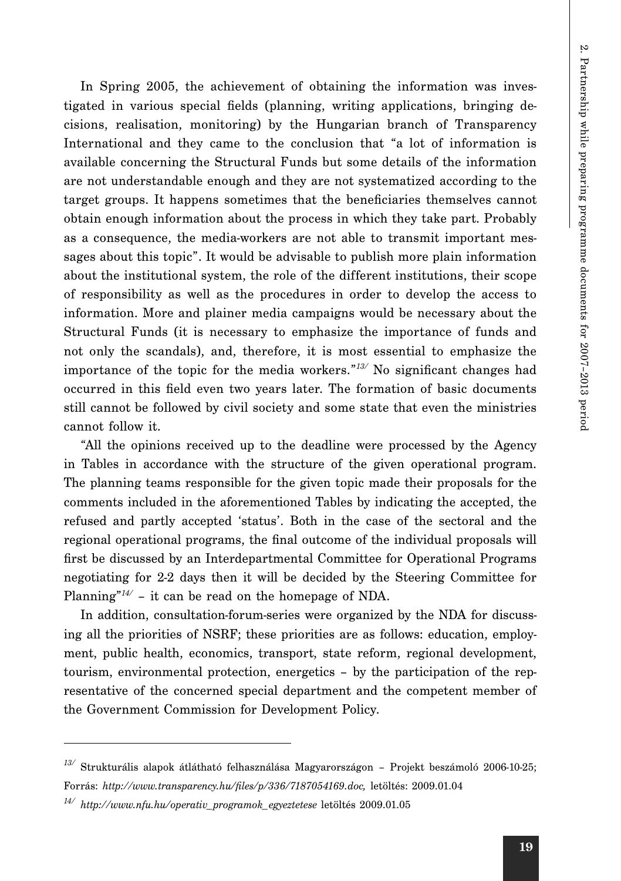In Spring 2005, the achievement of obtaining the information was investigated in various special fields (planning, writing applications, bringing decisions, realisation, monitoring) by the Hungarian branch of Transparency International and they came to the conclusion that "a lot of information is available concerning the Structural Funds but some details of the information are not understandable enough and they are not systematized according to the target groups. It happens sometimes that the beneficiaries themselves cannot obtain enough information about the process in which they take part. Probably as a consequence, the media-workers are not able to transmit important messages about this topic". It would be advisable to publish more plain information about the institutional system, the role of the different institutions, their scope of responsibility as well as the procedures in order to develop the access to information. More and plainer media campaigns would be necessary about the Structural Funds (it is necessary to emphasize the importance of funds and not only the scandals), and, therefore, it is most essential to emphasize the importance of the topic for the media workers."[13/] No significant changes had occurred in this field even two years later. The formation of basic documents still cannot be followed by civil society and some state that even the ministries cannot follow it.

"All the opinions received up to the deadline were processed by the Agency in Tables in accordance with the structure of the given operational program. The planning teams responsible for the given topic made their proposals for the comments included in the aforementioned Tables by indicating the accepted, the refused and partly accepted 'status'. Both in the case of the sectoral and the regional operational programs, the final outcome of the individual proposals will first be discussed by an Interdepartmental Committee for Operational Programs negotiating for 2-2 days then it will be decided by the Steering Committee for Planning"[14/] – it can be read on the homepage of NDA.

In addition, consultation-forum-series were organized by the NDA for discussing all the priorities of NSRF; these priorities are as follows: education, employment, public health, economics, transport, state reform, regional development, tourism, environmental protection, energetics – by the participation of the representative of the concerned special department and the competent member of the Government Commission for Development Policy.

---

[13/] Strukturális alapok átlátható felhasználása Magyarországon – Projekt beszámoló 2006-10-25; Forrás: *http://www.transparency.hu/files/p/336/7187054169.doc,* letöltés: 2009.01.04

[14/] *http://www.nfu.hu/operativ_programok_egyeztetese* letöltés 2009.01.05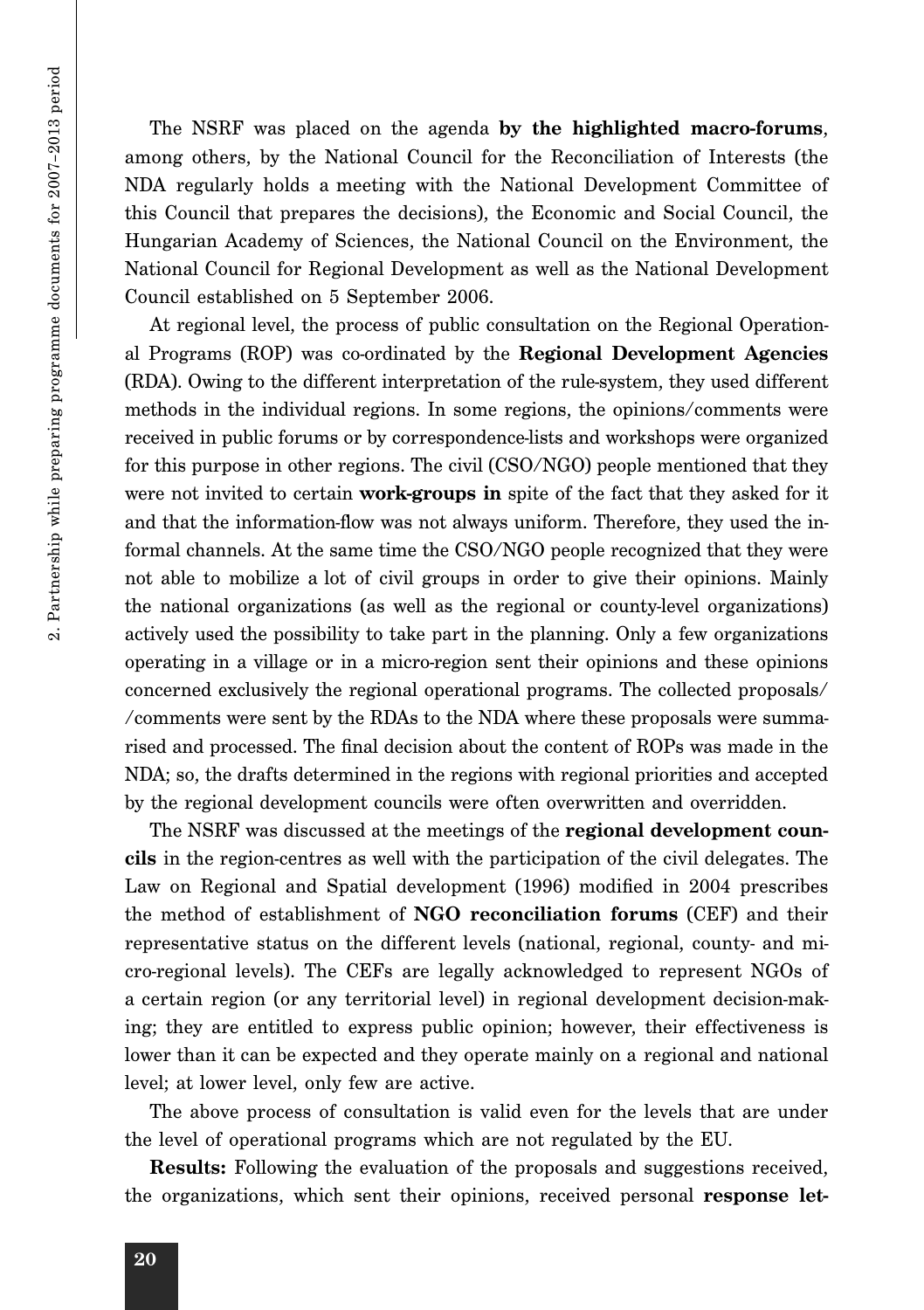The NSRF was placed on the agenda **by the highlighted macro-forums**, among others, by the National Council for the Reconciliation of Interests (the NDA regularly holds a meeting with the National Development Committee of this Council that prepares the decisions), the Economic and Social Council, the Hungarian Academy of Sciences, the National Council on the Environment, the National Council for Regional Development as well as the National Development Council established on 5 September 2006.

At regional level, the process of public consultation on the Regional Operational Programs (ROP) was co-ordinated by the **Regional Development Agencies** (RDA). Owing to the different interpretation of the rule-system, they used different methods in the individual regions. In some regions, the opinions/comments were received in public forums or by correspondence-lists and workshops were organized for this purpose in other regions. The civil (CSO/NGO) people mentioned that they were not invited to certain **work-groups in** spite of the fact that they asked for it and that the information-flow was not always uniform. Therefore, they used the informal channels. At the same time the CSO/NGO people recognized that they were not able to mobilize a lot of civil groups in order to give their opinions. Mainly the national organizations (as well as the regional or county-level organizations) actively used the possibility to take part in the planning. Only a few organizations operating in a village or in a micro-region sent their opinions and these opinions concerned exclusively the regional operational programs. The collected proposals/comments were sent by the RDAs to the NDA where these proposals were summarised and processed. The final decision about the content of ROPs was made in the NDA; so, the drafts determined in the regions with regional priorities and accepted by the regional development councils were often overwritten and overridden.

The NSRF was discussed at the meetings of the **regional development councils** in the region-centres as well with the participation of the civil delegates. The Law on Regional and Spatial development (1996) modified in 2004 prescribes the method of establishment of **NGO reconciliation forums** (CEF) and their representative status on the different levels (national, regional, county- and micro-regional levels). The CEFs are legally acknowledged to represent NGOs of a certain region (or any territorial level) in regional development decision-making; they are entitled to express public opinion; however, their effectiveness is lower than it can be expected and they operate mainly on a regional and national level; at lower level, only few are active.

The above process of consultation is valid even for the levels that are under the level of operational programs which are not regulated by the EU.

**Results:** Following the evaluation of the proposals and suggestions received, the organizations, which sent their opinions, received personal **response let-**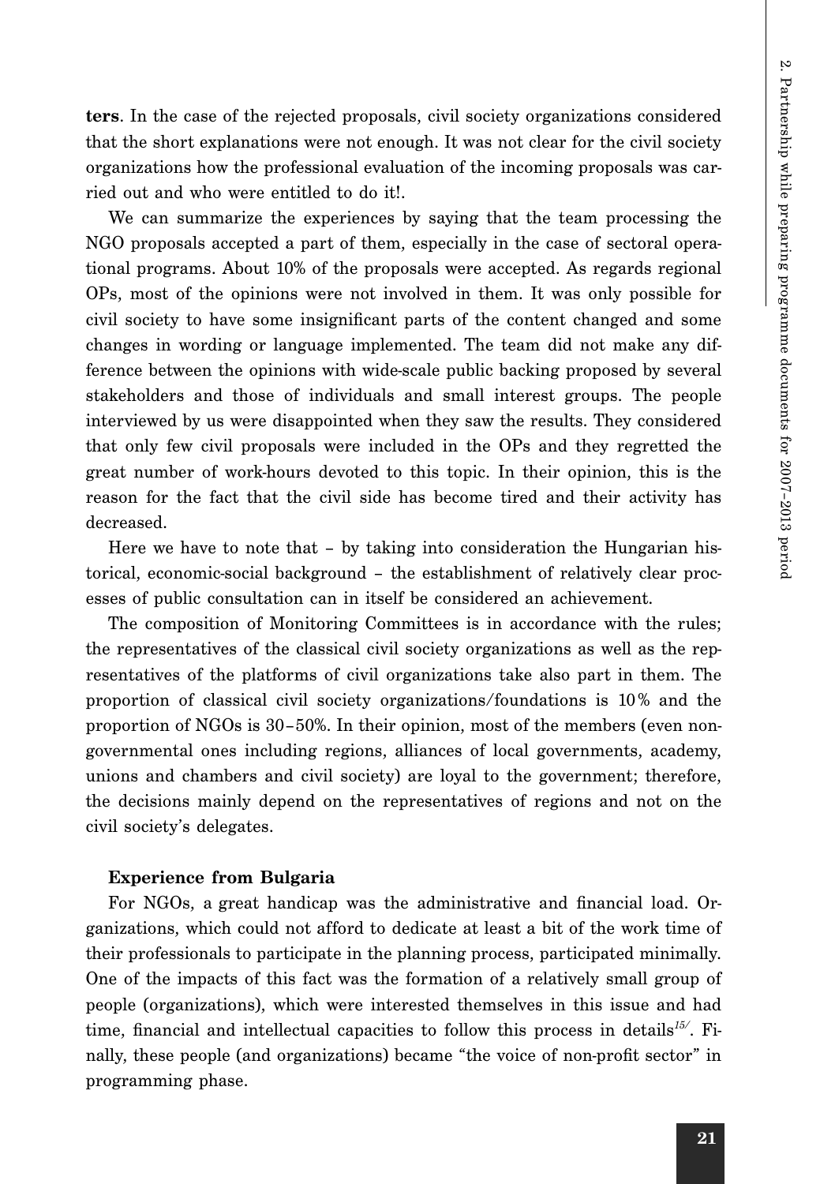**ters**. In the case of the rejected proposals, civil society organizations considered that the short explanations were not enough. It was not clear for the civil society organizations how the professional evaluation of the incoming proposals was carried out and who were entitled to do it!.

We can summarize the experiences by saying that the team processing the NGO proposals accepted a part of them, especially in the case of sectoral operational programs. About 10% of the proposals were accepted. As regards regional OPs, most of the opinions were not involved in them. It was only possible for civil society to have some insignificant parts of the content changed and some changes in wording or language implemented. The team did not make any difference between the opinions with wide-scale public backing proposed by several stakeholders and those of individuals and small interest groups. The people interviewed by us were disappointed when they saw the results. They considered that only few civil proposals were included in the OPs and they regretted the great number of work-hours devoted to this topic. In their opinion, this is the reason for the fact that the civil side has become tired and their activity has decreased.

Here we have to note that – by taking into consideration the Hungarian historical, economic-social background – the establishment of relatively clear processes of public consultation can in itself be considered an achievement.

The composition of Monitoring Committees is in accordance with the rules; the representatives of the classical civil society organizations as well as the representatives of the platforms of civil organizations take also part in them. The proportion of classical civil society organizations/foundations is 10% and the proportion of NGOs is 30–50%. In their opinion, most of the members (even non-governmental ones including regions, alliances of local governments, academy, unions and chambers and civil society) are loyal to the government; therefore, the decisions mainly depend on the representatives of regions and not on the civil society's delegates.

**Experience from Bulgaria**

For NGOs, a great handicap was the administrative and financial load. Organizations, which could not afford to dedicate at least a bit of the work time of their professionals to participate in the planning process, participated minimally. One of the impacts of this fact was the formation of a relatively small group of people (organizations), which were interested themselves in this issue and had time, financial and intellectual capacities to follow this process in details[15/]. Finally, these people (and organizations) became "the voice of non-profit sector" in programming phase.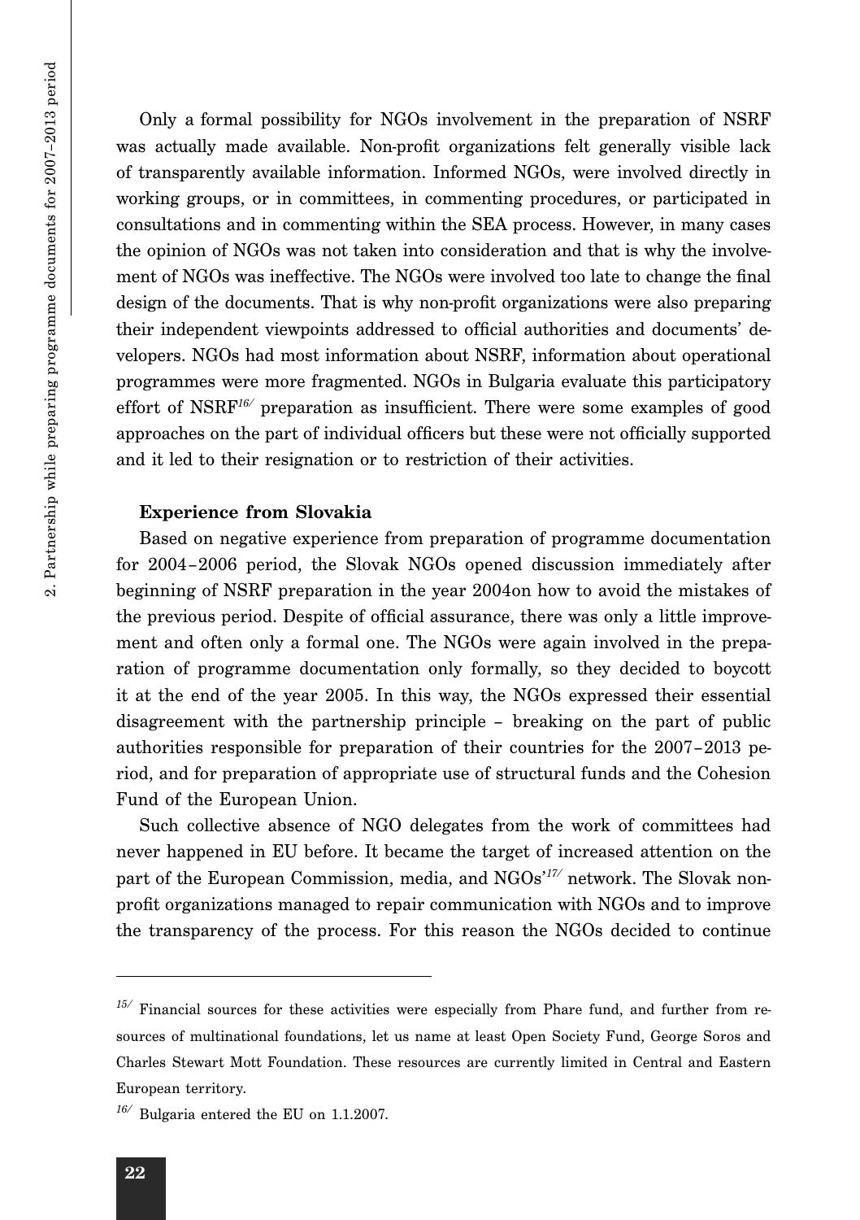Only a formal possibility for NGOs involvement in the preparation of NSRF was actually made available. Non-profit organizations felt generally visible lack of transparently available information. Informed NGOs, were involved directly in working groups, or in committees, in commenting procedures, or participated in consultations and in commenting within the SEA process. However, in many cases the opinion of NGOs was not taken into consideration and that is why the involvement of NGOs was ineffective. The NGOs were involved too late to change the final design of the documents. That is why non-profit organizations were also preparing their independent viewpoints addressed to official authorities and documents' developers. NGOs had most information about NSRF, information about operational programmes were more fragmented. NGOs in Bulgaria evaluate this participatory effort of NSRF[16] preparation as insufficient. There were some examples of good approaches on the part of individual officers but these were not officially supported and it led to their resignation or to restriction of their activities.

**Experience from Slovakia**

Based on negative experience from preparation of programme documentation for 2004–2006 period, the Slovak NGOs opened discussion immediately after beginning of NSRF preparation in the year 2004on how to avoid the mistakes of the previous period. Despite of official assurance, there was only a little improvement and often only a formal one. The NGOs were again involved in the preparation of programme documentation only formally, so they decided to boycott it at the end of the year 2005. In this way, the NGOs expressed their essential disagreement with the partnership principle – breaking on the part of public authorities responsible for preparation of their countries for the 2007–2013 period, and for preparation of appropriate use of structural funds and the Cohesion Fund of the European Union.

Such collective absence of NGO delegates from the work of committees had never happened in EU before. It became the target of increased attention on the part of the European Commission, media, and NGOs'[17] network. The Slovak non-profit organizations managed to repair communication with NGOs and to improve the transparency of the process. For this reason the NGOs decided to continue

---

[15] Financial sources for these activities were especially from Phare fund, and further from resources of multinational foundations, let us name at least Open Society Fund, George Soros and Charles Stewart Mott Foundation. These resources are currently limited in Central and Eastern European territory.

[16] Bulgaria entered the EU on 1.1.2007.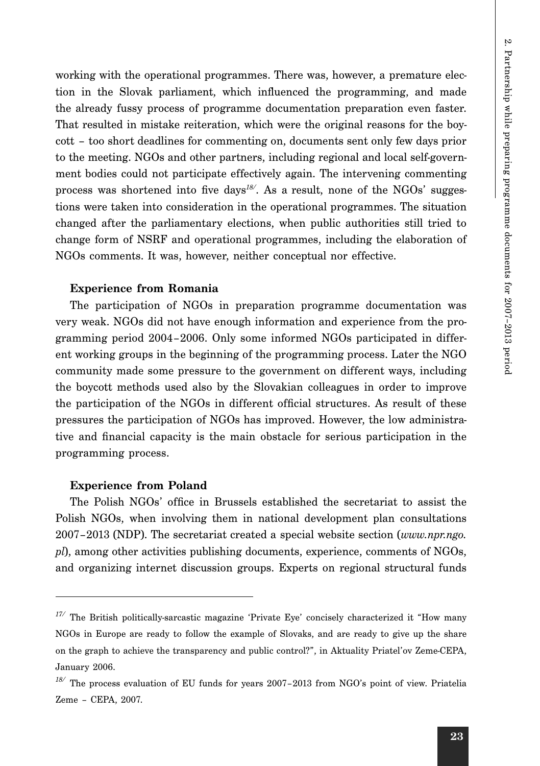working with the operational programmes. There was, however, a premature election in the Slovak parliament, which influenced the programming, and made the already fussy process of programme documentation preparation even faster. That resulted in mistake reiteration, which were the original reasons for the boycott – too short deadlines for commenting on, documents sent only few days prior to the meeting. NGOs and other partners, including regional and local self-government bodies could not participate effectively again. The intervening commenting process was shortened into five days[18]. As a result, none of the NGOs' suggestions were taken into consideration in the operational programmes. The situation changed after the parliamentary elections, when public authorities still tried to change form of NSRF and operational programmes, including the elaboration of NGOs comments. It was, however, neither conceptual nor effective.

### Experience from Romania

The participation of NGOs in preparation programme documentation was very weak. NGOs did not have enough information and experience from the programming period 2004–2006. Only some informed NGOs participated in different working groups in the beginning of the programming process. Later the NGO community made some pressure to the government on different ways, including the boycott methods used also by the Slovakian colleagues in order to improve the participation of the NGOs in different official structures. As result of these pressures the participation of NGOs has improved. However, the low administrative and financial capacity is the main obstacle for serious participation in the programming process.

### Experience from Poland

The Polish NGOs' office in Brussels established the secretariat to assist the Polish NGOs, when involving them in national development plan consultations 2007–2013 (NDP). The secretariat created a special website section (*www.npr.ngo.pl*), among other activities publishing documents, experience, comments of NGOs, and organizing internet discussion groups. Experts on regional structural funds

---

[17] The British politically-sarcastic magazine 'Private Eye' concisely characterized it "How many NGOs in Europe are ready to follow the example of Slovaks, and are ready to give up the share on the graph to achieve the transparency and public control?", in Aktuality Priatel'ov Zeme-CEPA, January 2006.

[18] The process evaluation of EU funds for years 2007–2013 from NGO's point of view. Priatelia Zeme – CEPA, 2007.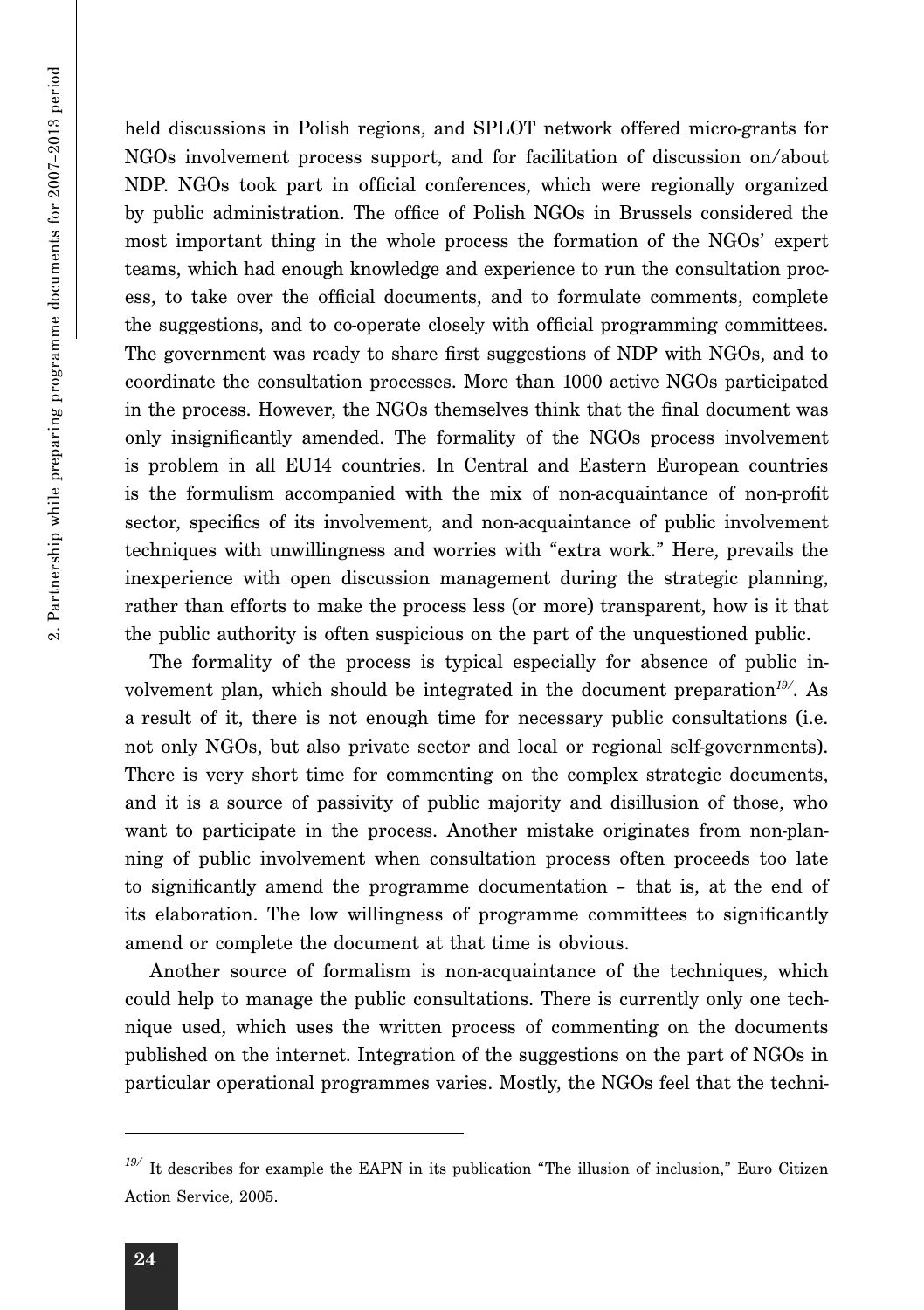held discussions in Polish regions, and SPLOT network offered micro-grants for NGOs involvement process support, and for facilitation of discussion on/about NDP. NGOs took part in official conferences, which were regionally organized by public administration. The office of Polish NGOs in Brussels considered the most important thing in the whole process the formation of the NGOs' expert teams, which had enough knowledge and experience to run the consultation process, to take over the official documents, and to formulate comments, complete the suggestions, and to co-operate closely with official programming committees. The government was ready to share first suggestions of NDP with NGOs, and to coordinate the consultation processes. More than 1000 active NGOs participated in the process. However, the NGOs themselves think that the final document was only insignificantly amended. The formality of the NGOs process involvement is problem in all EU14 countries. In Central and Eastern European countries is the formulism accompanied with the mix of non-acquaintance of non-profit sector, specifics of its involvement, and non-acquaintance of public involvement techniques with unwillingness and worries with "extra work." Here, prevails the inexperience with open discussion management during the strategic planning, rather than efforts to make the process less (or more) transparent, how is it that the public authority is often suspicious on the part of the unquestioned public.

The formality of the process is typical especially for absence of public involvement plan, which should be integrated in the document preparation[19/]. As a result of it, there is not enough time for necessary public consultations (i.e. not only NGOs, but also private sector and local or regional self-governments). There is very short time for commenting on the complex strategic documents, and it is a source of passivity of public majority and disillusion of those, who want to participate in the process. Another mistake originates from non-planning of public involvement when consultation process often proceeds too late to significantly amend the programme documentation – that is, at the end of its elaboration. The low willingness of programme committees to significantly amend or complete the document at that time is obvious.

Another source of formalism is non-acquaintance of the techniques, which could help to manage the public consultations. There is currently only one technique used, which uses the written process of commenting on the documents published on the internet. Integration of the suggestions on the part of NGOs in particular operational programmes varies. Mostly, the NGOs feel that the techni-

---

[19/] It describes for example the EAPN in its publication "The illusion of inclusion," Euro Citizen Action Service, 2005.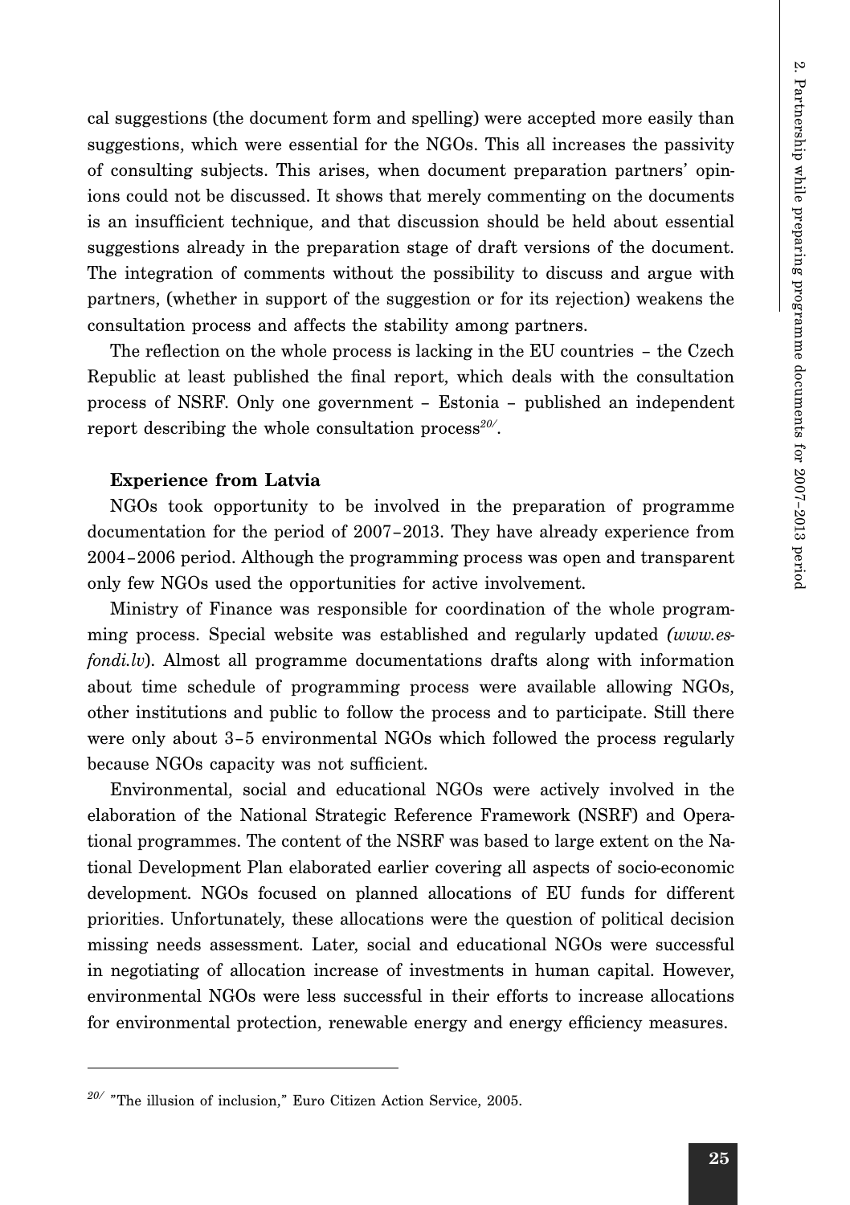cal suggestions (the document form and spelling) were accepted more easily than suggestions, which were essential for the NGOs. This all increases the passivity of consulting subjects. This arises, when document preparation partners' opinions could not be discussed. It shows that merely commenting on the documents is an insufficient technique, and that discussion should be held about essential suggestions already in the preparation stage of draft versions of the document. The integration of comments without the possibility to discuss and argue with partners, (whether in support of the suggestion or for its rejection) weakens the consultation process and affects the stability among partners.

The reflection on the whole process is lacking in the EU countries – the Czech Republic at least published the final report, which deals with the consultation process of NSRF. Only one government – Estonia – published an independent report describing the whole consultation process[20].

**Experience from Latvia**

NGOs took opportunity to be involved in the preparation of programme documentation for the period of 2007–2013. They have already experience from 2004–2006 period. Although the programming process was open and transparent only few NGOs used the opportunities for active involvement.

Ministry of Finance was responsible for coordination of the whole programming process. Special website was established and regularly updated *(www.esfondi.lv)*. Almost all programme documentations drafts along with information about time schedule of programming process were available allowing NGOs, other institutions and public to follow the process and to participate. Still there were only about 3–5 environmental NGOs which followed the process regularly because NGOs capacity was not sufficient.

Environmental, social and educational NGOs were actively involved in the elaboration of the National Strategic Reference Framework (NSRF) and Operational programmes. The content of the NSRF was based to large extent on the National Development Plan elaborated earlier covering all aspects of socio-economic development. NGOs focused on planned allocations of EU funds for different priorities. Unfortunately, these allocations were the question of political decision missing needs assessment. Later, social and educational NGOs were successful in negotiating of allocation increase of investments in human capital. However, environmental NGOs were less successful in their efforts to increase allocations for environmental protection, renewable energy and energy efficiency measures.

---

[20] "The illusion of inclusion," Euro Citizen Action Service, 2005.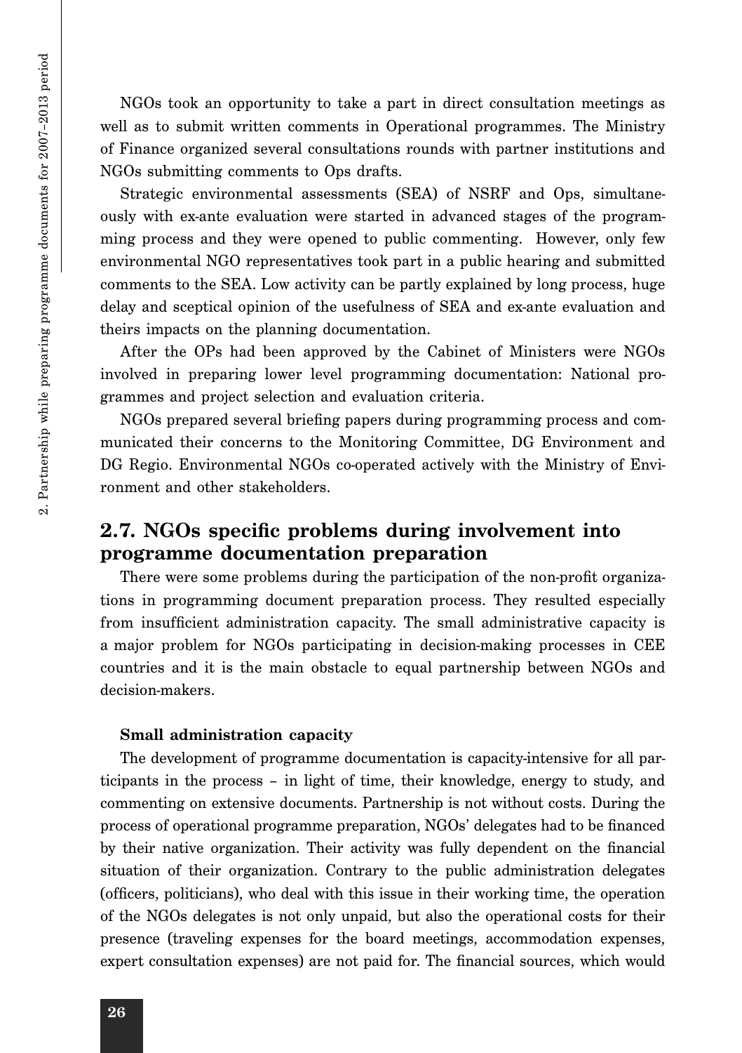NGOs took an opportunity to take a part in direct consultation meetings as well as to submit written comments in Operational programmes. The Ministry of Finance organized several consultations rounds with partner institutions and NGOs submitting comments to Ops drafts.

Strategic environmental assessments (SEA) of NSRF and Ops, simultaneously with ex-ante evaluation were started in advanced stages of the programming process and they were opened to public commenting. However, only few environmental NGO representatives took part in a public hearing and submitted comments to the SEA. Low activity can be partly explained by long process, huge delay and sceptical opinion of the usefulness of SEA and ex-ante evaluation and theirs impacts on the planning documentation.

After the OPs had been approved by the Cabinet of Ministers were NGOs involved in preparing lower level programming documentation: National programmes and project selection and evaluation criteria.

NGOs prepared several briefing papers during programming process and communicated their concerns to the Monitoring Committee, DG Environment and DG Regio. Environmental NGOs co-operated actively with the Ministry of Environment and other stakeholders.

## 2.7. NGOs specific problems during involvement into programme documentation preparation

There were some problems during the participation of the non-profit organizations in programming document preparation process. They resulted especially from insufficient administration capacity. The small administrative capacity is a major problem for NGOs participating in decision-making processes in CEE countries and it is the main obstacle to equal partnership between NGOs and decision-makers.

**Small administration capacity**

The development of programme documentation is capacity-intensive for all participants in the process – in light of time, their knowledge, energy to study, and commenting on extensive documents. Partnership is not without costs. During the process of operational programme preparation, NGOs' delegates had to be financed by their native organization. Their activity was fully dependent on the financial situation of their organization. Contrary to the public administration delegates (officers, politicians), who deal with this issue in their working time, the operation of the NGOs delegates is not only unpaid, but also the operational costs for their presence (traveling expenses for the board meetings, accommodation expenses, expert consultation expenses) are not paid for. The financial sources, which would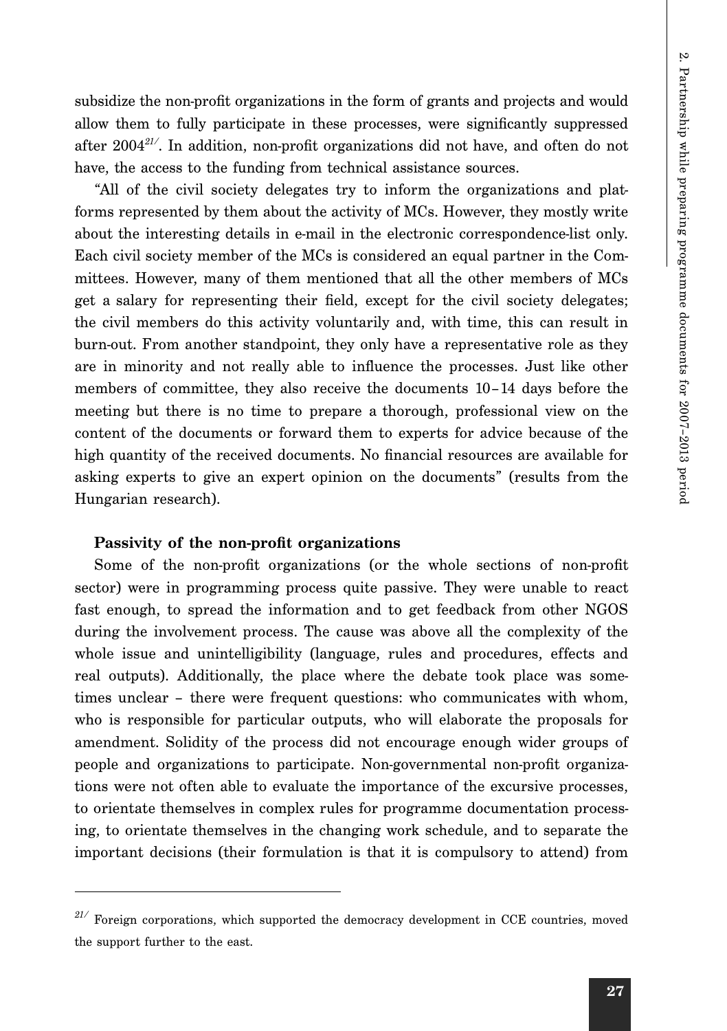subsidize the non-profit organizations in the form of grants and projects and would allow them to fully participate in these processes, were significantly suppressed after 2004[21/]. In addition, non-profit organizations did not have, and often do not have, the access to the funding from technical assistance sources.

"All of the civil society delegates try to inform the organizations and platforms represented by them about the activity of MCs. However, they mostly write about the interesting details in e-mail in the electronic correspondence-list only. Each civil society member of the MCs is considered an equal partner in the Committees. However, many of them mentioned that all the other members of MCs get a salary for representing their field, except for the civil society delegates; the civil members do this activity voluntarily and, with time, this can result in burn-out. From another standpoint, they only have a representative role as they are in minority and not really able to influence the processes. Just like other members of committee, they also receive the documents 10–14 days before the meeting but there is no time to prepare a thorough, professional view on the content of the documents or forward them to experts for advice because of the high quantity of the received documents. No financial resources are available for asking experts to give an expert opinion on the documents" (results from the Hungarian research).

**Passivity of the non-profit organizations**

Some of the non-profit organizations (or the whole sections of non-profit sector) were in programming process quite passive. They were unable to react fast enough, to spread the information and to get feedback from other NGOS during the involvement process. The cause was above all the complexity of the whole issue and unintelligibility (language, rules and procedures, effects and real outputs). Additionally, the place where the debate took place was sometimes unclear – there were frequent questions: who communicates with whom, who is responsible for particular outputs, who will elaborate the proposals for amendment. Solidity of the process did not encourage enough wider groups of people and organizations to participate. Non-governmental non-profit organizations were not often able to evaluate the importance of the excursive processes, to orientate themselves in complex rules for programme documentation processing, to orientate themselves in the changing work schedule, and to separate the important decisions (their formulation is that it is compulsory to attend) from

---

[21/] Foreign corporations, which supported the democracy development in CCE countries, moved the support further to the east.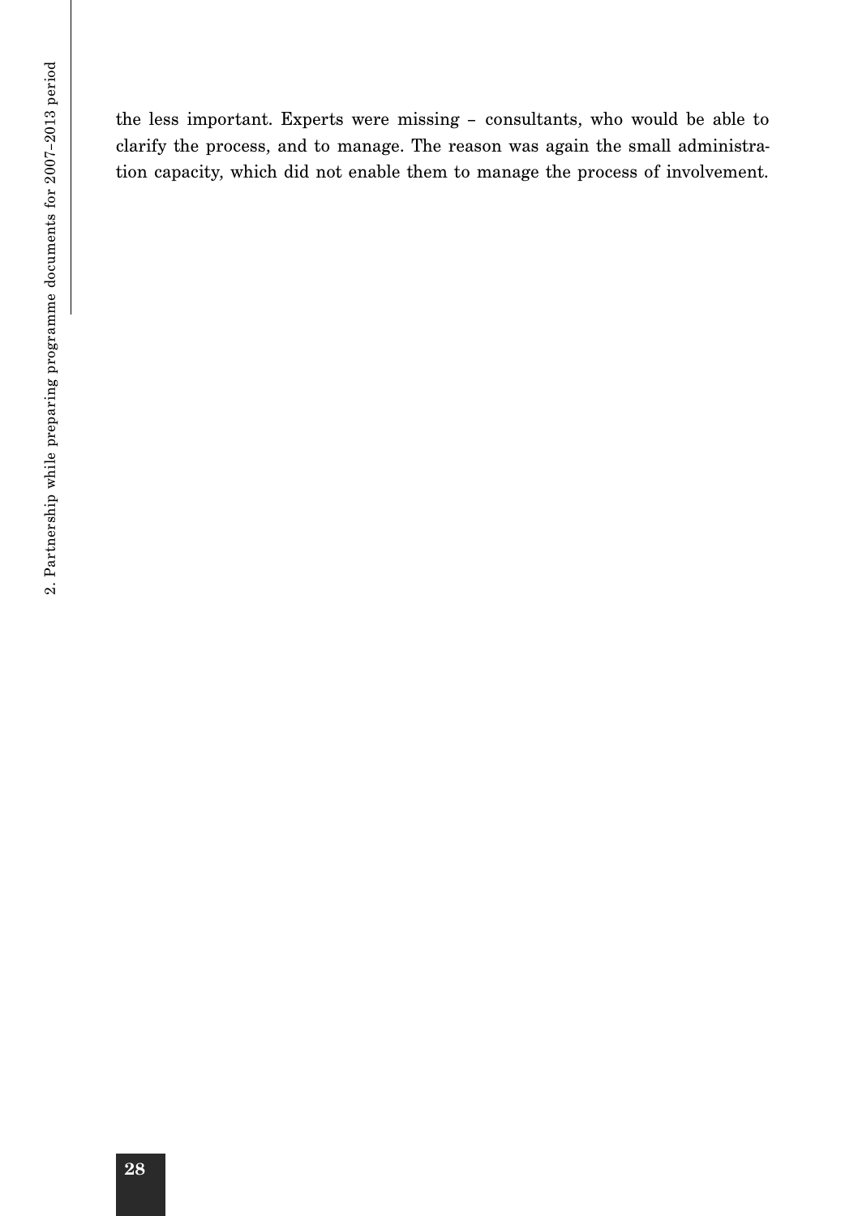the less important. Experts were missing – consultants, who would be able to clarify the process, and to manage. The reason was again the small administration capacity, which did not enable them to manage the process of involvement.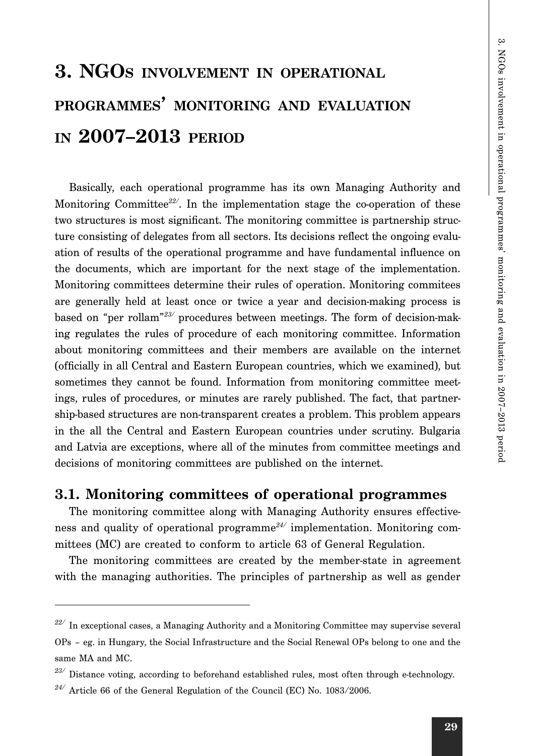# 3. NGOs involvement in operational programmes' monitoring and evaluation in 2007–2013 period

Basically, each operational programme has its own Managing Authority and Monitoring Committee[22/]. In the implementation stage the co-operation of these two structures is most significant. The monitoring committee is partnership structure consisting of delegates from all sectors. Its decisions reflect the ongoing evaluation of results of the operational programme and have fundamental influence on the documents, which are important for the next stage of the implementation. Monitoring committees determine their rules of operation. Monitoring commitees are generally held at least once or twice a year and decision-making process is based on "per rollam"[23/] procedures between meetings. The form of decision-making regulates the rules of procedure of each monitoring committee. Information about monitoring committees and their members are available on the internet (officially in all Central and Eastern European countries, which we examined), but sometimes they cannot be found. Information from monitoring committee meetings, rules of procedures, or minutes are rarely published. The fact, that partnership-based structures are non-transparent creates a problem. This problem appears in the all the Central and Eastern European countries under scrutiny. Bulgaria and Latvia are exceptions, where all of the minutes from committee meetings and decisions of monitoring committees are published on the internet.

## 3.1. Monitoring committees of operational programmes

The monitoring committee along with Managing Authority ensures effectiveness and quality of operational programme[24/] implementation. Monitoring committees (MC) are created to conform to article 63 of General Regulation.

The monitoring committees are created by the member-state in agreement with the managing authorities. The principles of partnership as well as gender

---

[22/] In exceptional cases, a Managing Authority and a Monitoring Committee may supervise several OPs – eg. in Hungary, the Social Infrastructure and the Social Renewal OPs belong to one and the same MA and MC.

[23/] Distance voting, according to beforehand established rules, most often through e-technology.

[24/] Article 66 of the General Regulation of the Council (EC) No. 1083/2006.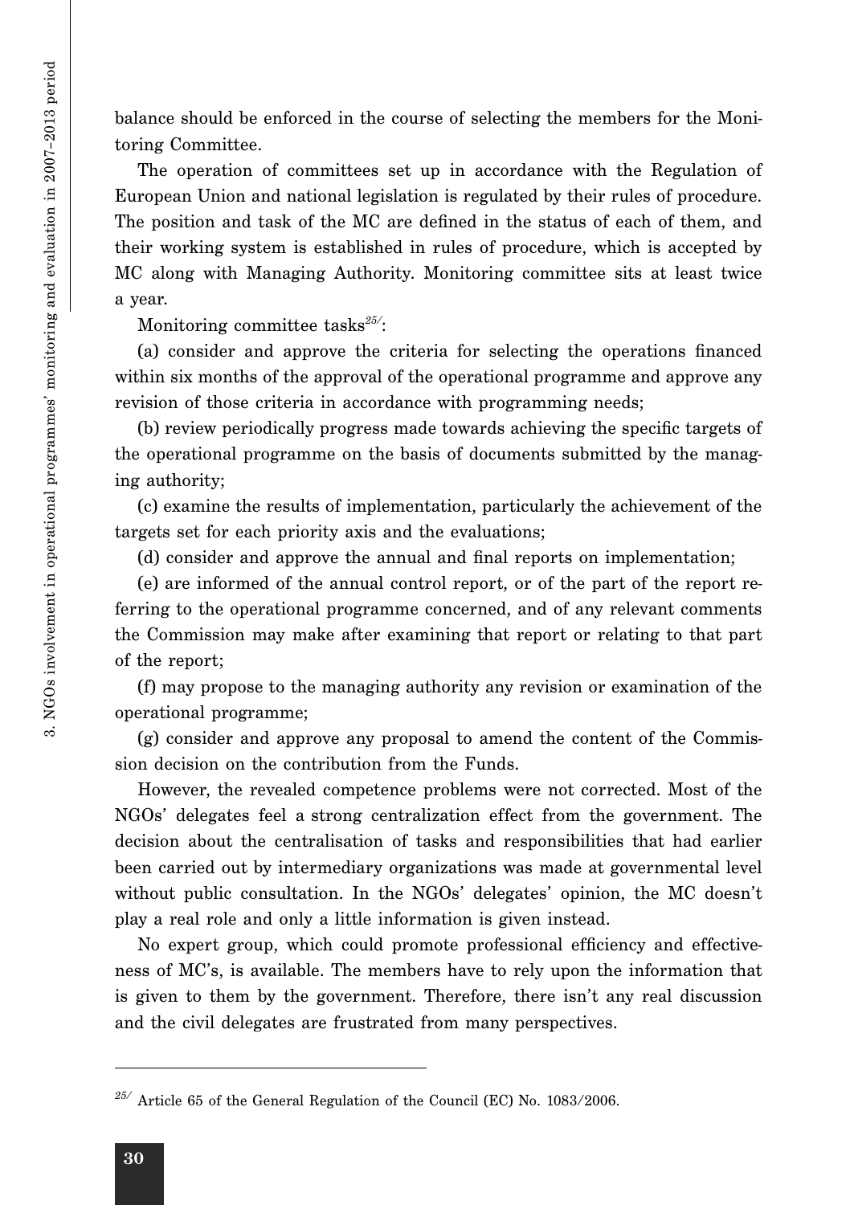balance should be enforced in the course of selecting the members for the Monitoring Committee.

The operation of committees set up in accordance with the Regulation of European Union and national legislation is regulated by their rules of procedure. The position and task of the MC are defined in the status of each of them, and their working system is established in rules of procedure, which is accepted by MC along with Managing Authority. Monitoring committee sits at least twice a year.

Monitoring committee tasks[25/]:

(a) consider and approve the criteria for selecting the operations financed within six months of the approval of the operational programme and approve any revision of those criteria in accordance with programming needs;

(b) review periodically progress made towards achieving the specific targets of the operational programme on the basis of documents submitted by the managing authority;

(c) examine the results of implementation, particularly the achievement of the targets set for each priority axis and the evaluations;

(d) consider and approve the annual and final reports on implementation;

(e) are informed of the annual control report, or of the part of the report referring to the operational programme concerned, and of any relevant comments the Commission may make after examining that report or relating to that part of the report;

(f) may propose to the managing authority any revision or examination of the operational programme;

(g) consider and approve any proposal to amend the content of the Commission decision on the contribution from the Funds.

However, the revealed competence problems were not corrected. Most of the NGOs' delegates feel a strong centralization effect from the government. The decision about the centralisation of tasks and responsibilities that had earlier been carried out by intermediary organizations was made at governmental level without public consultation. In the NGOs' delegates' opinion, the MC doesn't play a real role and only a little information is given instead.

No expert group, which could promote professional efficiency and effectiveness of MC's, is available. The members have to rely upon the information that is given to them by the government. Therefore, there isn't any real discussion and the civil delegates are frustrated from many perspectives.

---

[25/] Article 65 of the General Regulation of the Council (EC) No. 1083/2006.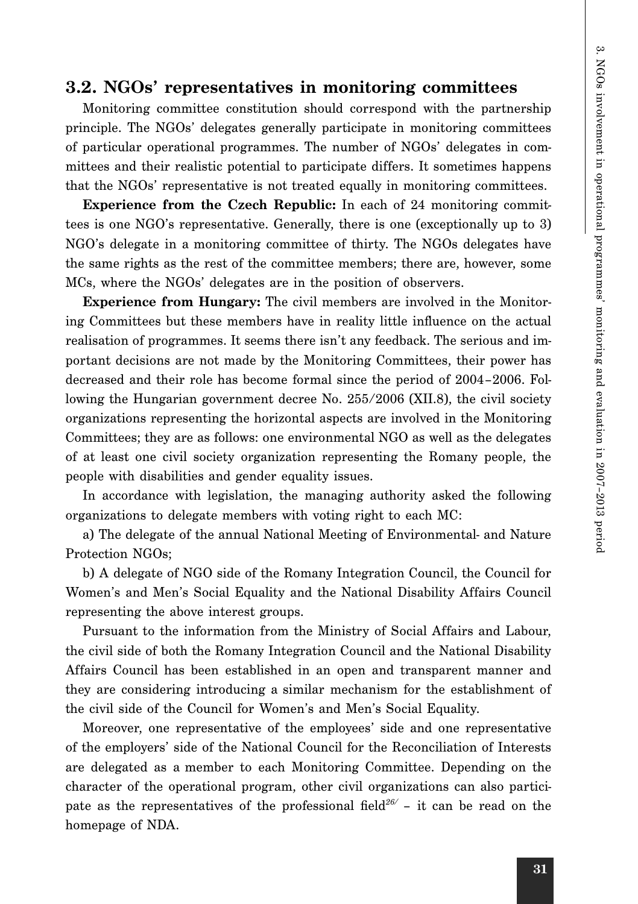## 3.2. NGOs' representatives in monitoring committees

Monitoring committee constitution should correspond with the partnership principle. The NGOs' delegates generally participate in monitoring committees of particular operational programmes. The number of NGOs' delegates in committees and their realistic potential to participate differs. It sometimes happens that the NGOs' representative is not treated equally in monitoring committees.

**Experience from the Czech Republic:** In each of 24 monitoring committees is one NGO's representative. Generally, there is one (exceptionally up to 3) NGO's delegate in a monitoring committee of thirty. The NGOs delegates have the same rights as the rest of the committee members; there are, however, some MCs, where the NGOs' delegates are in the position of observers.

**Experience from Hungary:** The civil members are involved in the Monitoring Committees but these members have in reality little influence on the actual realisation of programmes. It seems there isn't any feedback. The serious and important decisions are not made by the Monitoring Committees, their power has decreased and their role has become formal since the period of 2004–2006. Following the Hungarian government decree No. 255/2006 (XII.8), the civil society organizations representing the horizontal aspects are involved in the Monitoring Committees; they are as follows: one environmental NGO as well as the delegates of at least one civil society organization representing the Romany people, the people with disabilities and gender equality issues.

In accordance with legislation, the managing authority asked the following organizations to delegate members with voting right to each MC:

a) The delegate of the annual National Meeting of Environmental- and Nature Protection NGOs;

b) A delegate of NGO side of the Romany Integration Council, the Council for Women's and Men's Social Equality and the National Disability Affairs Council representing the above interest groups.

Pursuant to the information from the Ministry of Social Affairs and Labour, the civil side of both the Romany Integration Council and the National Disability Affairs Council has been established in an open and transparent manner and they are considering introducing a similar mechanism for the establishment of the civil side of the Council for Women's and Men's Social Equality.

Moreover, one representative of the employees' side and one representative of the employers' side of the National Council for the Reconciliation of Interests are delegated as a member to each Monitoring Committee. Depending on the character of the operational program, other civil organizations can also participate as the representatives of the professional field[26] – it can be read on the homepage of NDA.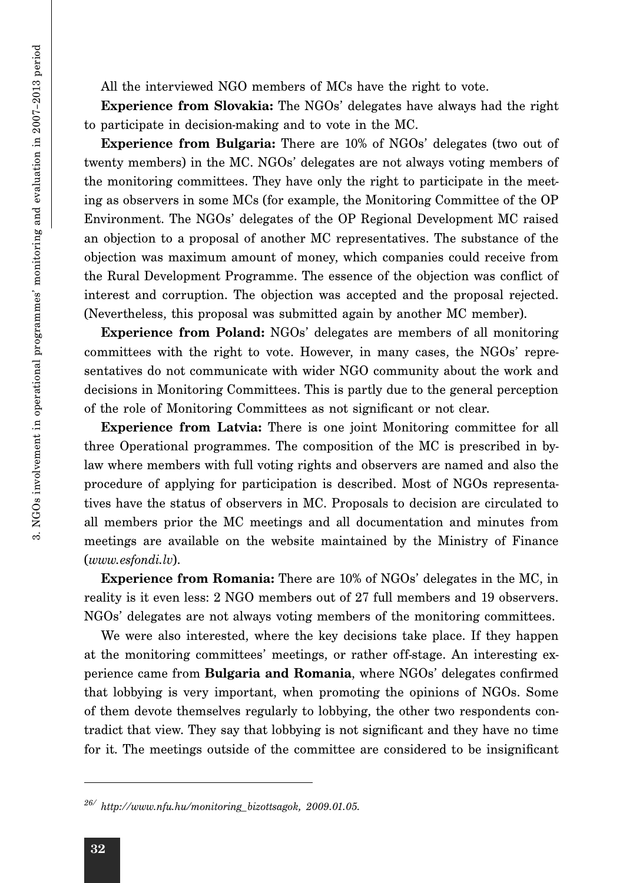All the interviewed NGO members of MCs have the right to vote.

**Experience from Slovakia:** The NGOs' delegates have always had the right to participate in decision-making and to vote in the MC.

**Experience from Bulgaria:** There are 10% of NGOs' delegates (two out of twenty members) in the MC. NGOs' delegates are not always voting members of the monitoring committees. They have only the right to participate in the meeting as observers in some MCs (for example, the Monitoring Committee of the OP Environment. The NGOs' delegates of the OP Regional Development MC raised an objection to a proposal of another MC representatives. The substance of the objection was maximum amount of money, which companies could receive from the Rural Development Programme. The essence of the objection was conflict of interest and corruption. The objection was accepted and the proposal rejected. (Nevertheless, this proposal was submitted again by another MC member).

**Experience from Poland:** NGOs' delegates are members of all monitoring committees with the right to vote. However, in many cases, the NGOs' representatives do not communicate with wider NGO community about the work and decisions in Monitoring Committees. This is partly due to the general perception of the role of Monitoring Committees as not significant or not clear.

**Experience from Latvia:** There is one joint Monitoring committee for all three Operational programmes. The composition of the MC is prescribed in bylaw where members with full voting rights and observers are named and also the procedure of applying for participation is described. Most of NGOs representatives have the status of observers in MC. Proposals to decision are circulated to all members prior the MC meetings and all documentation and minutes from meetings are available on the website maintained by the Ministry of Finance (*www.esfondi.lv*).

**Experience from Romania:** There are 10% of NGOs' delegates in the MC, in reality is it even less: 2 NGO members out of 27 full members and 19 observers. NGOs' delegates are not always voting members of the monitoring committees.

We were also interested, where the key decisions take place. If they happen at the monitoring committees' meetings, or rather off-stage. An interesting experience came from **Bulgaria and Romania**, where NGOs' delegates confirmed that lobbying is very important, when promoting the opinions of NGOs. Some of them devote themselves regularly to lobbying, the other two respondents contradict that view. They say that lobbying is not significant and they have no time for it. The meetings outside of the committee are considered to be insignificant

---

[26] *http://www.nfu.hu/monitoring_bizottsagok, 2009.01.05.*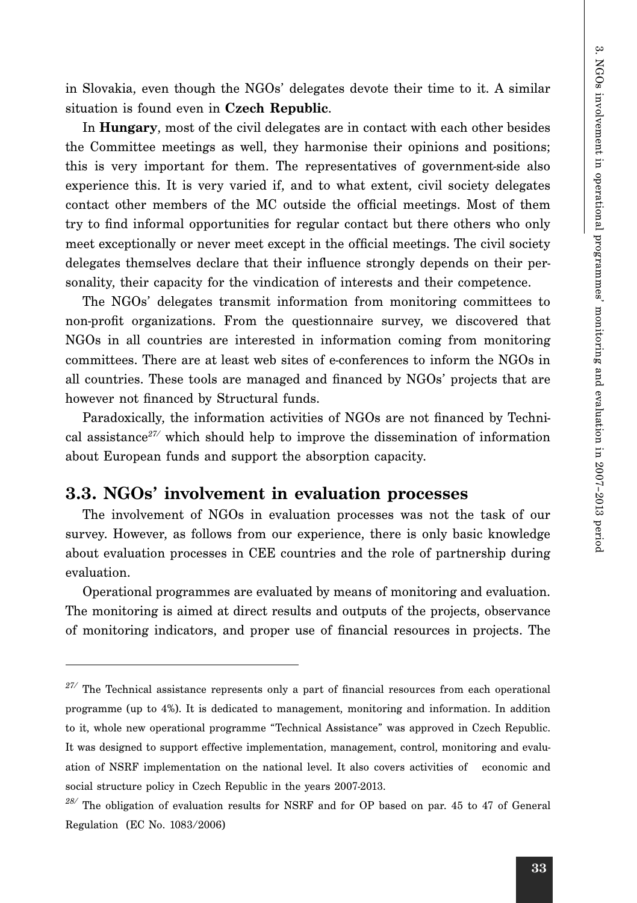in Slovakia, even though the NGOs' delegates devote their time to it. A similar situation is found even in **Czech Republic**.

In **Hungary**, most of the civil delegates are in contact with each other besides the Committee meetings as well, they harmonise their opinions and positions; this is very important for them. The representatives of government-side also experience this. It is very varied if, and to what extent, civil society delegates contact other members of the MC outside the official meetings. Most of them try to find informal opportunities for regular contact but there others who only meet exceptionally or never meet except in the official meetings. The civil society delegates themselves declare that their influence strongly depends on their personality, their capacity for the vindication of interests and their competence.

The NGOs' delegates transmit information from monitoring committees to non-profit organizations. From the questionnaire survey, we discovered that NGOs in all countries are interested in information coming from monitoring committees. There are at least web sites of e-conferences to inform the NGOs in all countries. These tools are managed and financed by NGOs' projects that are however not financed by Structural funds.

Paradoxically, the information activities of NGOs are not financed by Technical assistance[27/] which should help to improve the dissemination of information about European funds and support the absorption capacity.

## 3.3. NGOs' involvement in evaluation processes

The involvement of NGOs in evaluation processes was not the task of our survey. However, as follows from our experience, there is only basic knowledge about evaluation processes in CEE countries and the role of partnership during evaluation.

Operational programmes are evaluated by means of monitoring and evaluation. The monitoring is aimed at direct results and outputs of the projects, observance of monitoring indicators, and proper use of financial resources in projects. The

---

[27/] The Technical assistance represents only a part of financial resources from each operational programme (up to 4%). It is dedicated to management, monitoring and information. In addition to it, whole new operational programme "Technical Assistance" was approved in Czech Republic. It was designed to support effective implementation, management, control, monitoring and evaluation of NSRF implementation on the national level. It also covers activities of economic and social structure policy in Czech Republic in the years 2007-2013.

[28/] The obligation of evaluation results for NSRF and for OP based on par. 45 to 47 of General Regulation (EC No. 1083/2006)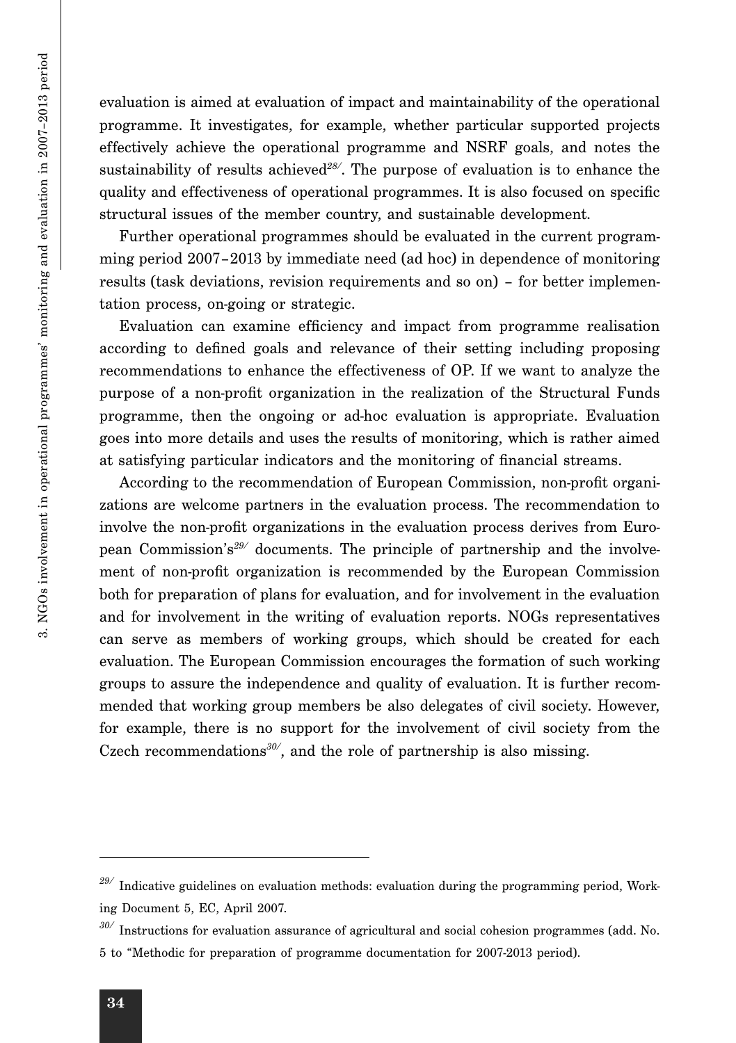evaluation is aimed at evaluation of impact and maintainability of the operational programme. It investigates, for example, whether particular supported projects effectively achieve the operational programme and NSRF goals, and notes the sustainability of results achieved[28/]. The purpose of evaluation is to enhance the quality and effectiveness of operational programmes. It is also focused on specific structural issues of the member country, and sustainable development.

Further operational programmes should be evaluated in the current programming period 2007–2013 by immediate need (ad hoc) in dependence of monitoring results (task deviations, revision requirements and so on) – for better implementation process, on-going or strategic.

Evaluation can examine efficiency and impact from programme realisation according to defined goals and relevance of their setting including proposing recommendations to enhance the effectiveness of OP. If we want to analyze the purpose of a non-profit organization in the realization of the Structural Funds programme, then the ongoing or ad-hoc evaluation is appropriate. Evaluation goes into more details and uses the results of monitoring, which is rather aimed at satisfying particular indicators and the monitoring of financial streams.

According to the recommendation of European Commission, non-profit organizations are welcome partners in the evaluation process. The recommendation to involve the non-profit organizations in the evaluation process derives from European Commission's[29/] documents. The principle of partnership and the involvement of non-profit organization is recommended by the European Commission both for preparation of plans for evaluation, and for involvement in the evaluation and for involvement in the writing of evaluation reports. NOGs representatives can serve as members of working groups, which should be created for each evaluation. The European Commission encourages the formation of such working groups to assure the independence and quality of evaluation. It is further recommended that working group members be also delegates of civil society. However, for example, there is no support for the involvement of civil society from the Czech recommendations[30/], and the role of partnership is also missing.

---

[29/] Indicative guidelines on evaluation methods: evaluation during the programming period, Working Document 5, EC, April 2007.

[30/] Instructions for evaluation assurance of agricultural and social cohesion programmes (add. No. 5 to "Methodic for preparation of programme documentation for 2007-2013 period).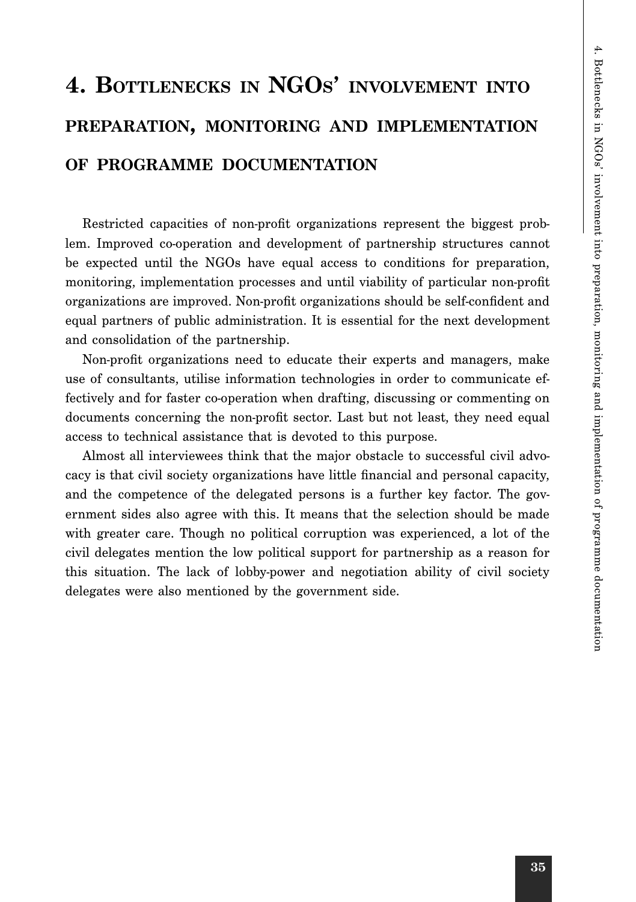# 4. Bottlenecks in NGOs' involvement into preparation, monitoring and implementation of programme documentation

Restricted capacities of non-profit organizations represent the biggest problem. Improved co-operation and development of partnership structures cannot be expected until the NGOs have equal access to conditions for preparation, monitoring, implementation processes and until viability of particular non-profit organizations are improved. Non-profit organizations should be self-confident and equal partners of public administration. It is essential for the next development and consolidation of the partnership.

Non-profit organizations need to educate their experts and managers, make use of consultants, utilise information technologies in order to communicate effectively and for faster co-operation when drafting, discussing or commenting on documents concerning the non-profit sector. Last but not least, they need equal access to technical assistance that is devoted to this purpose.

Almost all interviewees think that the major obstacle to successful civil advocacy is that civil society organizations have little financial and personal capacity, and the competence of the delegated persons is a further key factor. The government sides also agree with this. It means that the selection should be made with greater care. Though no political corruption was experienced, a lot of the civil delegates mention the low political support for partnership as a reason for this situation. The lack of lobby-power and negotiation ability of civil society delegates were also mentioned by the government side.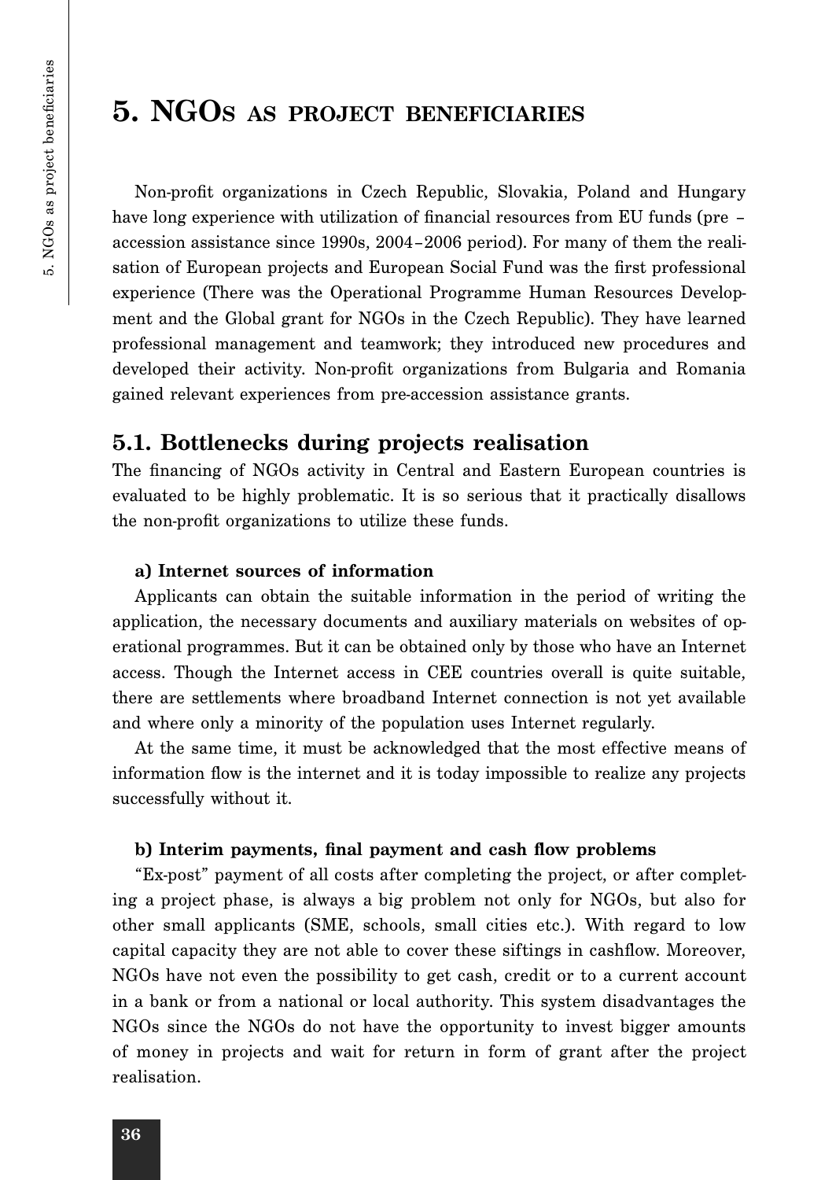# 5. NGOs AS PROJECT BENEFICIARIES

Non-profit organizations in Czech Republic, Slovakia, Poland and Hungary have long experience with utilization of financial resources from EU funds (pre – accession assistance since 1990s, 2004–2006 period). For many of them the realisation of European projects and European Social Fund was the first professional experience (There was the Operational Programme Human Resources Development and the Global grant for NGOs in the Czech Republic). They have learned professional management and teamwork; they introduced new procedures and developed their activity. Non-profit organizations from Bulgaria and Romania gained relevant experiences from pre-accession assistance grants.

## 5.1. Bottlenecks during projects realisation

The financing of NGOs activity in Central and Eastern European countries is evaluated to be highly problematic. It is so serious that it practically disallows the non-profit organizations to utilize these funds.

**a) Internet sources of information**

Applicants can obtain the suitable information in the period of writing the application, the necessary documents and auxiliary materials on websites of operational programmes. But it can be obtained only by those who have an Internet access. Though the Internet access in CEE countries overall is quite suitable, there are settlements where broadband Internet connection is not yet available and where only a minority of the population uses Internet regularly.

At the same time, it must be acknowledged that the most effective means of information flow is the internet and it is today impossible to realize any projects successfully without it.

**b) Interim payments, final payment and cash flow problems**

"Ex-post" payment of all costs after completing the project, or after completing a project phase, is always a big problem not only for NGOs, but also for other small applicants (SME, schools, small cities etc.). With regard to low capital capacity they are not able to cover these siftings in cashflow. Moreover, NGOs have not even the possibility to get cash, credit or to a current account in a bank or from a national or local authority. This system disadvantages the NGOs since the NGOs do not have the opportunity to invest bigger amounts of money in projects and wait for return in form of grant after the project realisation.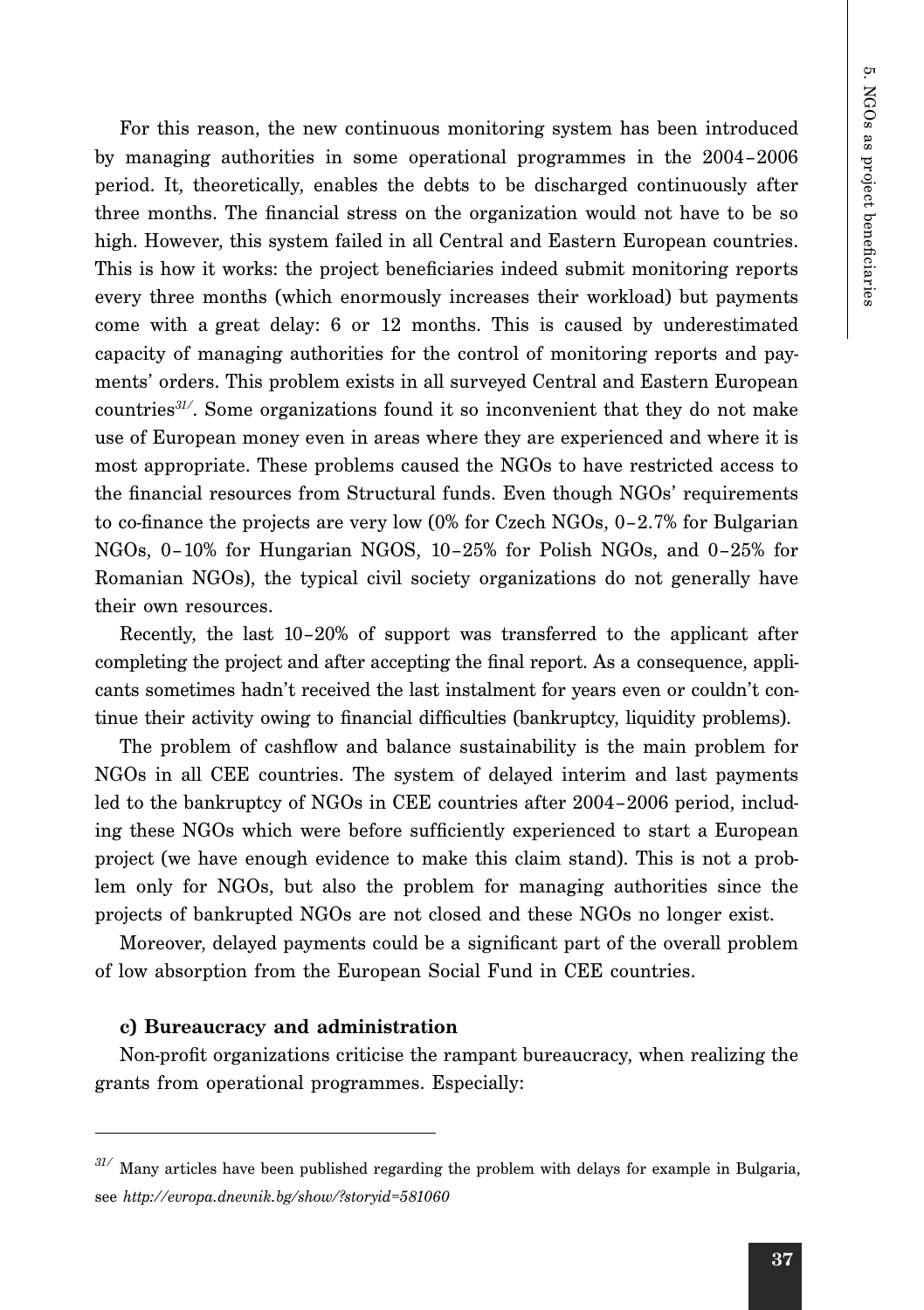For this reason, the new continuous monitoring system has been introduced by managing authorities in some operational programmes in the 2004–2006 period. It, theoretically, enables the debts to be discharged continuously after three months. The financial stress on the organization would not have to be so high. However, this system failed in all Central and Eastern European countries. This is how it works: the project beneficiaries indeed submit monitoring reports every three months (which enormously increases their workload) but payments come with a great delay: 6 or 12 months. This is caused by underestimated capacity of managing authorities for the control of monitoring reports and payments' orders. This problem exists in all surveyed Central and Eastern European countries[31/]. Some organizations found it so inconvenient that they do not make use of European money even in areas where they are experienced and where it is most appropriate. These problems caused the NGOs to have restricted access to the financial resources from Structural funds. Even though NGOs' requirements to co-finance the projects are very low (0% for Czech NGOs, 0–2.7% for Bulgarian NGOs, 0–10% for Hungarian NGOS, 10–25% for Polish NGOs, and 0–25% for Romanian NGOs), the typical civil society organizations do not generally have their own resources.

Recently, the last 10–20% of support was transferred to the applicant after completing the project and after accepting the final report. As a consequence, applicants sometimes hadn't received the last instalment for years even or couldn't continue their activity owing to financial difficulties (bankruptcy, liquidity problems).

The problem of cashflow and balance sustainability is the main problem for NGOs in all CEE countries. The system of delayed interim and last payments led to the bankruptcy of NGOs in CEE countries after 2004–2006 period, including these NGOs which were before sufficiently experienced to start a European project (we have enough evidence to make this claim stand). This is not a problem only for NGOs, but also the problem for managing authorities since the projects of bankrupted NGOs are not closed and these NGOs no longer exist.

Moreover, delayed payments could be a significant part of the overall problem of low absorption from the European Social Fund in CEE countries.

**c) Bureaucracy and administration**

Non-profit organizations criticise the rampant bureaucracy, when realizing the grants from operational programmes. Especially:

---

[31/] Many articles have been published regarding the problem with delays for example in Bulgaria, see *http://evropa.dnevnik.bg/show/?storyid=581060*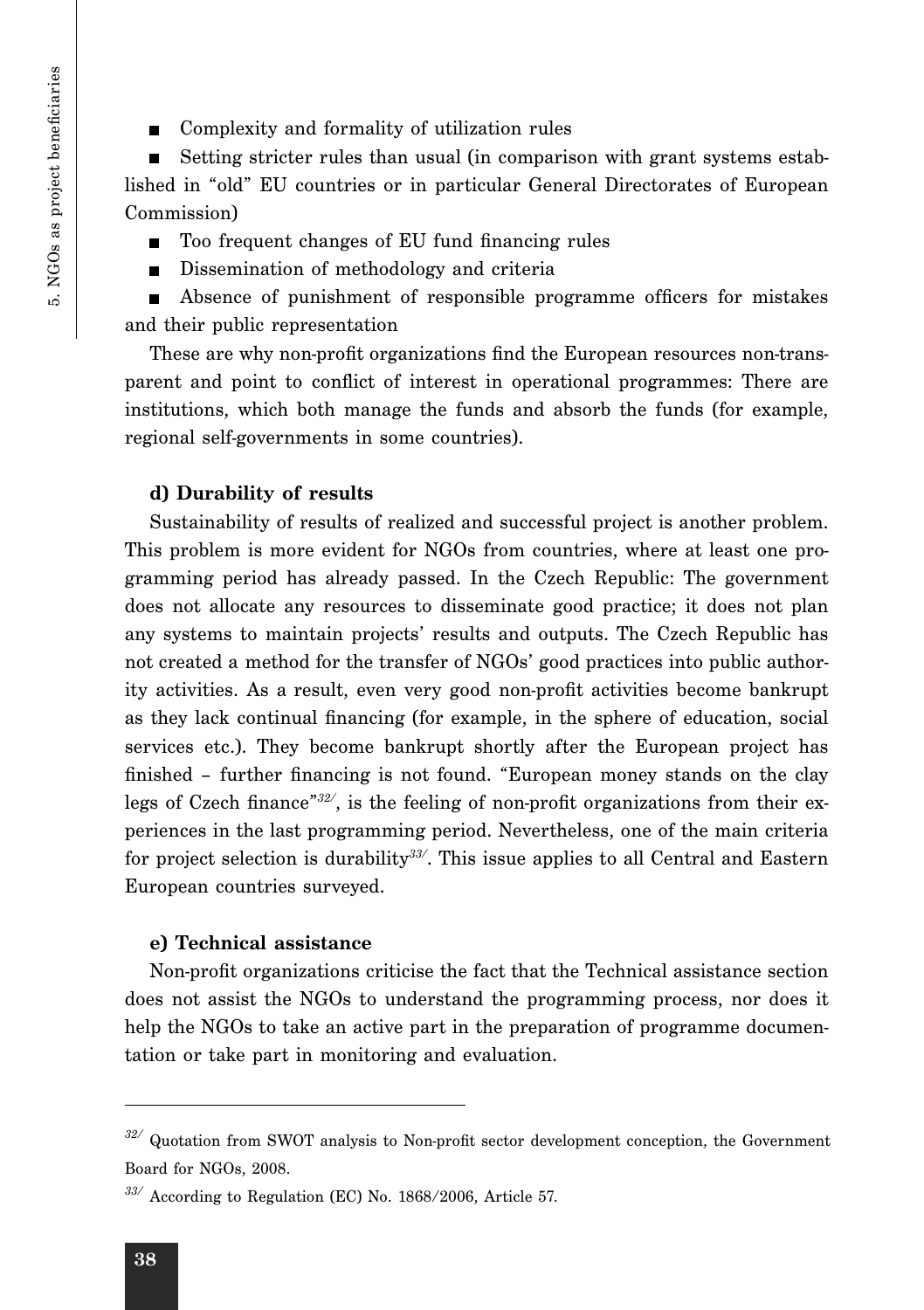- Complexity and formality of utilization rules
- Setting stricter rules than usual (in comparison with grant systems established in "old" EU countries or in particular General Directorates of European Commission)
- Too frequent changes of EU fund financing rules
- Dissemination of methodology and criteria
- Absence of punishment of responsible programme officers for mistakes and their public representation

These are why non-profit organizations find the European resources non-transparent and point to conflict of interest in operational programmes: There are institutions, which both manage the funds and absorb the funds (for example, regional self-governments in some countries).

**d) Durability of results**

Sustainability of results of realized and successful project is another problem. This problem is more evident for NGOs from countries, where at least one programming period has already passed. In the Czech Republic: The government does not allocate any resources to disseminate good practice; it does not plan any systems to maintain projects' results and outputs. The Czech Republic has not created a method for the transfer of NGOs' good practices into public authority activities. As a result, even very good non-profit activities become bankrupt as they lack continual financing (for example, in the sphere of education, social services etc.). They become bankrupt shortly after the European project has finished – further financing is not found. "European money stands on the clay legs of Czech finance"[32/], is the feeling of non-profit organizations from their experiences in the last programming period. Nevertheless, one of the main criteria for project selection is durability[33/]. This issue applies to all Central and Eastern European countries surveyed.

**e) Technical assistance**

Non-profit organizations criticise the fact that the Technical assistance section does not assist the NGOs to understand the programming process, nor does it help the NGOs to take an active part in the preparation of programme documentation or take part in monitoring and evaluation.

---

[32/] Quotation from SWOT analysis to Non-profit sector development conception, the Government Board for NGOs, 2008.

[33/] According to Regulation (EC) No. 1868/2006, Article 57.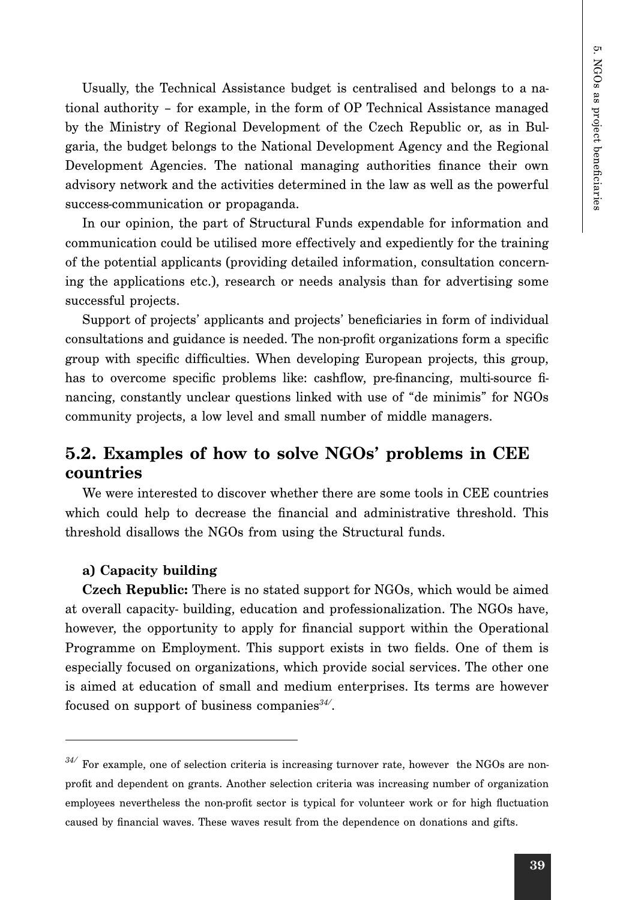Usually, the Technical Assistance budget is centralised and belongs to a national authority – for example, in the form of OP Technical Assistance managed by the Ministry of Regional Development of the Czech Republic or, as in Bulgaria, the budget belongs to the National Development Agency and the Regional Development Agencies. The national managing authorities finance their own advisory network and the activities determined in the law as well as the powerful success-communication or propaganda.

In our opinion, the part of Structural Funds expendable for information and communication could be utilised more effectively and expediently for the training of the potential applicants (providing detailed information, consultation concerning the applications etc.), research or needs analysis than for advertising some successful projects.

Support of projects' applicants and projects' beneficiaries in form of individual consultations and guidance is needed. The non-profit organizations form a specific group with specific difficulties. When developing European projects, this group, has to overcome specific problems like: cashflow, pre-financing, multi-source financing, constantly unclear questions linked with use of "de minimis" for NGOs community projects, a low level and small number of middle managers.

## 5.2. Examples of how to solve NGOs' problems in CEE countries

We were interested to discover whether there are some tools in CEE countries which could help to decrease the financial and administrative threshold. This threshold disallows the NGOs from using the Structural funds.

**a) Capacity building**

**Czech Republic:** There is no stated support for NGOs, which would be aimed at overall capacity- building, education and professionalization. The NGOs have, however, the opportunity to apply for financial support within the Operational Programme on Employment. This support exists in two fields. One of them is especially focused on organizations, which provide social services. The other one is aimed at education of small and medium enterprises. Its terms are however focused on support of business companies[34].

---

[34] For example, one of selection criteria is increasing turnover rate, however the NGOs are non-profit and dependent on grants. Another selection criteria was increasing number of organization employees nevertheless the non-profit sector is typical for volunteer work or for high fluctuation caused by financial waves. These waves result from the dependence on donations and gifts.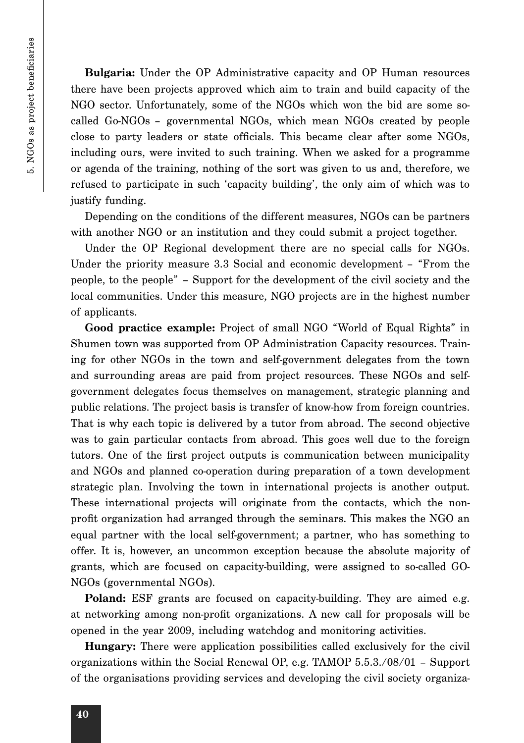**Bulgaria:** Under the OP Administrative capacity and OP Human resources there have been projects approved which aim to train and build capacity of the NGO sector. Unfortunately, some of the NGOs which won the bid are some so-called Go-NGOs – governmental NGOs, which mean NGOs created by people close to party leaders or state officials. This became clear after some NGOs, including ours, were invited to such training. When we asked for a programme or agenda of the training, nothing of the sort was given to us and, therefore, we refused to participate in such 'capacity building', the only aim of which was to justify funding.

Depending on the conditions of the different measures, NGOs can be partners with another NGO or an institution and they could submit a project together.

Under the OP Regional development there are no special calls for NGOs. Under the priority measure 3.3 Social and economic development – "From the people, to the people" – Support for the development of the civil society and the local communities. Under this measure, NGO projects are in the highest number of applicants.

**Good practice example:** Project of small NGO "World of Equal Rights" in Shumen town was supported from OP Administration Capacity resources. Training for other NGOs in the town and self-government delegates from the town and surrounding areas are paid from project resources. These NGOs and self-government delegates focus themselves on management, strategic planning and public relations. The project basis is transfer of know-how from foreign countries. That is why each topic is delivered by a tutor from abroad. The second objective was to gain particular contacts from abroad. This goes well due to the foreign tutors. One of the first project outputs is communication between municipality and NGOs and planned co-operation during preparation of a town development strategic plan. Involving the town in international projects is another output. These international projects will originate from the contacts, which the non-profit organization had arranged through the seminars. This makes the NGO an equal partner with the local self-government; a partner, who has something to offer. It is, however, an uncommon exception because the absolute majority of grants, which are focused on capacity-building, were assigned to so-called GO-NGOs (governmental NGOs).

**Poland:** ESF grants are focused on capacity-building. They are aimed e.g. at networking among non-profit organizations. A new call for proposals will be opened in the year 2009, including watchdog and monitoring activities.

**Hungary:** There were application possibilities called exclusively for the civil organizations within the Social Renewal OP, e.g. TAMOP 5.5.3./08/01 – Support of the organisations providing services and developing the civil society organiza-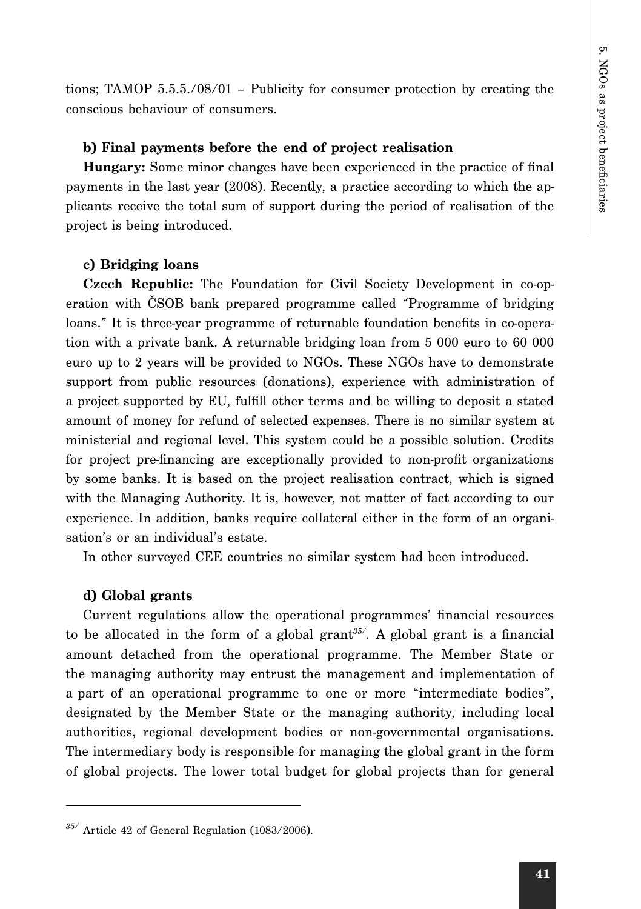tions; TAMOP 5.5.5./08/01 – Publicity for consumer protection by creating the conscious behaviour of consumers.

**b) Final payments before the end of project realisation**

**Hungary:** Some minor changes have been experienced in the practice of final payments in the last year (2008). Recently, a practice according to which the applicants receive the total sum of support during the period of realisation of the project is being introduced.

**c) Bridging loans**

**Czech Republic:** The Foundation for Civil Society Development in co-operation with ČSOB bank prepared programme called "Programme of bridging loans." It is three-year programme of returnable foundation benefits in co-operation with a private bank. A returnable bridging loan from 5 000 euro to 60 000 euro up to 2 years will be provided to NGOs. These NGOs have to demonstrate support from public resources (donations), experience with administration of a project supported by EU, fulfill other terms and be willing to deposit a stated amount of money for refund of selected expenses. There is no similar system at ministerial and regional level. This system could be a possible solution. Credits for project pre-financing are exceptionally provided to non-profit organizations by some banks. It is based on the project realisation contract, which is signed with the Managing Authority. It is, however, not matter of fact according to our experience. In addition, banks require collateral either in the form of an organisation's or an individual's estate.

In other surveyed CEE countries no similar system had been introduced.

**d) Global grants**

Current regulations allow the operational programmes' financial resources to be allocated in the form of a global grant[35]. A global grant is a financial amount detached from the operational programme. The Member State or the managing authority may entrust the management and implementation of a part of an operational programme to one or more "intermediate bodies", designated by the Member State or the managing authority, including local authorities, regional development bodies or non-governmental organisations. The intermediary body is responsible for managing the global grant in the form of global projects. The lower total budget for global projects than for general

---

[35] Article 42 of General Regulation (1083/2006).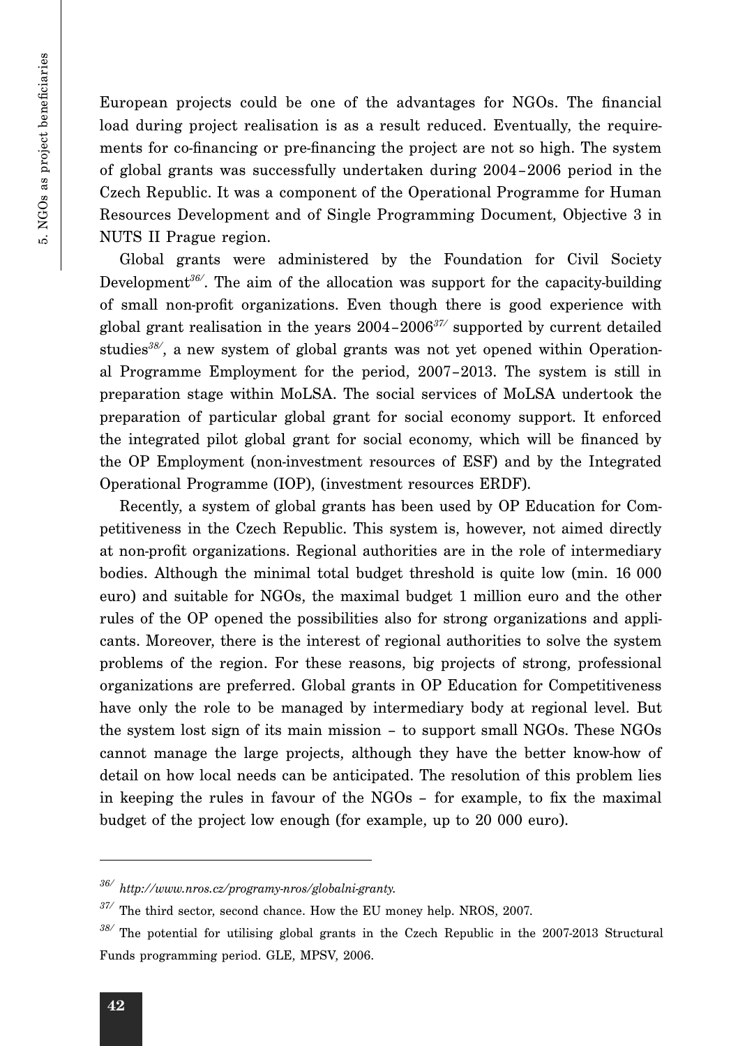European projects could be one of the advantages for NGOs. The financial load during project realisation is as a result reduced. Eventually, the requirements for co-financing or pre-financing the project are not so high. The system of global grants was successfully undertaken during 2004 – 2006 period in the Czech Republic. It was a component of the Operational Programme for Human Resources Development and of Single Programming Document, Objective 3 in NUTS II Prague region.

Global grants were administered by the Foundation for Civil Society Development[36/]. The aim of the allocation was support for the capacity-building of small non-profit organizations. Even though there is good experience with global grant realisation in the years 2004 – 2006[37/] supported by current detailed studies[38/], a new system of global grants was not yet opened within Operational Programme Employment for the period, 2007 – 2013. The system is still in preparation stage within MoLSA. The social services of MoLSA undertook the preparation of particular global grant for social economy support. It enforced the integrated pilot global grant for social economy, which will be financed by the OP Employment (non-investment resources of ESF) and by the Integrated Operational Programme (IOP), (investment resources ERDF).

Recently, a system of global grants has been used by OP Education for Competitiveness in the Czech Republic. This system is, however, not aimed directly at non-profit organizations. Regional authorities are in the role of intermediary bodies. Although the minimal total budget threshold is quite low (min. 16 000 euro) and suitable for NGOs, the maximal budget 1 million euro and the other rules of the OP opened the possibilities also for strong organizations and applicants. Moreover, there is the interest of regional authorities to solve the system problems of the region. For these reasons, big projects of strong, professional organizations are preferred. Global grants in OP Education for Competitiveness have only the role to be managed by intermediary body at regional level. But the system lost sign of its main mission – to support small NGOs. These NGOs cannot manage the large projects, although they have the better know-how of detail on how local needs can be anticipated. The resolution of this problem lies in keeping the rules in favour of the NGOs – for example, to fix the maximal budget of the project low enough (for example, up to 20 000 euro).

---

[36/] *http://www.nros.cz/programy-nros/globalni-granty.*

[37/] The third sector, second chance. How the EU money help. NROS, 2007.

[38/] The potential for utilising global grants in the Czech Republic in the 2007-2013 Structural Funds programming period. GLE, MPSV, 2006.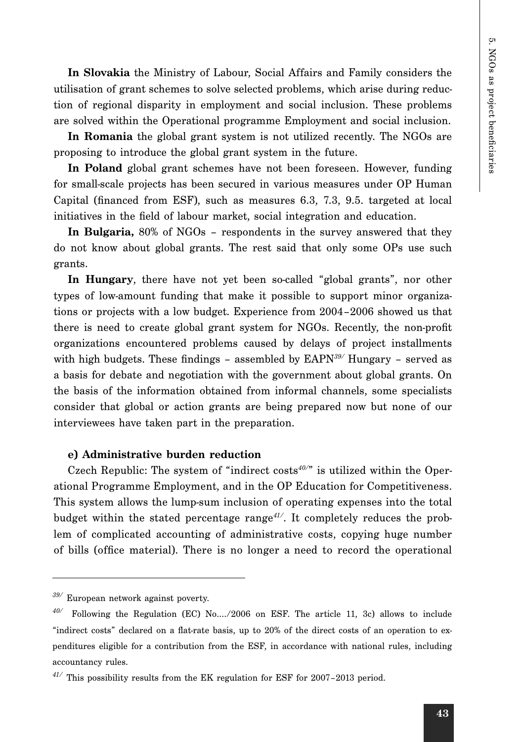**In Slovakia** the Ministry of Labour, Social Affairs and Family considers the utilisation of grant schemes to solve selected problems, which arise during reduction of regional disparity in employment and social inclusion. These problems are solved within the Operational programme Employment and social inclusion.

**In Romania** the global grant system is not utilized recently. The NGOs are proposing to introduce the global grant system in the future.

**In Poland** global grant schemes have not been foreseen. However, funding for small-scale projects has been secured in various measures under OP Human Capital (financed from ESF), such as measures 6.3, 7.3, 9.5. targeted at local initiatives in the field of labour market, social integration and education.

**In Bulgaria,** 80% of NGOs – respondents in the survey answered that they do not know about global grants. The rest said that only some OPs use such grants.

**In Hungary**, there have not yet been so-called "global grants", nor other types of low-amount funding that make it possible to support minor organizations or projects with a low budget. Experience from 2004–2006 showed us that there is need to create global grant system for NGOs. Recently, the non-profit organizations encountered problems caused by delays of project installments with high budgets. These findings – assembled by EAPN[39/] Hungary – served as a basis for debate and negotiation with the government about global grants. On the basis of the information obtained from informal channels, some specialists consider that global or action grants are being prepared now but none of our interviewees have taken part in the preparation.

**e) Administrative burden reduction**

Czech Republic: The system of "indirect costs[40/]" is utilized within the Operational Programme Employment, and in the OP Education for Competitiveness. This system allows the lump-sum inclusion of operating expenses into the total budget within the stated percentage range[41/]. It completely reduces the problem of complicated accounting of administrative costs, copying huge number of bills (office material). There is no longer a need to record the operational

---

[39/] European network against poverty.

[40/] Following the Regulation (EC) No..../2006 on ESF. The article 11, 3c) allows to include "indirect costs" declared on a flat-rate basis, up to 20% of the direct costs of an operation to expenditures eligible for a contribution from the ESF, in accordance with national rules, including accountancy rules.

[41/] This possibility results from the EK regulation for ESF for 2007–2013 period.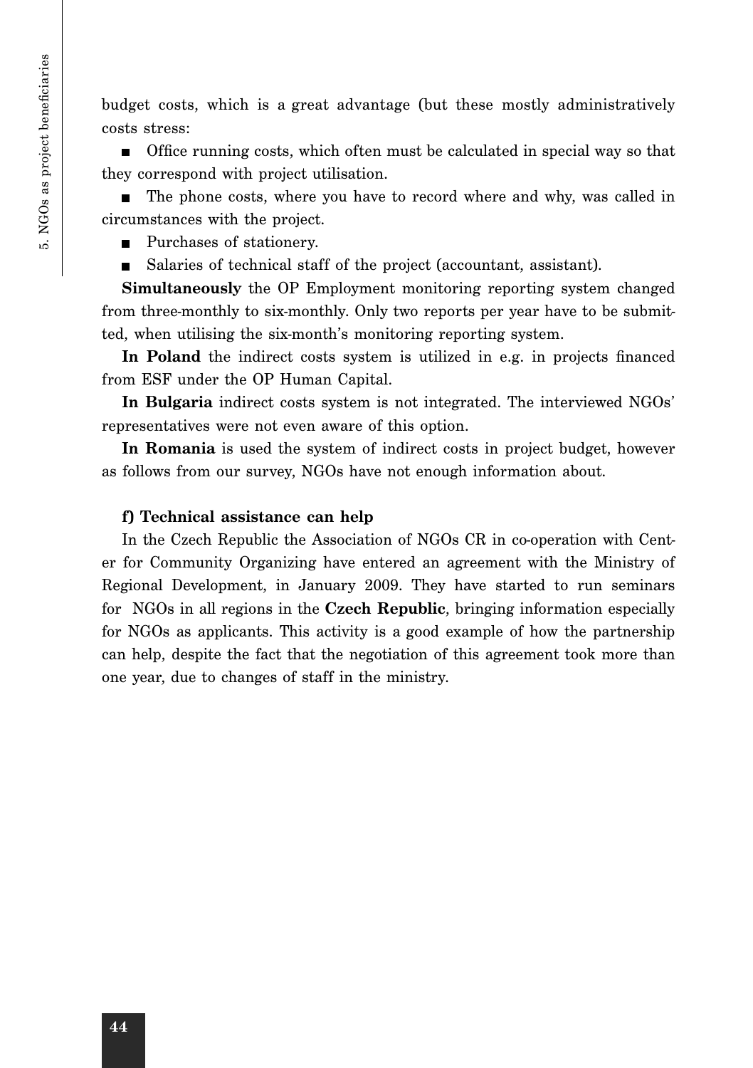budget costs, which is a great advantage (but these mostly administratively costs stress:

- Office running costs, which often must be calculated in special way so that they correspond with project utilisation.
- The phone costs, where you have to record where and why, was called in circumstances with the project.
- Purchases of stationery.
- Salaries of technical staff of the project (accountant, assistant).

**Simultaneously** the OP Employment monitoring reporting system changed from three-monthly to six-monthly. Only two reports per year have to be submitted, when utilising the six-month's monitoring reporting system.

**In Poland** the indirect costs system is utilized in e.g. in projects financed from ESF under the OP Human Capital.

**In Bulgaria** indirect costs system is not integrated. The interviewed NGOs' representatives were not even aware of this option.

**In Romania** is used the system of indirect costs in project budget, however as follows from our survey, NGOs have not enough information about.

**f) Technical assistance can help**

In the Czech Republic the Association of NGOs CR in co-operation with Center for Community Organizing have entered an agreement with the Ministry of Regional Development, in January 2009. They have started to run seminars for NGOs in all regions in the **Czech Republic**, bringing information especially for NGOs as applicants. This activity is a good example of how the partnership can help, despite the fact that the negotiation of this agreement took more than one year, due to changes of staff in the ministry.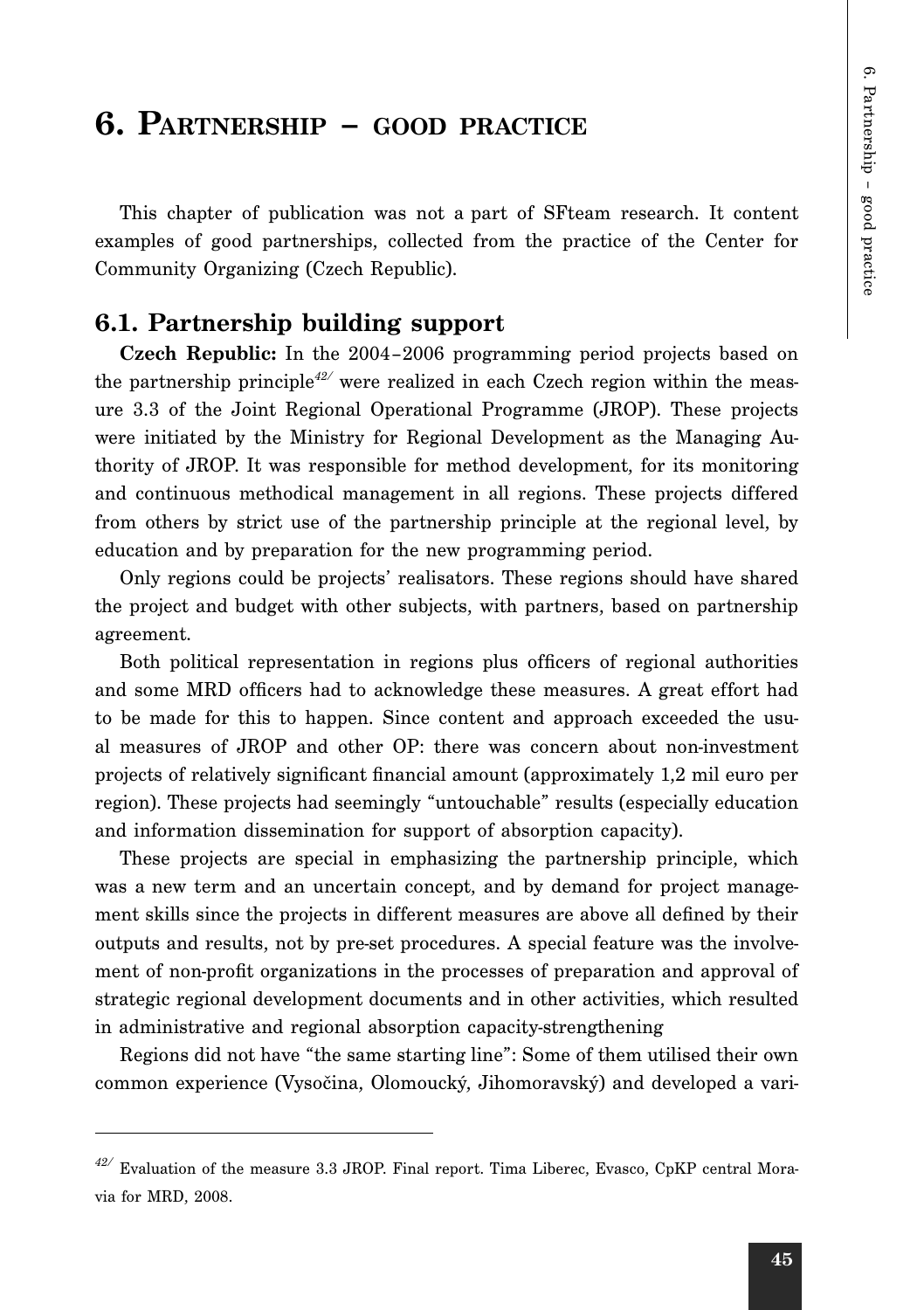# 6. Partnership – good practice

This chapter of publication was not a part of SFteam research. It content examples of good partnerships, collected from the practice of the Center for Community Organizing (Czech Republic).

## 6.1. Partnership building support

**Czech Republic:** In the 2004–2006 programming period projects based on the partnership principle[42] were realized in each Czech region within the measure 3.3 of the Joint Regional Operational Programme (JROP). These projects were initiated by the Ministry for Regional Development as the Managing Authority of JROP. It was responsible for method development, for its monitoring and continuous methodical management in all regions. These projects differed from others by strict use of the partnership principle at the regional level, by education and by preparation for the new programming period.

Only regions could be projects' realisators. These regions should have shared the project and budget with other subjects, with partners, based on partnership agreement.

Both political representation in regions plus officers of regional authorities and some MRD officers had to acknowledge these measures. A great effort had to be made for this to happen. Since content and approach exceeded the usual measures of JROP and other OP: there was concern about non-investment projects of relatively significant financial amount (approximately 1,2 mil euro per region). These projects had seemingly "untouchable" results (especially education and information dissemination for support of absorption capacity).

These projects are special in emphasizing the partnership principle, which was a new term and an uncertain concept, and by demand for project management skills since the projects in different measures are above all defined by their outputs and results, not by pre-set procedures. A special feature was the involvement of non-profit organizations in the processes of preparation and approval of strategic regional development documents and in other activities, which resulted in administrative and regional absorption capacity-strengthening

Regions did not have "the same starting line": Some of them utilised their own common experience (Vysočina, Olomoucký, Jihomoravský) and developed a vari-

---

[42] Evaluation of the measure 3.3 JROP. Final report. Tima Liberec, Evasco, CpKP central Moravia for MRD, 2008.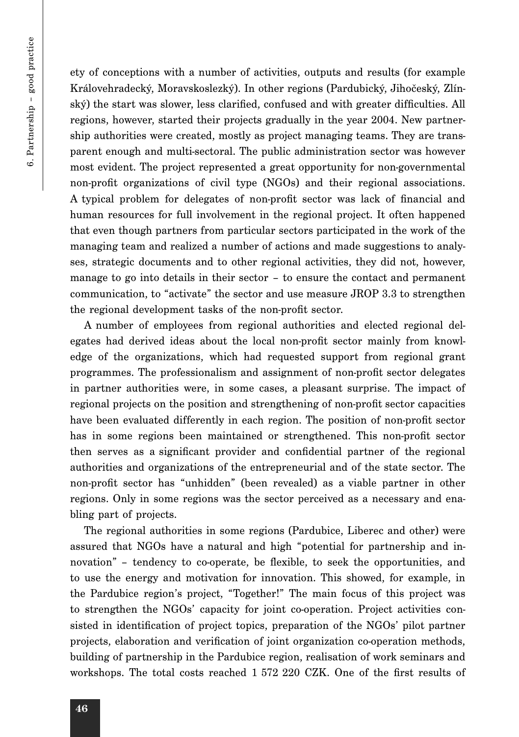ety of conceptions with a number of activities, outputs and results (for example Královehradecký, Moravskoslezký). In other regions (Pardubický, Jihočeský, Zlínský) the start was slower, less clarified, confused and with greater difficulties. All regions, however, started their projects gradually in the year 2004. New partnership authorities were created, mostly as project managing teams. They are transparent enough and multi-sectoral. The public administration sector was however most evident. The project represented a great opportunity for non-governmental non-profit organizations of civil type (NGOs) and their regional associations. A typical problem for delegates of non-profit sector was lack of financial and human resources for full involvement in the regional project. It often happened that even though partners from particular sectors participated in the work of the managing team and realized a number of actions and made suggestions to analyses, strategic documents and to other regional activities, they did not, however, manage to go into details in their sector – to ensure the contact and permanent communication, to "activate" the sector and use measure JROP 3.3 to strengthen the regional development tasks of the non-profit sector.

A number of employees from regional authorities and elected regional delegates had derived ideas about the local non-profit sector mainly from knowledge of the organizations, which had requested support from regional grant programmes. The professionalism and assignment of non-profit sector delegates in partner authorities were, in some cases, a pleasant surprise. The impact of regional projects on the position and strengthening of non-profit sector capacities have been evaluated differently in each region. The position of non-profit sector has in some regions been maintained or strengthened. This non-profit sector then serves as a significant provider and confidential partner of the regional authorities and organizations of the entrepreneurial and of the state sector. The non-profit sector has "unhidden" (been revealed) as a viable partner in other regions. Only in some regions was the sector perceived as a necessary and enabling part of projects.

The regional authorities in some regions (Pardubice, Liberec and other) were assured that NGOs have a natural and high "potential for partnership and innovation" – tendency to co-operate, be flexible, to seek the opportunities, and to use the energy and motivation for innovation. This showed, for example, in the Pardubice region's project, "Together!" The main focus of this project was to strengthen the NGOs' capacity for joint co-operation. Project activities consisted in identification of project topics, preparation of the NGOs' pilot partner projects, elaboration and verification of joint organization co-operation methods, building of partnership in the Pardubice region, realisation of work seminars and workshops. The total costs reached 1 572 220 CZK. One of the first results of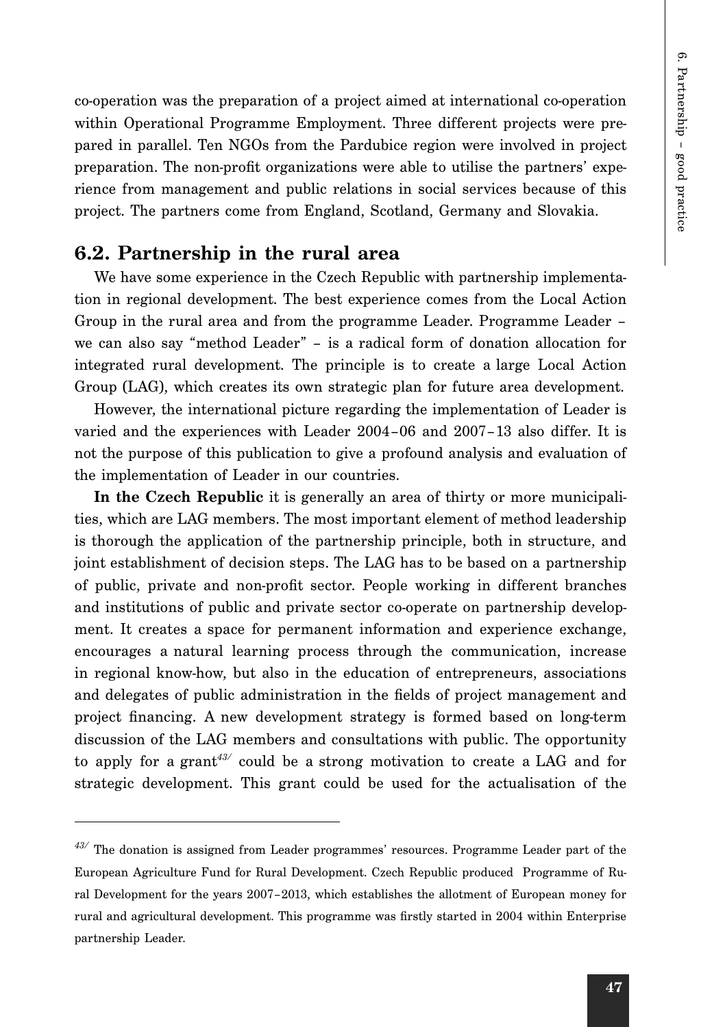co-operation was the preparation of a project aimed at international co-operation within Operational Programme Employment. Three different projects were prepared in parallel. Ten NGOs from the Pardubice region were involved in project preparation. The non-profit organizations were able to utilise the partners' experience from management and public relations in social services because of this project. The partners come from England, Scotland, Germany and Slovakia.

## 6.2. Partnership in the rural area

We have some experience in the Czech Republic with partnership implementation in regional development. The best experience comes from the Local Action Group in the rural area and from the programme Leader. Programme Leader – we can also say "method Leader" – is a radical form of donation allocation for integrated rural development. The principle is to create a large Local Action Group (LAG), which creates its own strategic plan for future area development.

However, the international picture regarding the implementation of Leader is varied and the experiences with Leader 2004–06 and 2007–13 also differ. It is not the purpose of this publication to give a profound analysis and evaluation of the implementation of Leader in our countries.

**In the Czech Republic** it is generally an area of thirty or more municipalities, which are LAG members. The most important element of method leadership is thorough the application of the partnership principle, both in structure, and joint establishment of decision steps. The LAG has to be based on a partnership of public, private and non-profit sector. People working in different branches and institutions of public and private sector co-operate on partnership development. It creates a space for permanent information and experience exchange, encourages a natural learning process through the communication, increase in regional know-how, but also in the education of entrepreneurs, associations and delegates of public administration in the fields of project management and project financing. A new development strategy is formed based on long-term discussion of the LAG members and consultations with public. The opportunity to apply for a grant[43/] could be a strong motivation to create a LAG and for strategic development. This grant could be used for the actualisation of the

---

[43/] The donation is assigned from Leader programmes' resources. Programme Leader part of the European Agriculture Fund for Rural Development. Czech Republic produced Programme of Rural Development for the years 2007–2013, which establishes the allotment of European money for rural and agricultural development. This programme was firstly started in 2004 within Enterprise partnership Leader.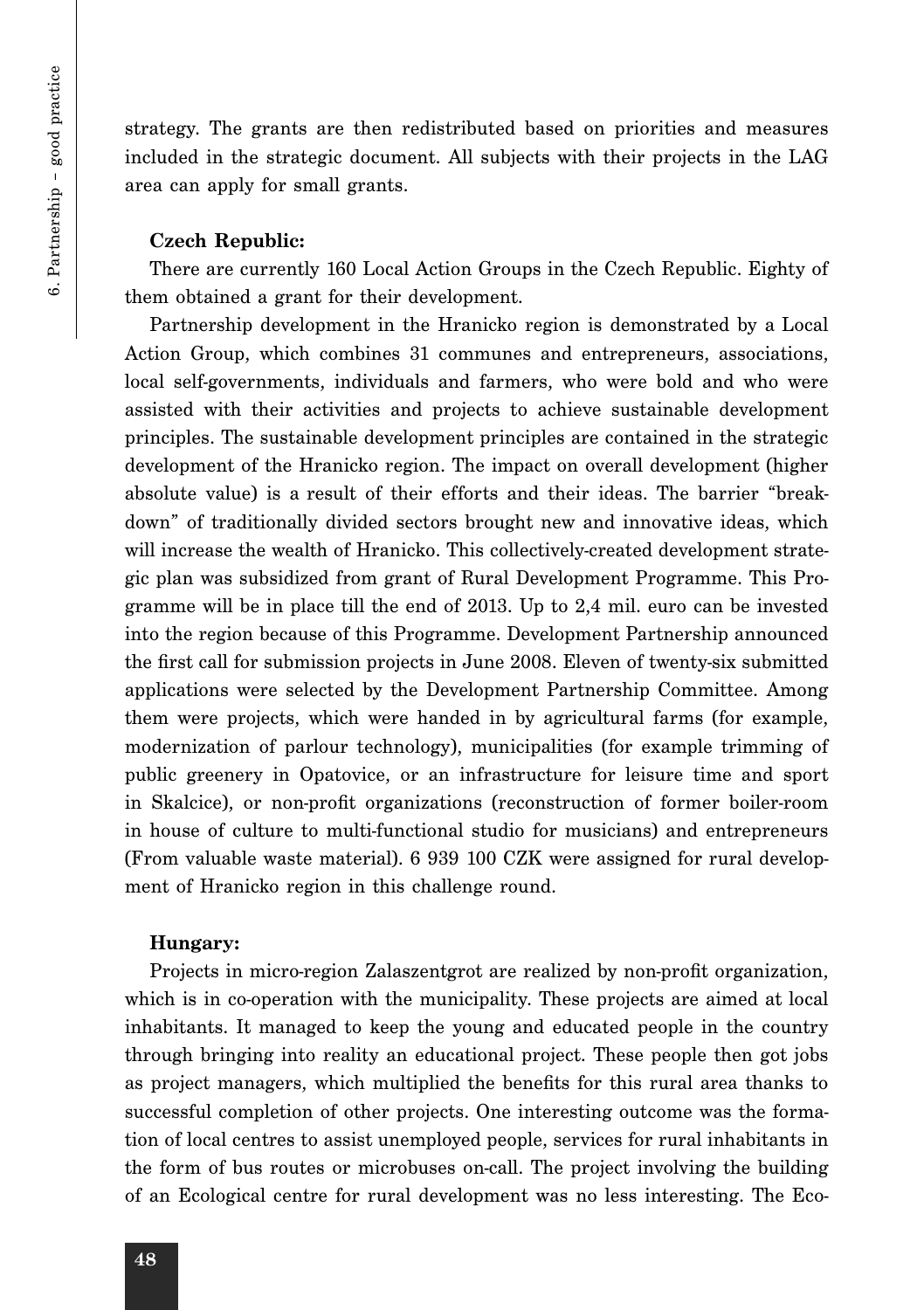strategy. The grants are then redistributed based on priorities and measures included in the strategic document. All subjects with their projects in the LAG area can apply for small grants.

**Czech Republic:**

There are currently 160 Local Action Groups in the Czech Republic. Eighty of them obtained a grant for their development.

Partnership development in the Hranicko region is demonstrated by a Local Action Group, which combines 31 communes and entrepreneurs, associations, local self-governments, individuals and farmers, who were bold and who were assisted with their activities and projects to achieve sustainable development principles. The sustainable development principles are contained in the strategic development of the Hranicko region. The impact on overall development (higher absolute value) is a result of their efforts and their ideas. The barrier "break-down" of traditionally divided sectors brought new and innovative ideas, which will increase the wealth of Hranicko. This collectively-created development strategic plan was subsidized from grant of Rural Development Programme. This Programme will be in place till the end of 2013. Up to 2,4 mil. euro can be invested into the region because of this Programme. Development Partnership announced the first call for submission projects in June 2008. Eleven of twenty-six submitted applications were selected by the Development Partnership Committee. Among them were projects, which were handed in by agricultural farms (for example, modernization of parlour technology), municipalities (for example trimming of public greenery in Opatovice, or an infrastructure for leisure time and sport in Skalcice), or non-profit organizations (reconstruction of former boiler-room in house of culture to multi-functional studio for musicians) and entrepreneurs (From valuable waste material). 6 939 100 CZK were assigned for rural development of Hranicko region in this challenge round.

**Hungary:**

Projects in micro-region Zalaszentgrot are realized by non-profit organization, which is in co-operation with the municipality. These projects are aimed at local inhabitants. It managed to keep the young and educated people in the country through bringing into reality an educational project. These people then got jobs as project managers, which multiplied the benefits for this rural area thanks to successful completion of other projects. One interesting outcome was the formation of local centres to assist unemployed people, services for rural inhabitants in the form of bus routes or microbuses on-call. The project involving the building of an Ecological centre for rural development was no less interesting. The Eco-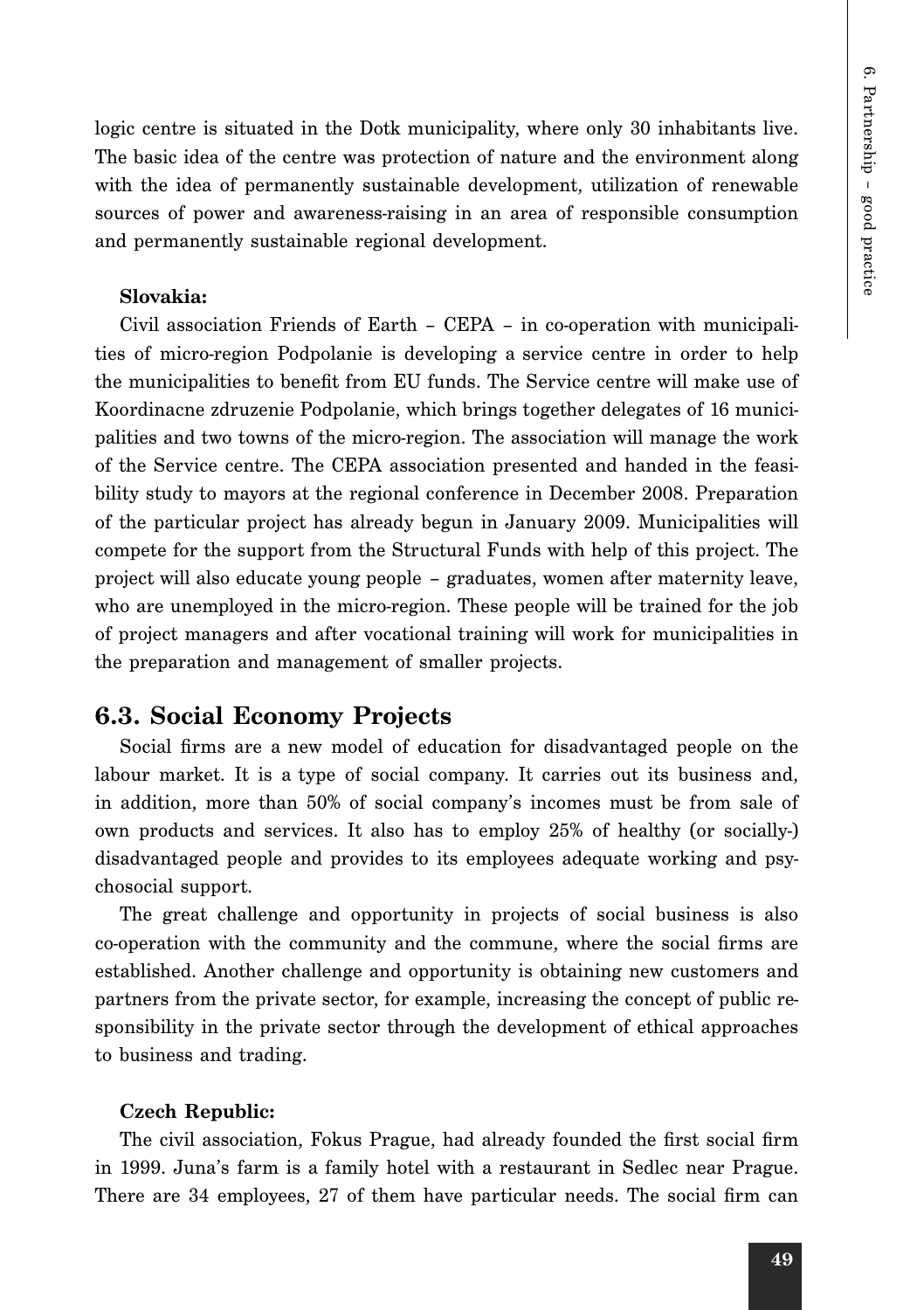logic centre is situated in the Dotk municipality, where only 30 inhabitants live. The basic idea of the centre was protection of nature and the environment along with the idea of permanently sustainable development, utilization of renewable sources of power and awareness-raising in an area of responsible consumption and permanently sustainable regional development.

**Slovakia:**

Civil association Friends of Earth – CEPA – in co-operation with municipalities of micro-region Podpolanie is developing a service centre in order to help the municipalities to benefit from EU funds. The Service centre will make use of Koordinacne zdruzenie Podpolanie, which brings together delegates of 16 municipalities and two towns of the micro-region. The association will manage the work of the Service centre. The CEPA association presented and handed in the feasibility study to mayors at the regional conference in December 2008. Preparation of the particular project has already begun in January 2009. Municipalities will compete for the support from the Structural Funds with help of this project. The project will also educate young people – graduates, women after maternity leave, who are unemployed in the micro-region. These people will be trained for the job of project managers and after vocational training will work for municipalities in the preparation and management of smaller projects.

## 6.3. Social Economy Projects

Social firms are a new model of education for disadvantaged people on the labour market. It is a type of social company. It carries out its business and, in addition, more than 50% of social company's incomes must be from sale of own products and services. It also has to employ 25% of healthy (or socially-) disadvantaged people and provides to its employees adequate working and psychosocial support.

The great challenge and opportunity in projects of social business is also co-operation with the community and the commune, where the social firms are established. Another challenge and opportunity is obtaining new customers and partners from the private sector, for example, increasing the concept of public responsibility in the private sector through the development of ethical approaches to business and trading.

**Czech Republic:**

The civil association, Fokus Prague, had already founded the first social firm in 1999. Juna's farm is a family hotel with a restaurant in Sedlec near Prague. There are 34 employees, 27 of them have particular needs. The social firm can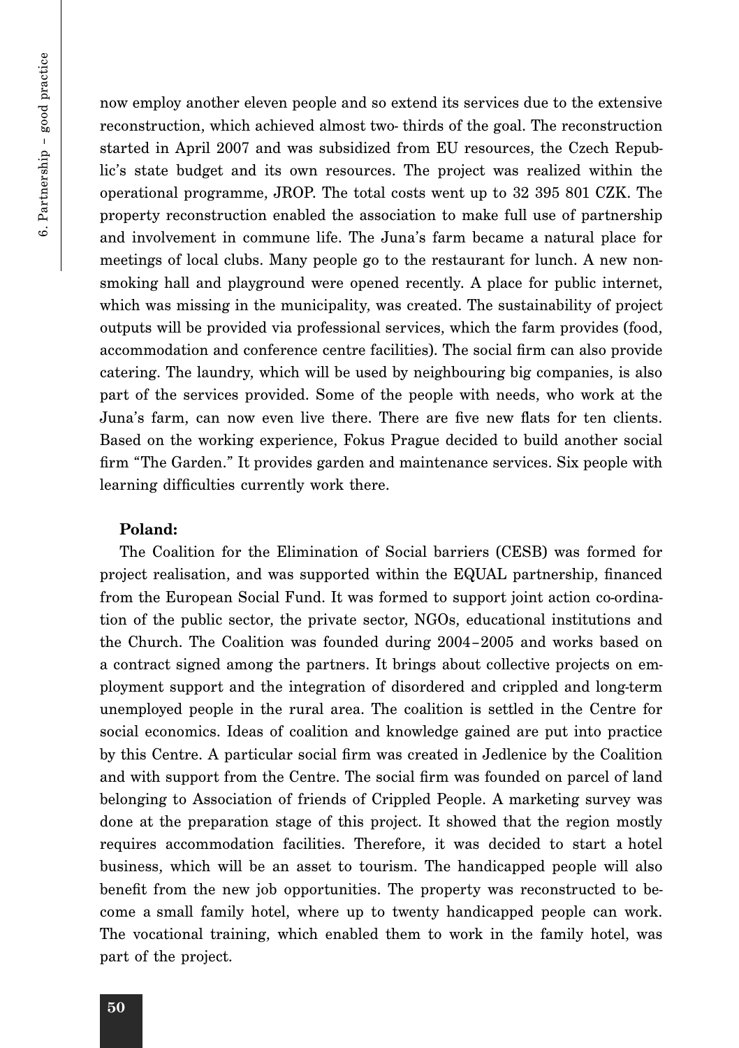now employ another eleven people and so extend its services due to the extensive reconstruction, which achieved almost two- thirds of the goal. The reconstruction started in April 2007 and was subsidized from EU resources, the Czech Republic's state budget and its own resources. The project was realized within the operational programme, JROP. The total costs went up to 32 395 801 CZK. The property reconstruction enabled the association to make full use of partnership and involvement in commune life. The Juna's farm became a natural place for meetings of local clubs. Many people go to the restaurant for lunch. A new non-smoking hall and playground were opened recently. A place for public internet, which was missing in the municipality, was created. The sustainability of project outputs will be provided via professional services, which the farm provides (food, accommodation and conference centre facilities). The social firm can also provide catering. The laundry, which will be used by neighbouring big companies, is also part of the services provided. Some of the people with needs, who work at the Juna's farm, can now even live there. There are five new flats for ten clients. Based on the working experience, Fokus Prague decided to build another social firm "The Garden." It provides garden and maintenance services. Six people with learning difficulties currently work there.

**Poland:**

The Coalition for the Elimination of Social barriers (CESB) was formed for project realisation, and was supported within the EQUAL partnership, financed from the European Social Fund. It was formed to support joint action co-ordination of the public sector, the private sector, NGOs, educational institutions and the Church. The Coalition was founded during 2004–2005 and works based on a contract signed among the partners. It brings about collective projects on employment support and the integration of disordered and crippled and long-term unemployed people in the rural area. The coalition is settled in the Centre for social economics. Ideas of coalition and knowledge gained are put into practice by this Centre. A particular social firm was created in Jedlenice by the Coalition and with support from the Centre. The social firm was founded on parcel of land belonging to Association of friends of Crippled People. A marketing survey was done at the preparation stage of this project. It showed that the region mostly requires accommodation facilities. Therefore, it was decided to start a hotel business, which will be an asset to tourism. The handicapped people will also benefit from the new job opportunities. The property was reconstructed to become a small family hotel, where up to twenty handicapped people can work. The vocational training, which enabled them to work in the family hotel, was part of the project.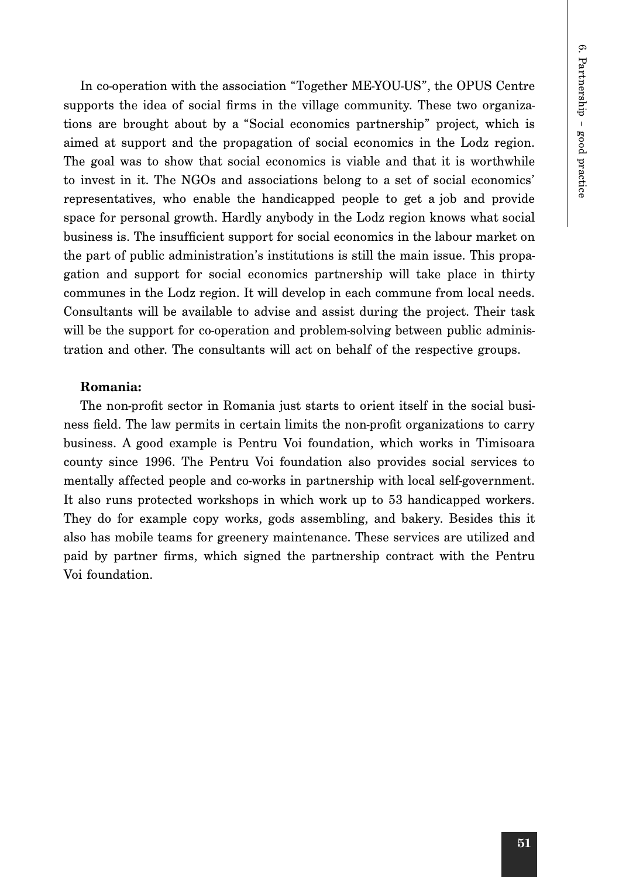In co-operation with the association "Together ME-YOU-US", the OPUS Centre supports the idea of social firms in the village community. These two organizations are brought about by a "Social economics partnership" project, which is aimed at support and the propagation of social economics in the Lodz region. The goal was to show that social economics is viable and that it is worthwhile to invest in it. The NGOs and associations belong to a set of social economics' representatives, who enable the handicapped people to get a job and provide space for personal growth. Hardly anybody in the Lodz region knows what social business is. The insufficient support for social economics in the labour market on the part of public administration's institutions is still the main issue. This propagation and support for social economics partnership will take place in thirty communes in the Lodz region. It will develop in each commune from local needs. Consultants will be available to advise and assist during the project. Their task will be the support for co-operation and problem-solving between public administration and other. The consultants will act on behalf of the respective groups.

**Romania:**

The non-profit sector in Romania just starts to orient itself in the social business field. The law permits in certain limits the non-profit organizations to carry business. A good example is Pentru Voi foundation, which works in Timisoara county since 1996. The Pentru Voi foundation also provides social services to mentally affected people and co-works in partnership with local self-government. It also runs protected workshops in which work up to 53 handicapped workers. They do for example copy works, gods assembling, and bakery. Besides this it also has mobile teams for greenery maintenance. These services are utilized and paid by partner firms, which signed the partnership contract with the Pentru Voi foundation.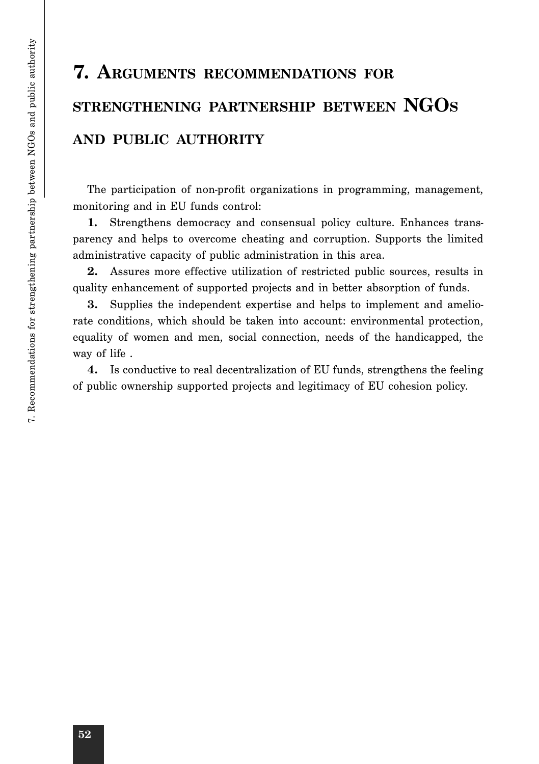# 7. Arguments recommendations for strengthening partnership between NGOs and public authority

The participation of non-profit organizations in programming, management, monitoring and in EU funds control:

**1.** Strengthens democracy and consensual policy culture. Enhances transparency and helps to overcome cheating and corruption. Supports the limited administrative capacity of public administration in this area.

**2.** Assures more effective utilization of restricted public sources, results in quality enhancement of supported projects and in better absorption of funds.

**3.** Supplies the independent expertise and helps to implement and ameliorate conditions, which should be taken into account: environmental protection, equality of women and men, social connection, needs of the handicapped, the way of life .

**4.** Is conductive to real decentralization of EU funds, strengthens the feeling of public ownership supported projects and legitimacy of EU cohesion policy.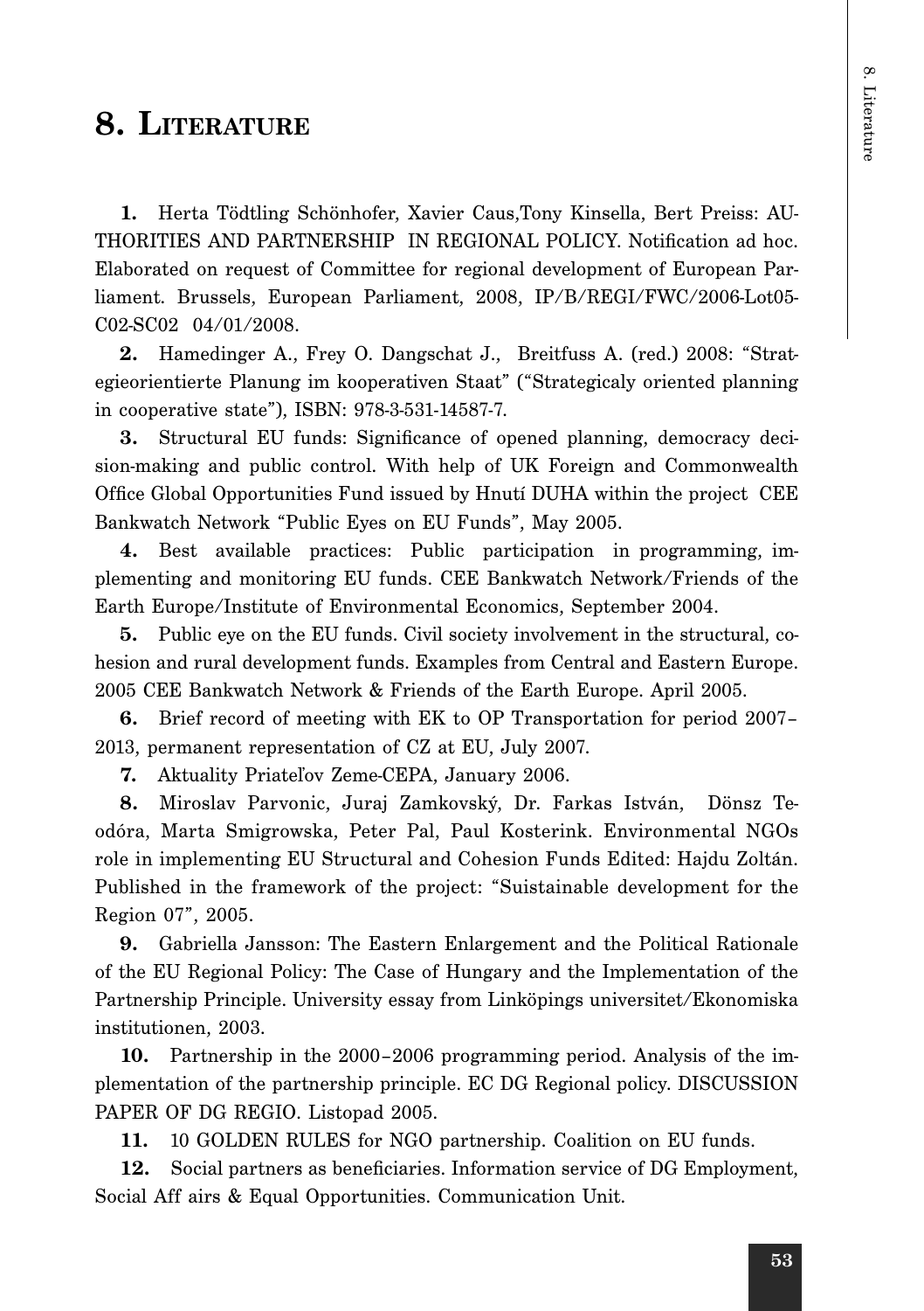# 8. Literature

**1.** Herta Tödtling Schönhofer, Xavier Caus,Tony Kinsella, Bert Preiss: AUTHORITIES AND PARTNERSHIP IN REGIONAL POLICY. Notification ad hoc. Elaborated on request of Committee for regional development of European Parliament. Brussels, European Parliament, 2008, IP/B/REGI/FWC/2006-Lot05-C02-SC02 04/01/2008.

**2.** Hamedinger A., Frey O. Dangschat J., Breitfuss A. (red.) 2008: "Strategieorientierte Planung im kooperativen Staat" ("Strategicaly oriented planning in cooperative state"), ISBN: 978-3-531-14587-7.

**3.** Structural EU funds: Significance of opened planning, democracy decision-making and public control. With help of UK Foreign and Commonwealth Office Global Opportunities Fund issued by Hnutí DUHA within the project CEE Bankwatch Network "Public Eyes on EU Funds", May 2005.

**4.** Best available practices: Public participation in programming, implementing and monitoring EU funds. CEE Bankwatch Network/Friends of the Earth Europe/Institute of Environmental Economics, September 2004.

**5.** Public eye on the EU funds. Civil society involvement in the structural, cohesion and rural development funds. Examples from Central and Eastern Europe. 2005 CEE Bankwatch Network & Friends of the Earth Europe. April 2005.

**6.** Brief record of meeting with EK to OP Transportation for period 2007–2013, permanent representation of CZ at EU, July 2007.

**7.** Aktuality Priateľov Zeme-CEPA, January 2006.

**8.** Miroslav Parvonic, Juraj Zamkovský, Dr. Farkas István, Dönsz Teodóra, Marta Smigrowska, Peter Pal, Paul Kosterink. Environmental NGOs role in implementing EU Structural and Cohesion Funds Edited: Hajdu Zoltán. Published in the framework of the project: "Suistainable development for the Region 07", 2005.

**9.** Gabriella Jansson: The Eastern Enlargement and the Political Rationale of the EU Regional Policy: The Case of Hungary and the Implementation of the Partnership Principle. University essay from Linköpings universitet/Ekonomiska institutionen, 2003.

**10.** Partnership in the 2000–2006 programming period. Analysis of the implementation of the partnership principle. EC DG Regional policy. DISCUSSION PAPER OF DG REGIO. Listopad 2005.

**11.** 10 GOLDEN RULES for NGO partnership. Coalition on EU funds.

**12.** Social partners as beneficiaries. Information service of DG Employment, Social Aff airs & Equal Opportunities. Communication Unit.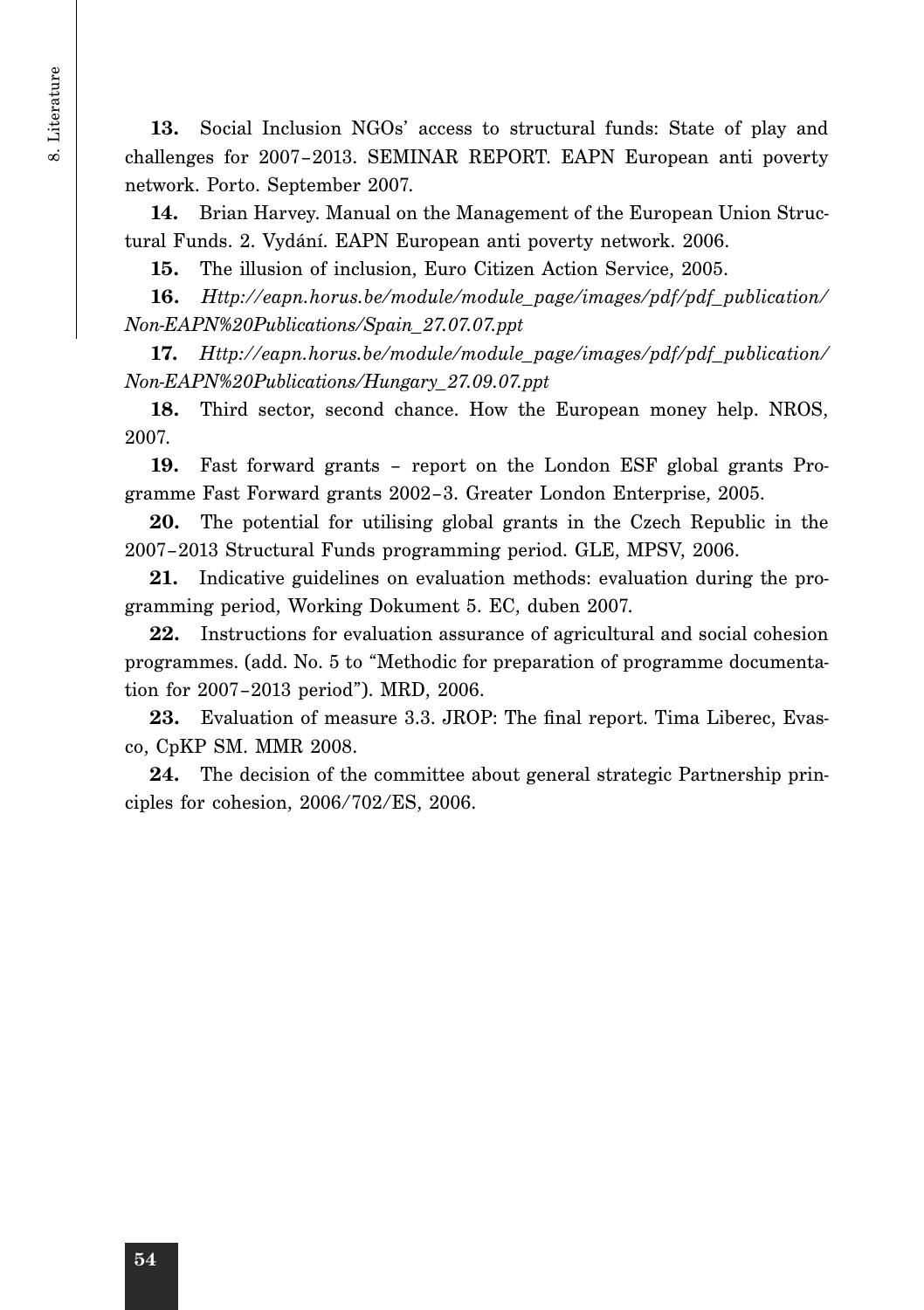**13.** Social Inclusion NGOs' access to structural funds: State of play and challenges for 2007–2013. SEMINAR REPORT. EAPN European anti poverty network. Porto. September 2007.

**14.** Brian Harvey. Manual on the Management of the European Union Structural Funds. 2. Vydání. EAPN European anti poverty network. 2006.

**15.** The illusion of inclusion, Euro Citizen Action Service, 2005.

**16.** *Http://eapn.horus.be/module/module_page/images/pdf/pdf_publication/Non-EAPN%20Publications/Spain_27.07.07.ppt*

**17.** *Http://eapn.horus.be/module/module_page/images/pdf/pdf_publication/Non-EAPN%20Publications/Hungary_27.09.07.ppt*

**18.** Third sector, second chance. How the European money help. NROS, 2007.

**19.** Fast forward grants – report on the London ESF global grants Programme Fast Forward grants 2002–3. Greater London Enterprise, 2005.

**20.** The potential for utilising global grants in the Czech Republic in the 2007–2013 Structural Funds programming period. GLE, MPSV, 2006.

**21.** Indicative guidelines on evaluation methods: evaluation during the programming period, Working Dokument 5. EC, duben 2007.

**22.** Instructions for evaluation assurance of agricultural and social cohesion programmes. (add. No. 5 to "Methodic for preparation of programme documentation for 2007–2013 period"). MRD, 2006.

**23.** Evaluation of measure 3.3. JROP: The final report. Tima Liberec, Evasco, CpKP SM. MMR 2008.

**24.** The decision of the committee about general strategic Partnership principles for cohesion, 2006/702/ES, 2006.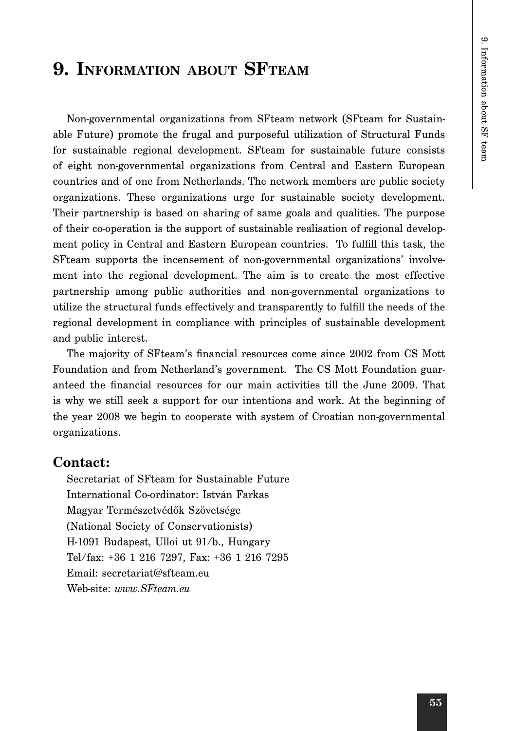# 9. Information about SFteam

Non-governmental organizations from SFteam network (SFteam for Sustainable Future) promote the frugal and purposeful utilization of Structural Funds for sustainable regional development. SFteam for sustainable future consists of eight non-governmental organizations from Central and Eastern European countries and of one from Netherlands. The network members are public society organizations. These organizations urge for sustainable society development. Their partnership is based on sharing of same goals and qualities. The purpose of their co-operation is the support of sustainable realisation of regional development policy in Central and Eastern European countries. To fulfill this task, the SFteam supports the incensement of non-governmental organizations' involvement into the regional development. The aim is to create the most effective partnership among public authorities and non-governmental organizations to utilize the structural funds effectively and transparently to fulfill the needs of the regional development in compliance with principles of sustainable development and public interest.

The majority of SFteam's financial resources come since 2002 from CS Mott Foundation and from Netherland's government. The CS Mott Foundation guaranteed the financial resources for our main activities till the June 2009. That is why we still seek a support for our intentions and work. At the beginning of the year 2008 we begin to cooperate with system of Croatian non-governmental organizations.

## Contact:

Secretariat of SFteam for Sustainable Future
International Co-ordinator: István Farkas
Magyar Természetvédők Szövetsége
(National Society of Conservationists)
H-1091 Budapest, Ulloi ut 91/b., Hungary
Tel/fax: +36 1 216 7297, Fax: +36 1 216 7295
Email: secretariat@sfteam.eu
Web-site: *www.SFteam.eu*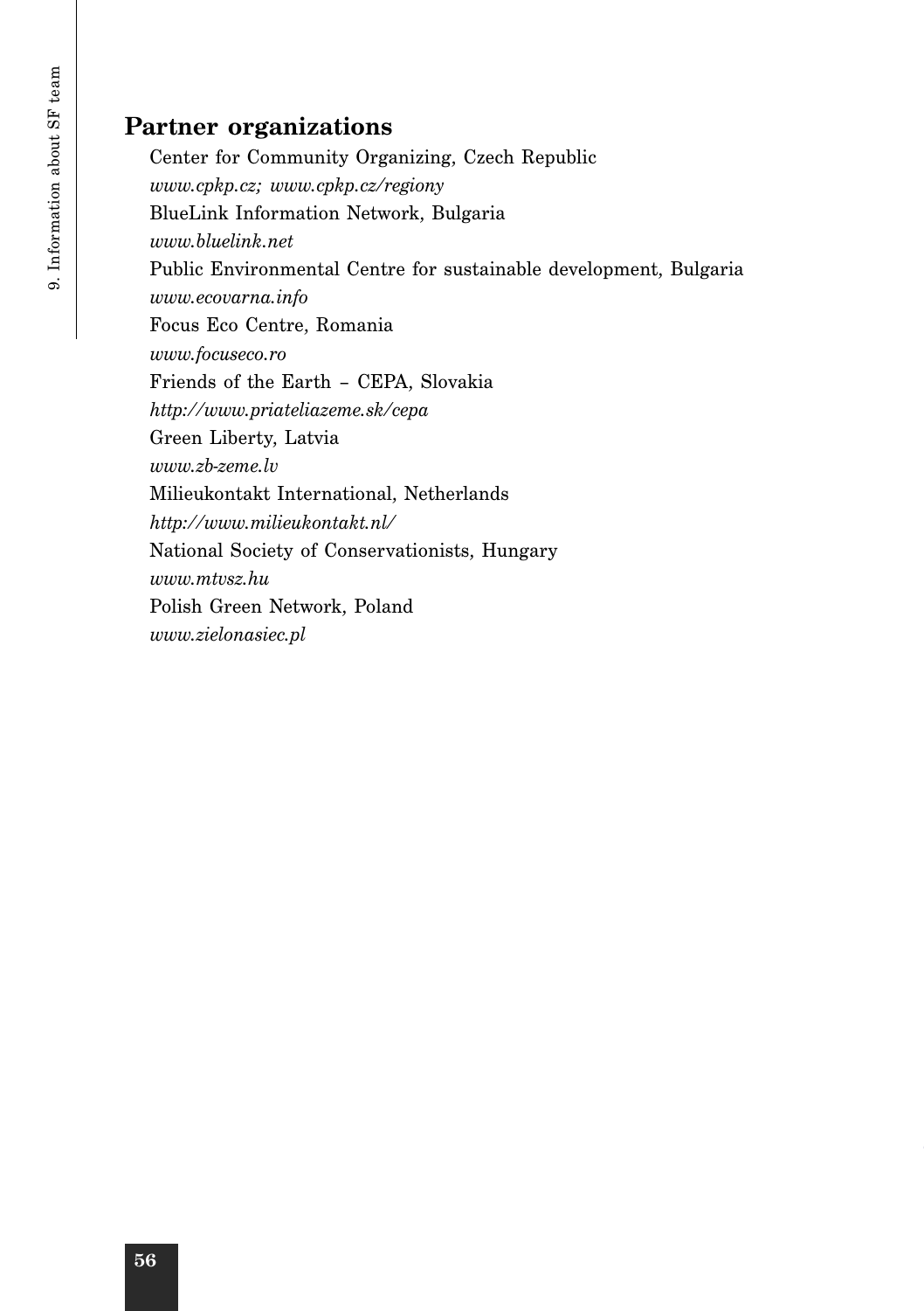## Partner organizations

Center for Community Organizing, Czech Republic
*www.cpkp.cz; www.cpkp.cz/regiony*
BlueLink Information Network, Bulgaria
*www.bluelink.net*
Public Environmental Centre for sustainable development, Bulgaria
*www.ecovarna.info*
Focus Eco Centre, Romania
*www.focuseco.ro*
Friends of the Earth – CEPA, Slovakia
*http://www.priateliazeme.sk/cepa*
Green Liberty, Latvia
*www.zb-zeme.lv*
Milieukontakt International, Netherlands
*http://www.milieukontakt.nl/*
National Society of Conservationists, Hungary
*www.mtvsz.hu*
Polish Green Network, Poland
*www.zielonasiec.pl*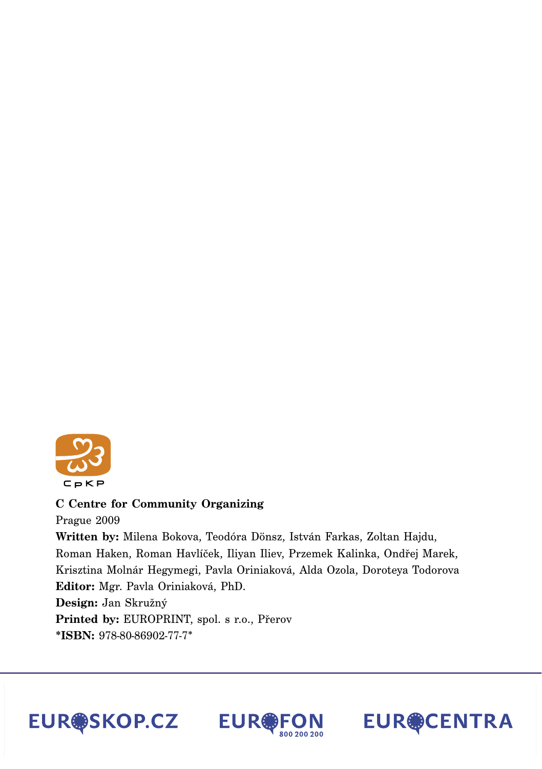CpKP

**C Centre for Community Organizing**
Prague 2009
**Written by:** Milena Bokova, Teodóra Dönsz, István Farkas, Zoltan Hajdu, Roman Haken, Roman Havlíček, Iliyan Iliev, Przemek Kalinka, Ondřej Marek, Krisztina Molnár Hegymegi, Pavla Oriniaková, Alda Ozola, Doroteya Todorova
**Editor:** Mgr. Pavla Oriniaková, PhD.
**Design:** Jan Skružný
**Printed by:** EUROPRINT, spol. s r.o., Přerov
***ISBN:** 978-80-86902-77-7*

EUROSKOP.CZ EUROFON 800 200 200 EUROCENTRA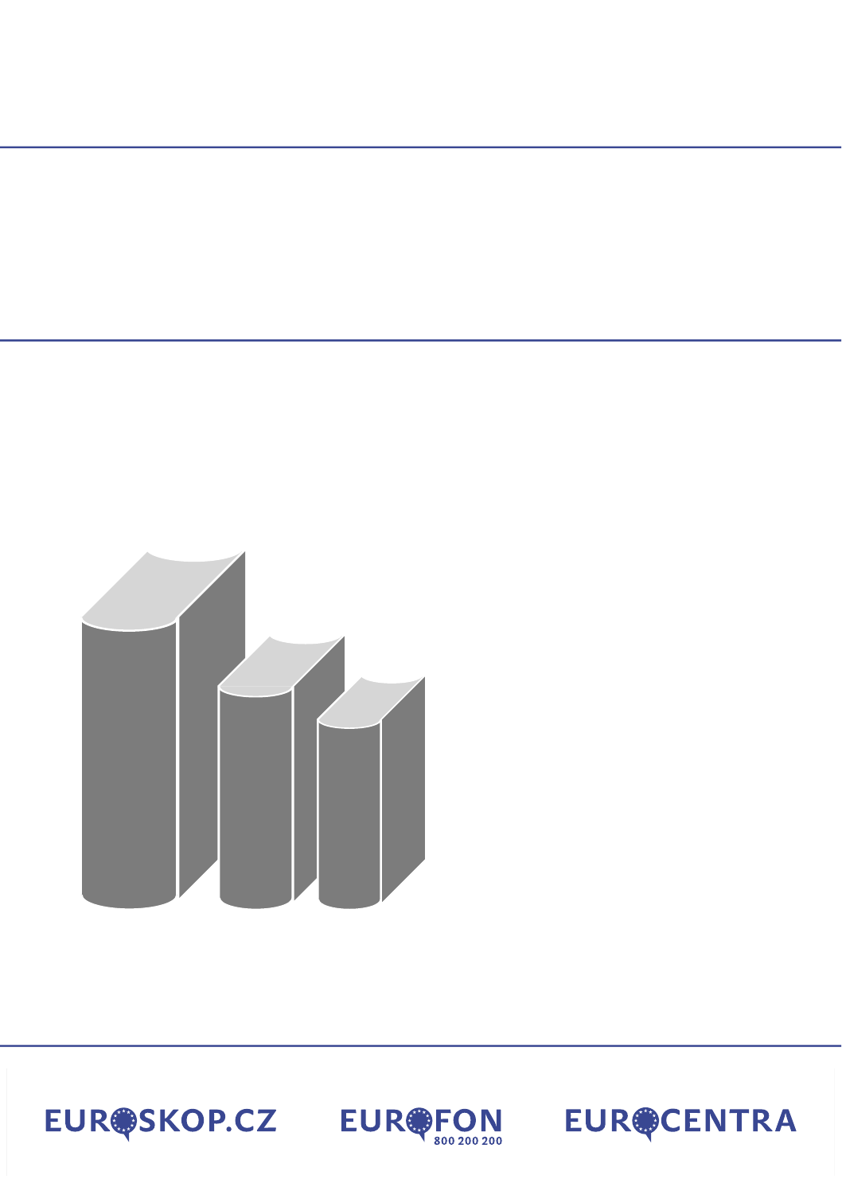EUROSKOP.CZ

EUROFON 800 200 200

EUROCENTRA